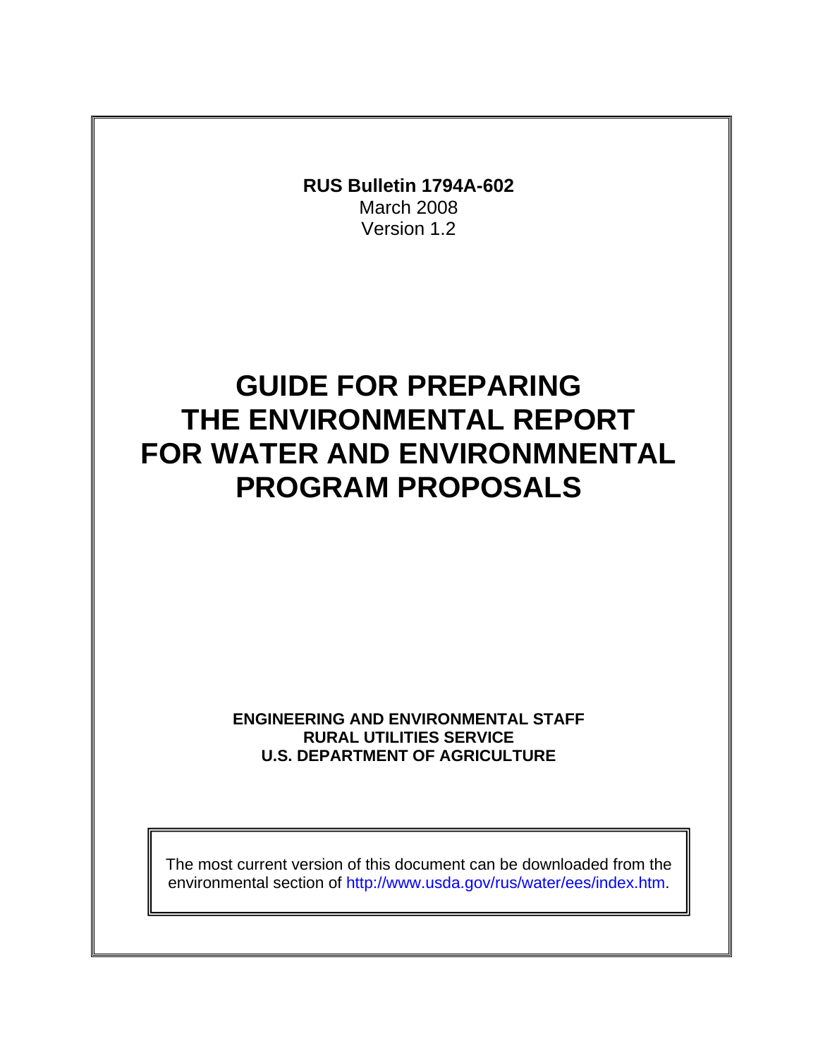**RUS Bulletin 1794A-602**
March 2008
Version 1.2

# GUIDE FOR PREPARING THE ENVIRONMENTAL REPORT FOR WATER AND ENVIRONMNENTAL PROGRAM PROPOSALS

**ENGINEERING AND ENVIRONMENTAL STAFF**
**RURAL UTILITIES SERVICE**
**U.S. DEPARTMENT OF AGRICULTURE**

The most current version of this document can be downloaded from the environmental section of http://www.usda.gov/rus/water/ees/index.htm.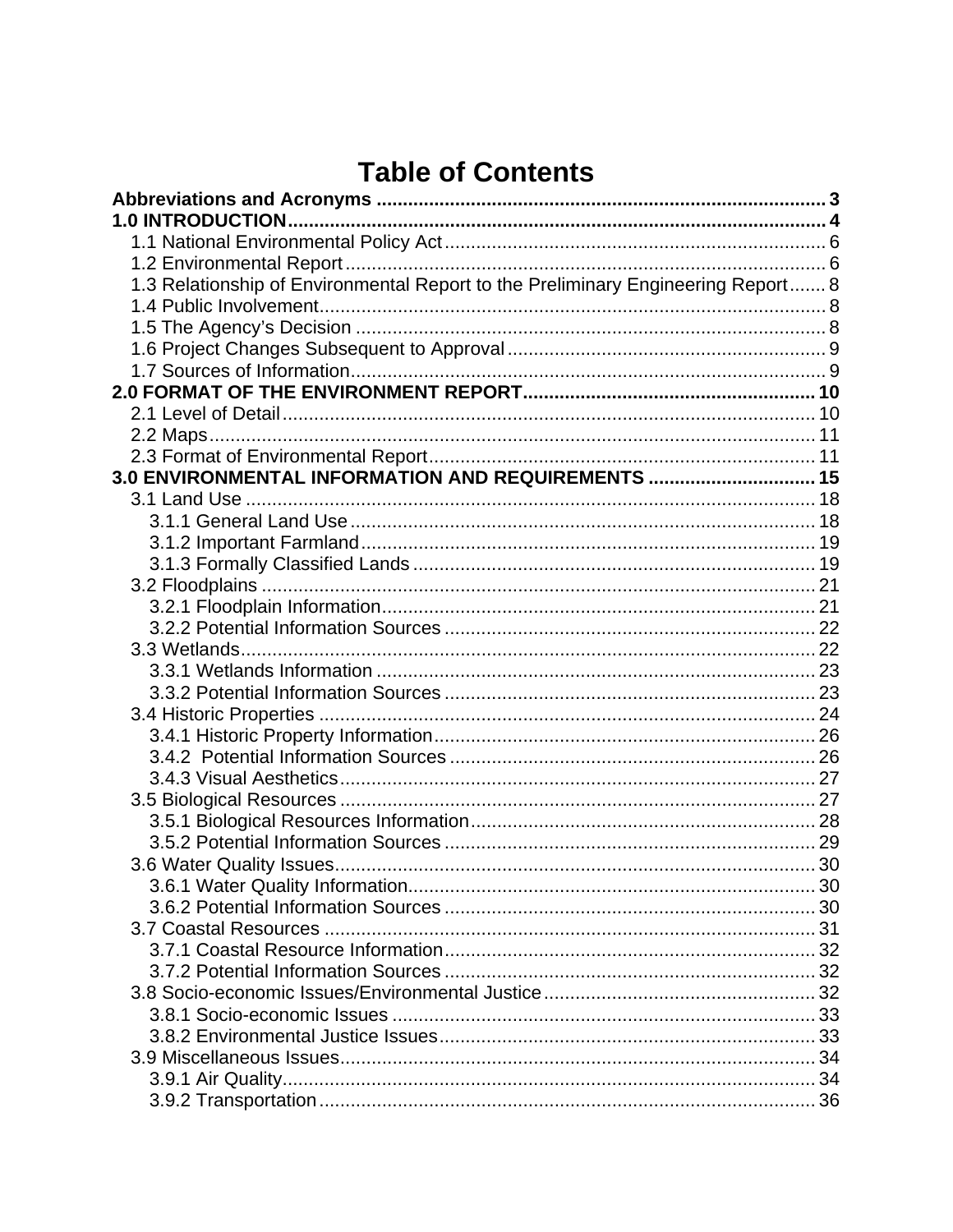# Table of Contents

**Abbreviations and Acronyms** ..... 3

**1.0 INTRODUCTION** ..... 4

- 1.1 National Environmental Policy Act ..... 6
- 1.2 Environmental Report ..... 6
- 1.3 Relationship of Environmental Report to the Preliminary Engineering Report ..... 8
- 1.4 Public Involvement ..... 8
- 1.5 The Agency's Decision ..... 8
- 1.6 Project Changes Subsequent to Approval ..... 9
- 1.7 Sources of Information ..... 9

**2.0 FORMAT OF THE ENVIRONMENT REPORT** ..... 10

- 2.1 Level of Detail ..... 10
- 2.2 Maps ..... 11
- 2.3 Format of Environmental Report ..... 11

**3.0 ENVIRONMENTAL INFORMATION AND REQUIREMENTS** ..... 15

- 3.1 Land Use ..... 18
  - 3.1.1 General Land Use ..... 18
  - 3.1.2 Important Farmland ..... 19
  - 3.1.3 Formally Classified Lands ..... 19
- 3.2 Floodplains ..... 21
  - 3.2.1 Floodplain Information ..... 21
  - 3.2.2 Potential Information Sources ..... 22
- 3.3 Wetlands ..... 22
  - 3.3.1 Wetlands Information ..... 23
  - 3.3.2 Potential Information Sources ..... 23
- 3.4 Historic Properties ..... 24
  - 3.4.1 Historic Property Information ..... 26
  - 3.4.2 Potential Information Sources ..... 26
  - 3.4.3 Visual Aesthetics ..... 27
- 3.5 Biological Resources ..... 27
  - 3.5.1 Biological Resources Information ..... 28
  - 3.5.2 Potential Information Sources ..... 29
- 3.6 Water Quality Issues ..... 30
  - 3.6.1 Water Quality Information ..... 30
  - 3.6.2 Potential Information Sources ..... 30
- 3.7 Coastal Resources ..... 31
  - 3.7.1 Coastal Resource Information ..... 32
  - 3.7.2 Potential Information Sources ..... 32
- 3.8 Socio-economic Issues/Environmental Justice ..... 32
  - 3.8.1 Socio-economic Issues ..... 33
  - 3.8.2 Environmental Justice Issues ..... 33
- 3.9 Miscellaneous Issues ..... 34
  - 3.9.1 Air Quality ..... 34
  - 3.9.2 Transportation ..... 36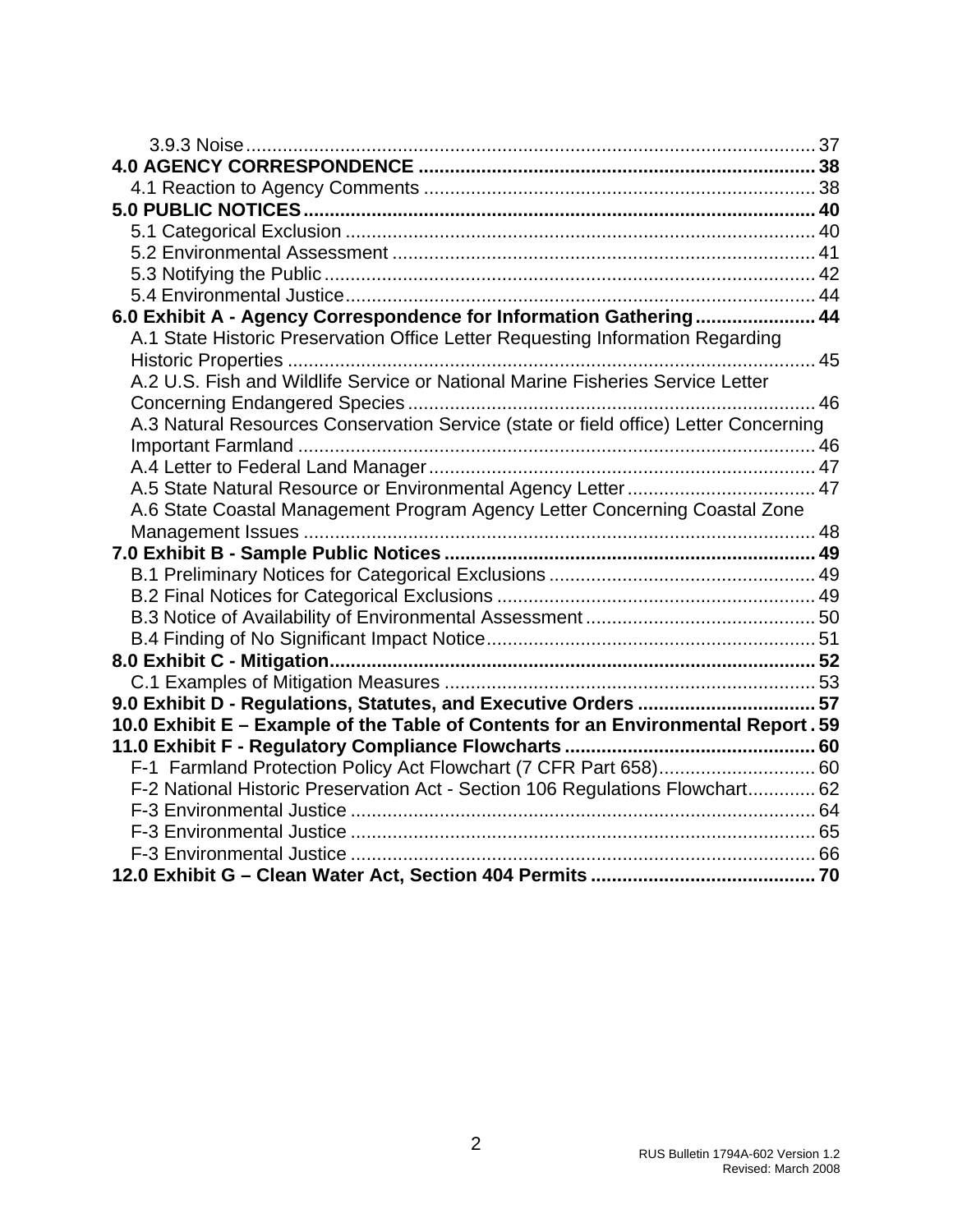3.9.3 Noise ........................................................................................................ 37

**4.0 AGENCY CORRESPONDENCE ........................................................................ 38**

4.1 Reaction to Agency Comments ......................................................................... 38

**5.0 PUBLIC NOTICES .............................................................................................. 40**

5.1 Categorical Exclusion ........................................................................................ 40

5.2 Environmental Assessment ............................................................................... 41

5.3 Notifying the Public ........................................................................................... 42

5.4 Environmental Justice ........................................................................................ 44

**6.0 Exhibit A - Agency Correspondence for Information Gathering ...................... 44**

A.1 State Historic Preservation Office Letter Requesting Information Regarding Historic Properties ................................................................................................... 45

A.2 U.S. Fish and Wildlife Service or National Marine Fisheries Service Letter Concerning Endangered Species ............................................................................ 46

A.3 Natural Resources Conservation Service (state or field office) Letter Concerning Important Farmland ................................................................................................. 46

A.4 Letter to Federal Land Manager ........................................................................ 47

A.5 State Natural Resource or Environmental Agency Letter .................................... 47

A.6 State Coastal Management Program Agency Letter Concerning Coastal Zone Management Issues ................................................................................................ 48

**7.0 Exhibit B - Sample Public Notices ..................................................................... 49**

B.1 Preliminary Notices for Categorical Exclusions .................................................. 49

B.2 Final Notices for Categorical Exclusions ............................................................ 49

B.3 Notice of Availability of Environmental Assessment ........................................... 50

B.4 Finding of No Significant Impact Notice .............................................................. 51

**8.0 Exhibit C - Mitigation .......................................................................................... 52**

C.1 Examples of Mitigation Measures ...................................................................... 53

**9.0 Exhibit D - Regulations, Statutes, and Executive Orders ................................. 57**

**10.0 Exhibit E – Example of the Table of Contents for an Environmental Report . 59**

**11.0 Exhibit F - Regulatory Compliance Flowcharts ............................................... 60**

F-1 Farmland Protection Policy Act Flowchart (7 CFR Part 658) .............................. 60

F-2 National Historic Preservation Act - Section 106 Regulations Flowchart ............. 62

F-3 Environmental Justice ........................................................................................ 64

F-3 Environmental Justice ........................................................................................ 65

F-3 Environmental Justice ........................................................................................ 66

**12.0 Exhibit G – Clean Water Act, Section 404 Permits .......................................... 70**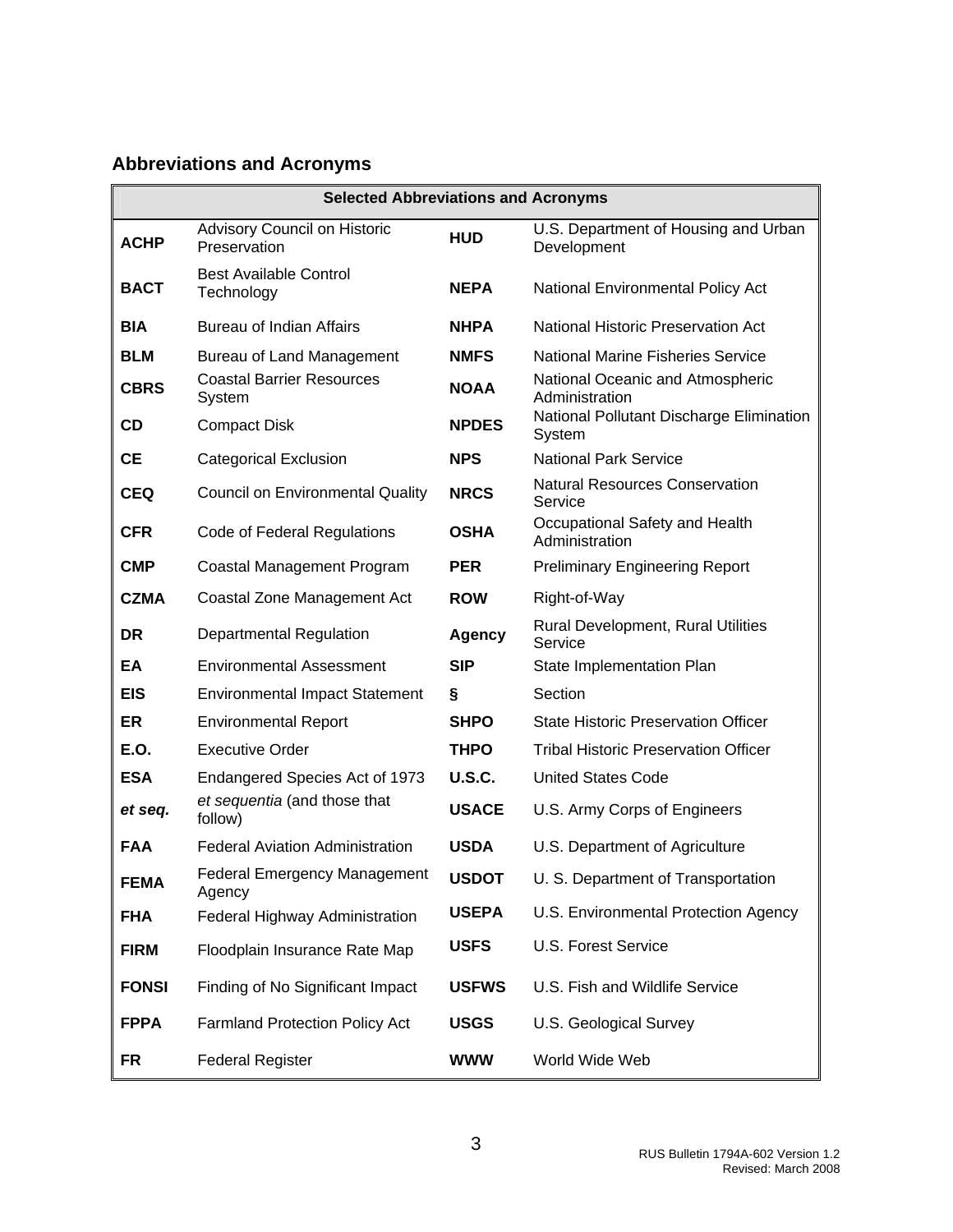## Abbreviations and Acronyms

| Selected Abbreviations and Acronyms | | | |
|---|---|---|---|
| **ACHP** | Advisory Council on Historic Preservation | **HUD** | U.S. Department of Housing and Urban Development |
| **BACT** | Best Available Control Technology | **NEPA** | National Environmental Policy Act |
| **BIA** | Bureau of Indian Affairs | **NHPA** | National Historic Preservation Act |
| **BLM** | Bureau of Land Management | **NMFS** | National Marine Fisheries Service |
| **CBRS** | Coastal Barrier Resources System | **NOAA** | National Oceanic and Atmospheric Administration |
| **CD** | Compact Disk | **NPDES** | National Pollutant Discharge Elimination System |
| **CE** | Categorical Exclusion | **NPS** | National Park Service |
| **CEQ** | Council on Environmental Quality | **NRCS** | Natural Resources Conservation Service |
| **CFR** | Code of Federal Regulations | **OSHA** | Occupational Safety and Health Administration |
| **CMP** | Coastal Management Program | **PER** | Preliminary Engineering Report |
| **CZMA** | Coastal Zone Management Act | **ROW** | Right-of-Way |
| **DR** | Departmental Regulation | **Agency** | Rural Development, Rural Utilities Service |
| **EA** | Environmental Assessment | **SIP** | State Implementation Plan |
| **EIS** | Environmental Impact Statement | **§** | Section |
| **ER** | Environmental Report | **SHPO** | State Historic Preservation Officer |
| **E.O.** | Executive Order | **THPO** | Tribal Historic Preservation Officer |
| **ESA** | Endangered Species Act of 1973 | **U.S.C.** | United States Code |
| ***et seq.*** | *et sequentia* (and those that follow) | **USACE** | U.S. Army Corps of Engineers |
| **FAA** | Federal Aviation Administration | **USDA** | U.S. Department of Agriculture |
| **FEMA** | Federal Emergency Management Agency | **USDOT** | U. S. Department of Transportation |
| **FHA** | Federal Highway Administration | **USEPA** | U.S. Environmental Protection Agency |
| **FIRM** | Floodplain Insurance Rate Map | **USFS** | U.S. Forest Service |
| **FONSI** | Finding of No Significant Impact | **USFWS** | U.S. Fish and Wildlife Service |
| **FPPA** | Farmland Protection Policy Act | **USGS** | U.S. Geological Survey |
| **FR** | Federal Register | **WWW** | World Wide Web |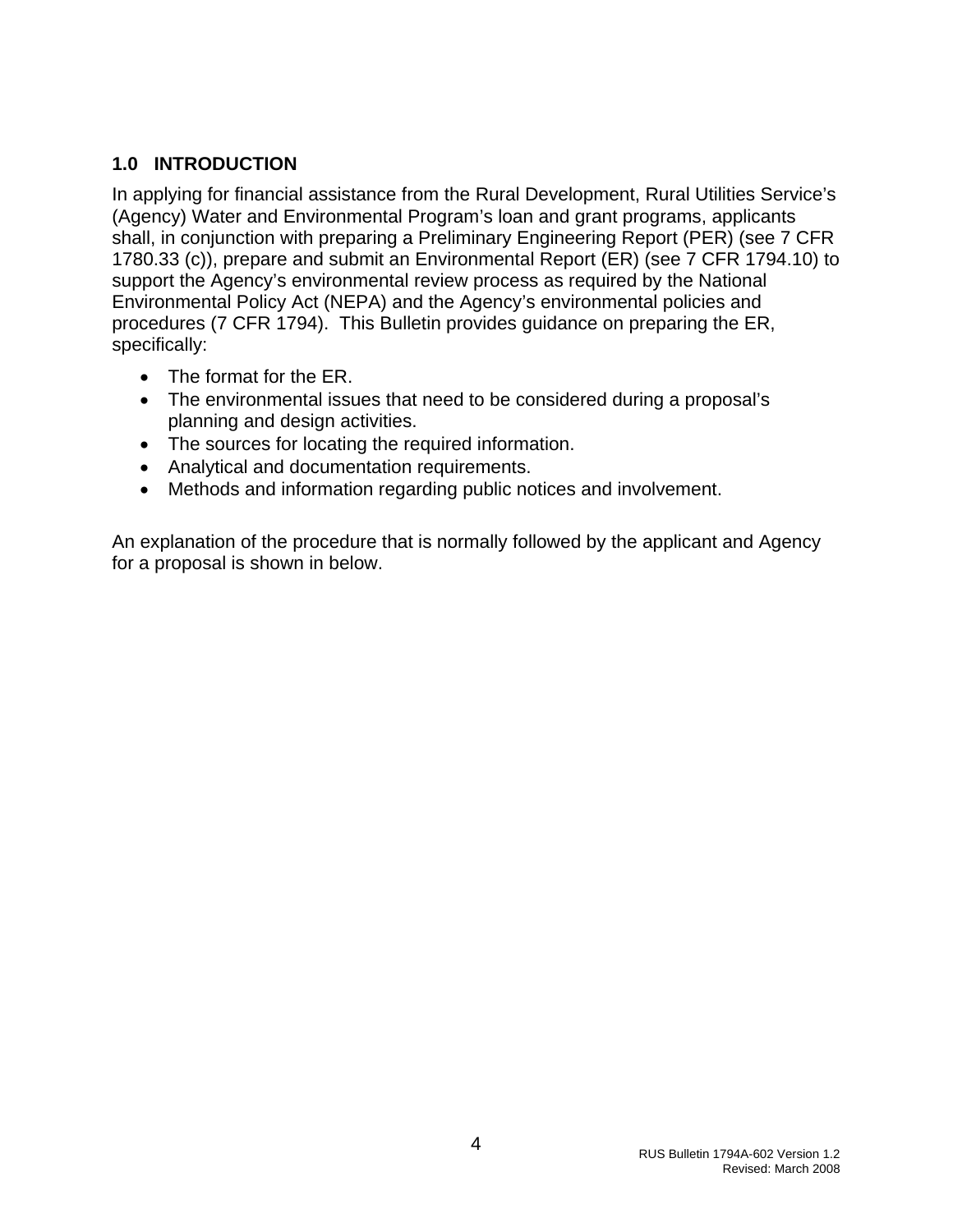## 1.0 INTRODUCTION

In applying for financial assistance from the Rural Development, Rural Utilities Service's (Agency) Water and Environmental Program's loan and grant programs, applicants shall, in conjunction with preparing a Preliminary Engineering Report (PER) (see 7 CFR 1780.33 (c)), prepare and submit an Environmental Report (ER) (see 7 CFR 1794.10) to support the Agency's environmental review process as required by the National Environmental Policy Act (NEPA) and the Agency's environmental policies and procedures (7 CFR 1794). This Bulletin provides guidance on preparing the ER, specifically:

- The format for the ER.
- The environmental issues that need to be considered during a proposal's planning and design activities.
- The sources for locating the required information.
- Analytical and documentation requirements.
- Methods and information regarding public notices and involvement.

An explanation of the procedure that is normally followed by the applicant and Agency for a proposal is shown in below.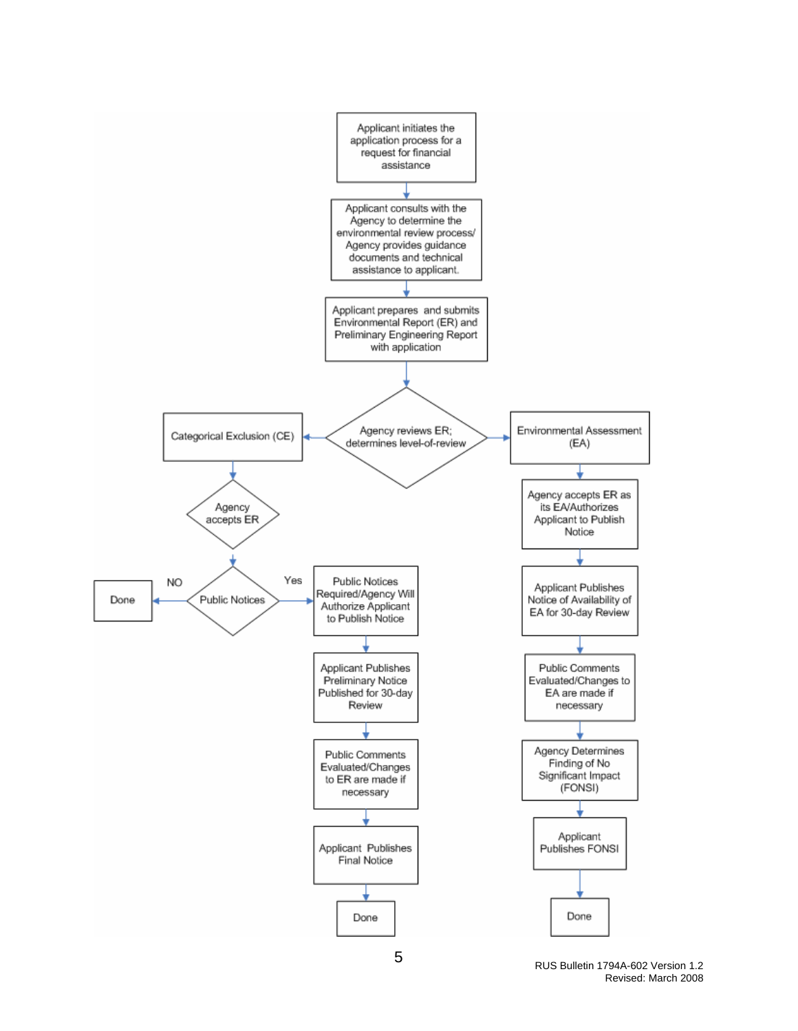Applicant initiates the application process for a request for financial assistance

↓

Applicant consults with the Agency to determine the environmental review process/ Agency provides guidance documents and technical assistance to applicant.

↓

Applicant prepares and submits Environmental Report (ER) and Preliminary Engineering Report with application

↓

Agency reviews ER; determines level-of-review

**Categorical Exclusion (CE)**

- Agency accepts ER
- Public Notices
  - NO → Done
  - Yes → Public Notices Required/Agency Will Authorize Applicant to Publish Notice
    - Applicant Publishes Preliminary Notice Published for 30-day Review
    - Public Comments Evaluated/Changes to ER are made if necessary
    - Applicant Publishes Final Notice
    - Done

**Environmental Assessment (EA)**

- Agency accepts ER as its EA/Authorizes Applicant to Publish Notice
- Applicant Publishes Notice of Availability of EA for 30-day Review
- Public Comments Evaluated/Changes to EA are made if necessary
- Agency Determines Finding of No Significant Impact (FONSI)
- Applicant Publishes FONSI
- Done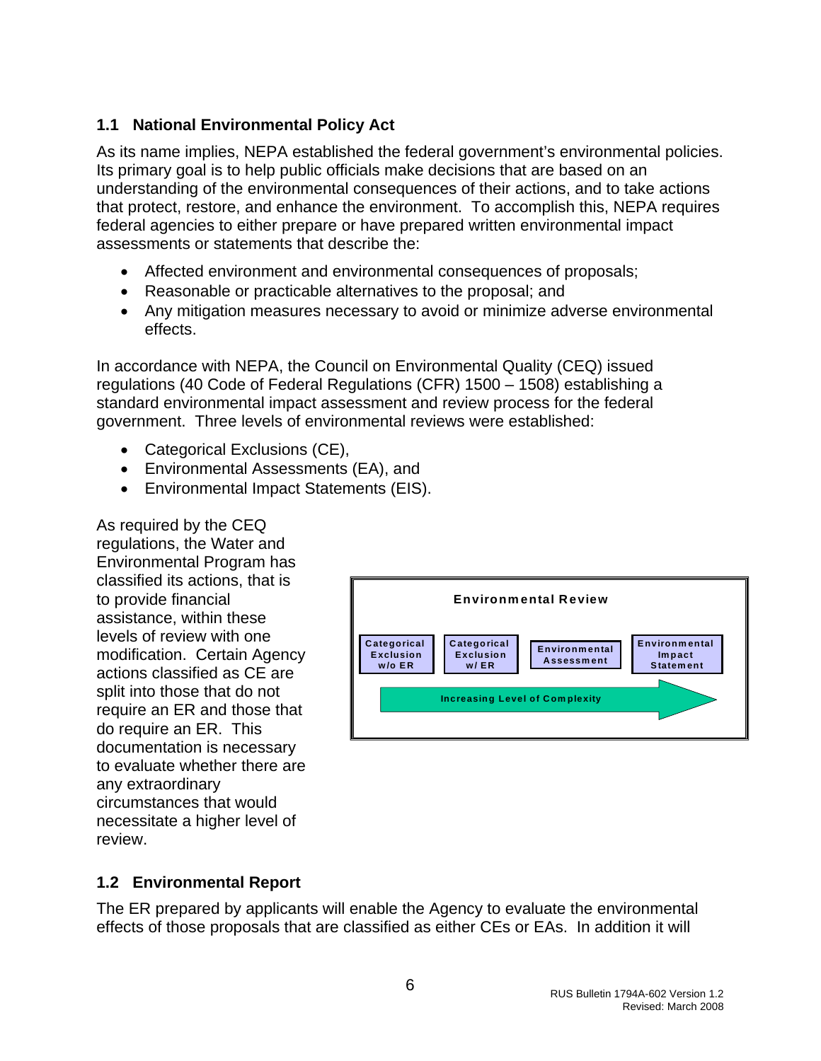## 1.1 National Environmental Policy Act

As its name implies, NEPA established the federal government's environmental policies. Its primary goal is to help public officials make decisions that are based on an understanding of the environmental consequences of their actions, and to take actions that protect, restore, and enhance the environment. To accomplish this, NEPA requires federal agencies to either prepare or have prepared written environmental impact assessments or statements that describe the:

- Affected environment and environmental consequences of proposals;
- Reasonable or practicable alternatives to the proposal; and
- Any mitigation measures necessary to avoid or minimize adverse environmental effects.

In accordance with NEPA, the Council on Environmental Quality (CEQ) issued regulations (40 Code of Federal Regulations (CFR) 1500 – 1508) establishing a standard environmental impact assessment and review process for the federal government. Three levels of environmental reviews were established:

- Categorical Exclusions (CE),
- Environmental Assessments (EA), and
- Environmental Impact Statements (EIS).

As required by the CEQ regulations, the Water and Environmental Program has classified its actions, that is to provide financial assistance, within these levels of review with one modification. Certain Agency actions classified as CE are split into those that do not require an ER and those that do require an ER. This documentation is necessary to evaluate whether there are any extraordinary circumstances that would necessitate a higher level of review.

**Environmental Review**

| Categorical Exclusion w/o ER | Categorical Exclusion w/ ER | Environmental Assessment | Environmental Impact Statement |
|---|---|---|---|

Increasing Level of Complexity →

## 1.2 Environmental Report

The ER prepared by applicants will enable the Agency to evaluate the environmental effects of those proposals that are classified as either CEs or EAs. In addition it will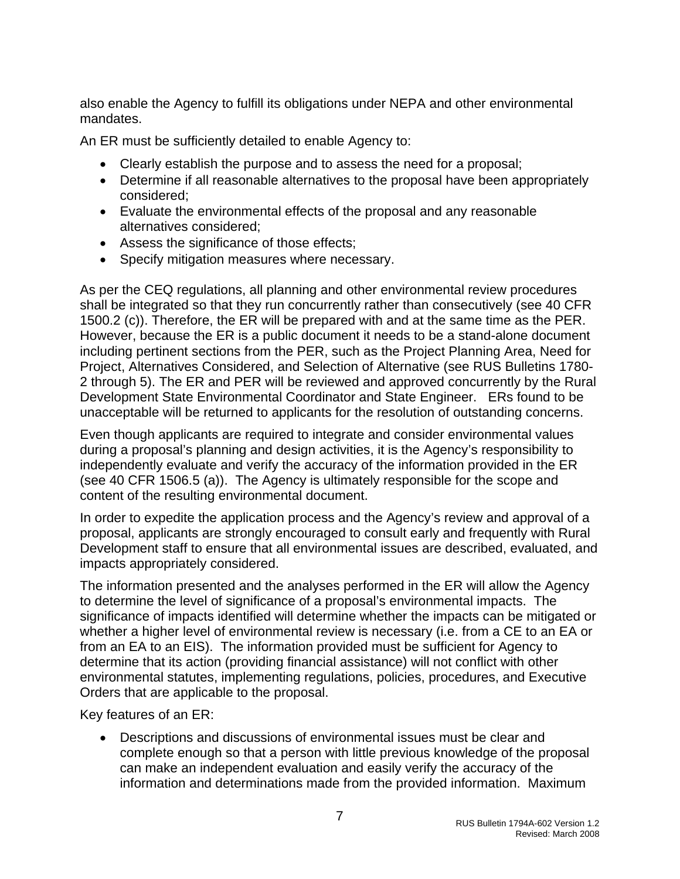also enable the Agency to fulfill its obligations under NEPA and other environmental mandates.

An ER must be sufficiently detailed to enable Agency to:

- Clearly establish the purpose and to assess the need for a proposal;
- Determine if all reasonable alternatives to the proposal have been appropriately considered;
- Evaluate the environmental effects of the proposal and any reasonable alternatives considered;
- Assess the significance of those effects;
- Specify mitigation measures where necessary.

As per the CEQ regulations, all planning and other environmental review procedures shall be integrated so that they run concurrently rather than consecutively (see 40 CFR 1500.2 (c)). Therefore, the ER will be prepared with and at the same time as the PER. However, because the ER is a public document it needs to be a stand-alone document including pertinent sections from the PER, such as the Project Planning Area, Need for Project, Alternatives Considered, and Selection of Alternative (see RUS Bulletins 1780-2 through 5). The ER and PER will be reviewed and approved concurrently by the Rural Development State Environmental Coordinator and State Engineer. ERs found to be unacceptable will be returned to applicants for the resolution of outstanding concerns.

Even though applicants are required to integrate and consider environmental values during a proposal's planning and design activities, it is the Agency's responsibility to independently evaluate and verify the accuracy of the information provided in the ER (see 40 CFR 1506.5 (a)). The Agency is ultimately responsible for the scope and content of the resulting environmental document.

In order to expedite the application process and the Agency's review and approval of a proposal, applicants are strongly encouraged to consult early and frequently with Rural Development staff to ensure that all environmental issues are described, evaluated, and impacts appropriately considered.

The information presented and the analyses performed in the ER will allow the Agency to determine the level of significance of a proposal's environmental impacts. The significance of impacts identified will determine whether the impacts can be mitigated or whether a higher level of environmental review is necessary (i.e. from a CE to an EA or from an EA to an EIS). The information provided must be sufficient for Agency to determine that its action (providing financial assistance) will not conflict with other environmental statutes, implementing regulations, policies, procedures, and Executive Orders that are applicable to the proposal.

Key features of an ER:

- Descriptions and discussions of environmental issues must be clear and complete enough so that a person with little previous knowledge of the proposal can make an independent evaluation and easily verify the accuracy of the information and determinations made from the provided information. Maximum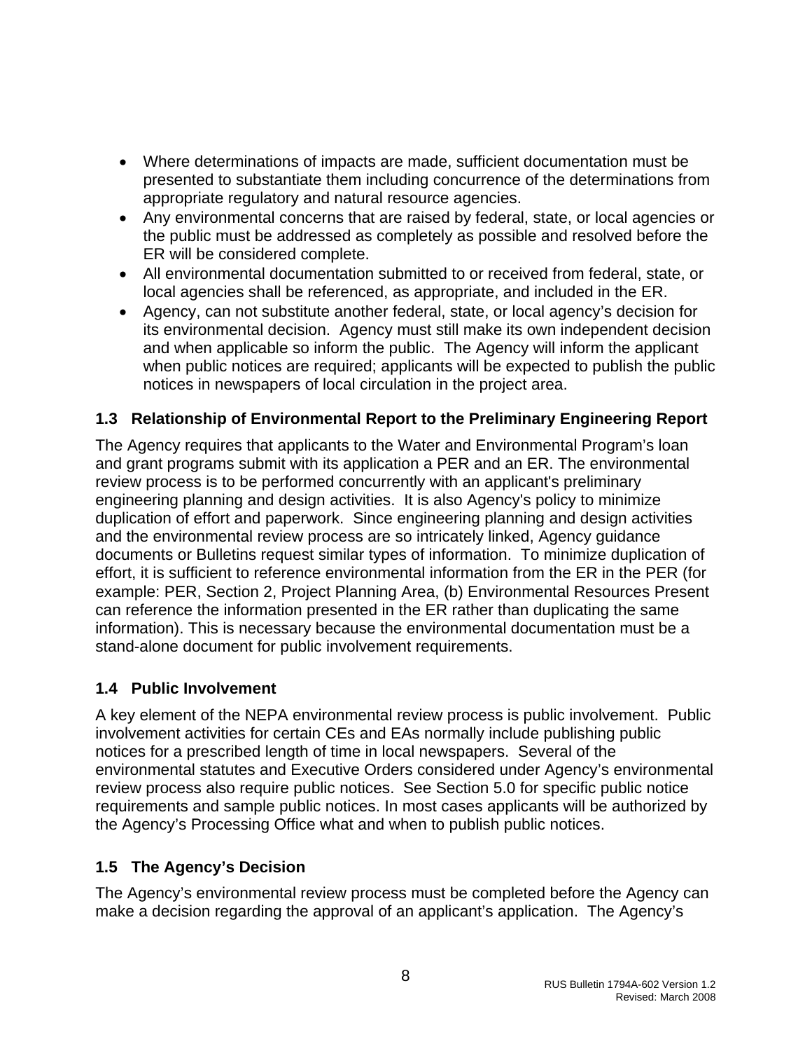- Where determinations of impacts are made, sufficient documentation must be presented to substantiate them including concurrence of the determinations from appropriate regulatory and natural resource agencies.
- Any environmental concerns that are raised by federal, state, or local agencies or the public must be addressed as completely as possible and resolved before the ER will be considered complete.
- All environmental documentation submitted to or received from federal, state, or local agencies shall be referenced, as appropriate, and included in the ER.
- Agency, can not substitute another federal, state, or local agency's decision for its environmental decision. Agency must still make its own independent decision and when applicable so inform the public. The Agency will inform the applicant when public notices are required; applicants will be expected to publish the public notices in newspapers of local circulation in the project area.

### 1.3 Relationship of Environmental Report to the Preliminary Engineering Report

The Agency requires that applicants to the Water and Environmental Program's loan and grant programs submit with its application a PER and an ER. The environmental review process is to be performed concurrently with an applicant's preliminary engineering planning and design activities. It is also Agency's policy to minimize duplication of effort and paperwork. Since engineering planning and design activities and the environmental review process are so intricately linked, Agency guidance documents or Bulletins request similar types of information. To minimize duplication of effort, it is sufficient to reference environmental information from the ER in the PER (for example: PER, Section 2, Project Planning Area, (b) Environmental Resources Present can reference the information presented in the ER rather than duplicating the same information). This is necessary because the environmental documentation must be a stand-alone document for public involvement requirements.

### 1.4 Public Involvement

A key element of the NEPA environmental review process is public involvement. Public involvement activities for certain CEs and EAs normally include publishing public notices for a prescribed length of time in local newspapers. Several of the environmental statutes and Executive Orders considered under Agency's environmental review process also require public notices. See Section 5.0 for specific public notice requirements and sample public notices. In most cases applicants will be authorized by the Agency's Processing Office what and when to publish public notices.

### 1.5 The Agency's Decision

The Agency's environmental review process must be completed before the Agency can make a decision regarding the approval of an applicant's application. The Agency's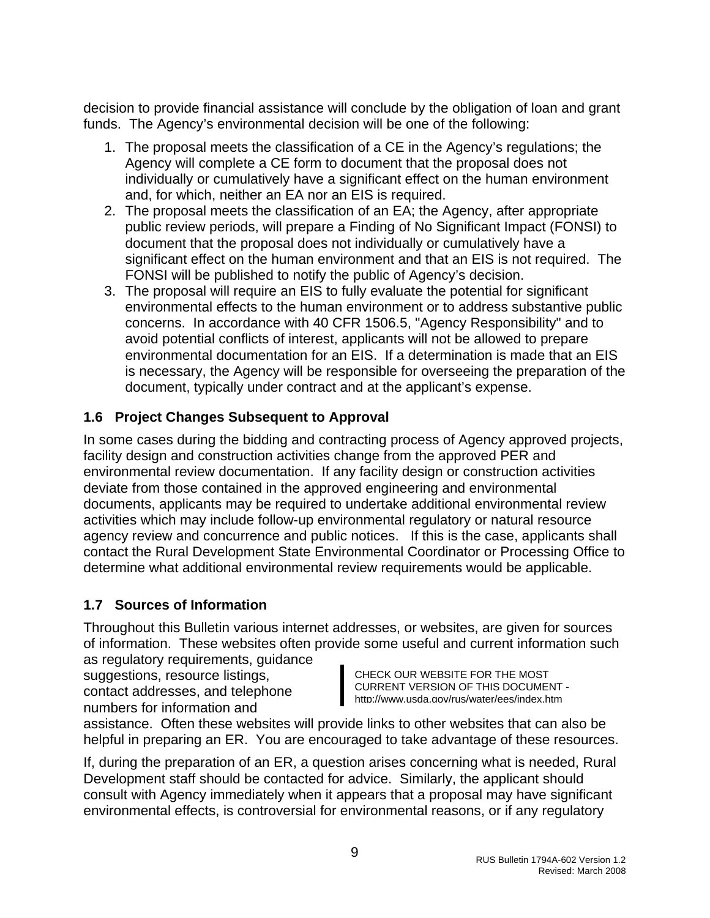decision to provide financial assistance will conclude by the obligation of loan and grant funds. The Agency's environmental decision will be one of the following:

1. The proposal meets the classification of a CE in the Agency's regulations; the Agency will complete a CE form to document that the proposal does not individually or cumulatively have a significant effect on the human environment and, for which, neither an EA nor an EIS is required.
2. The proposal meets the classification of an EA; the Agency, after appropriate public review periods, will prepare a Finding of No Significant Impact (FONSI) to document that the proposal does not individually or cumulatively have a significant effect on the human environment and that an EIS is not required. The FONSI will be published to notify the public of Agency's decision.
3. The proposal will require an EIS to fully evaluate the potential for significant environmental effects to the human environment or to address substantive public concerns. In accordance with 40 CFR 1506.5, "Agency Responsibility" and to avoid potential conflicts of interest, applicants will not be allowed to prepare environmental documentation for an EIS. If a determination is made that an EIS is necessary, the Agency will be responsible for overseeing the preparation of the document, typically under contract and at the applicant's expense.

### 1.6 Project Changes Subsequent to Approval

In some cases during the bidding and contracting process of Agency approved projects, facility design and construction activities change from the approved PER and environmental review documentation. If any facility design or construction activities deviate from those contained in the approved engineering and environmental documents, applicants may be required to undertake additional environmental review activities which may include follow-up environmental regulatory or natural resource agency review and concurrence and public notices. If this is the case, applicants shall contact the Rural Development State Environmental Coordinator or Processing Office to determine what additional environmental review requirements would be applicable.

### 1.7 Sources of Information

Throughout this Bulletin various internet addresses, or websites, are given for sources of information. These websites often provide some useful and current information such as regulatory requirements, guidance suggestions, resource listings, contact addresses, and telephone numbers for information and assistance. Often these websites will provide links to other websites that can also be helpful in preparing an ER. You are encouraged to take advantage of these resources.

> CHECK OUR WEBSITE FOR THE MOST CURRENT VERSION OF THIS DOCUMENT - http://www.usda.gov/rus/water/ees/index.htm

If, during the preparation of an ER, a question arises concerning what is needed, Rural Development staff should be contacted for advice. Similarly, the applicant should consult with Agency immediately when it appears that a proposal may have significant environmental effects, is controversial for environmental reasons, or if any regulatory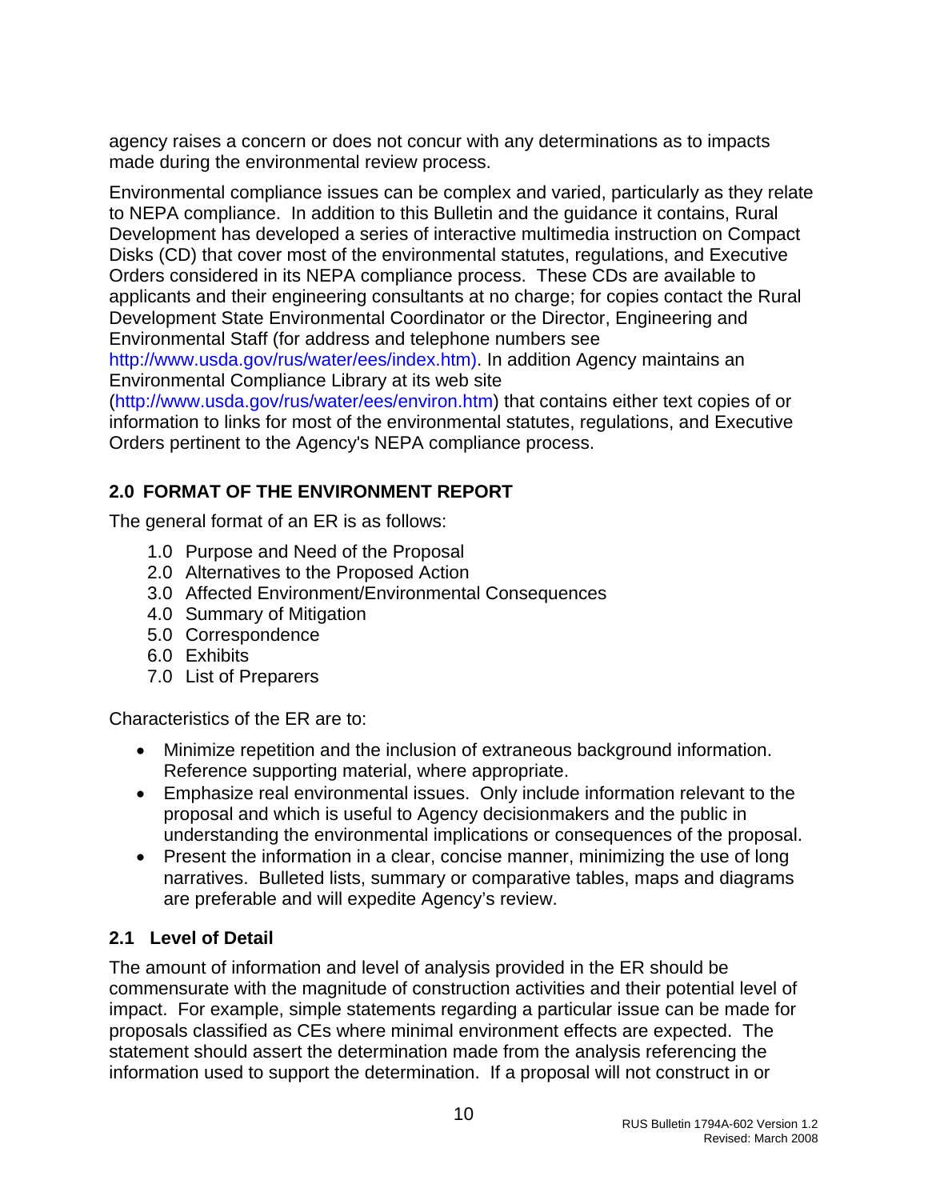agency raises a concern or does not concur with any determinations as to impacts made during the environmental review process.

Environmental compliance issues can be complex and varied, particularly as they relate to NEPA compliance. In addition to this Bulletin and the guidance it contains, Rural Development has developed a series of interactive multimedia instruction on Compact Disks (CD) that cover most of the environmental statutes, regulations, and Executive Orders considered in its NEPA compliance process. These CDs are available to applicants and their engineering consultants at no charge; for copies contact the Rural Development State Environmental Coordinator or the Director, Engineering and Environmental Staff (for address and telephone numbers see http://www.usda.gov/rus/water/ees/index.htm). In addition Agency maintains an Environmental Compliance Library at its web site (http://www.usda.gov/rus/water/ees/environ.htm) that contains either text copies of or information to links for most of the environmental statutes, regulations, and Executive Orders pertinent to the Agency's NEPA compliance process.

## 2.0 FORMAT OF THE ENVIRONMENT REPORT

The general format of an ER is as follows:

- 1.0 Purpose and Need of the Proposal
- 2.0 Alternatives to the Proposed Action
- 3.0 Affected Environment/Environmental Consequences
- 4.0 Summary of Mitigation
- 5.0 Correspondence
- 6.0 Exhibits
- 7.0 List of Preparers

Characteristics of the ER are to:

- Minimize repetition and the inclusion of extraneous background information. Reference supporting material, where appropriate.
- Emphasize real environmental issues. Only include information relevant to the proposal and which is useful to Agency decisionmakers and the public in understanding the environmental implications or consequences of the proposal.
- Present the information in a clear, concise manner, minimizing the use of long narratives. Bulleted lists, summary or comparative tables, maps and diagrams are preferable and will expedite Agency's review.

### 2.1 Level of Detail

The amount of information and level of analysis provided in the ER should be commensurate with the magnitude of construction activities and their potential level of impact. For example, simple statements regarding a particular issue can be made for proposals classified as CEs where minimal environment effects are expected. The statement should assert the determination made from the analysis referencing the information used to support the determination. If a proposal will not construct in or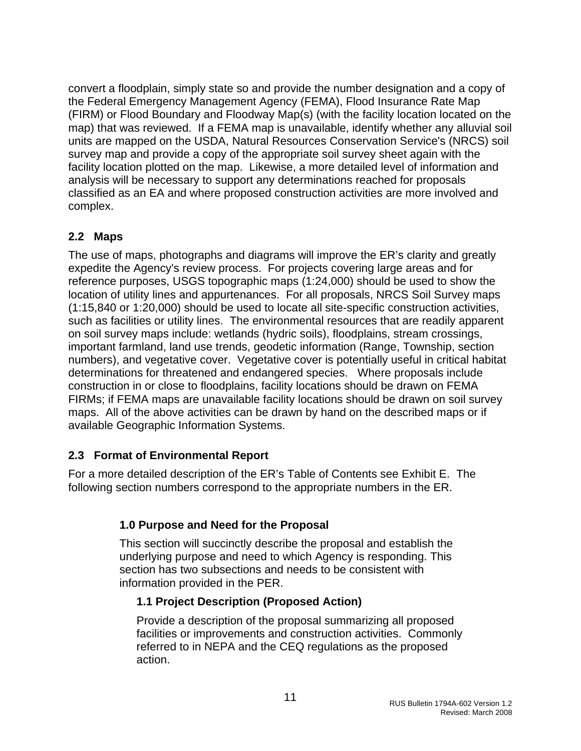convert a floodplain, simply state so and provide the number designation and a copy of the Federal Emergency Management Agency (FEMA), Flood Insurance Rate Map (FIRM) or Flood Boundary and Floodway Map(s) (with the facility location located on the map) that was reviewed. If a FEMA map is unavailable, identify whether any alluvial soil units are mapped on the USDA, Natural Resources Conservation Service's (NRCS) soil survey map and provide a copy of the appropriate soil survey sheet again with the facility location plotted on the map. Likewise, a more detailed level of information and analysis will be necessary to support any determinations reached for proposals classified as an EA and where proposed construction activities are more involved and complex.

## 2.2 Maps

The use of maps, photographs and diagrams will improve the ER's clarity and greatly expedite the Agency's review process. For projects covering large areas and for reference purposes, USGS topographic maps (1:24,000) should be used to show the location of utility lines and appurtenances. For all proposals, NRCS Soil Survey maps (1:15,840 or 1:20,000) should be used to locate all site-specific construction activities, such as facilities or utility lines. The environmental resources that are readily apparent on soil survey maps include: wetlands (hydric soils), floodplains, stream crossings, important farmland, land use trends, geodetic information (Range, Township, section numbers), and vegetative cover. Vegetative cover is potentially useful in critical habitat determinations for threatened and endangered species. Where proposals include construction in or close to floodplains, facility locations should be drawn on FEMA FIRMs; if FEMA maps are unavailable facility locations should be drawn on soil survey maps. All of the above activities can be drawn by hand on the described maps or if available Geographic Information Systems.

## 2.3 Format of Environmental Report

For a more detailed description of the ER's Table of Contents see Exhibit E. The following section numbers correspond to the appropriate numbers in the ER.

### 1.0 Purpose and Need for the Proposal

This section will succinctly describe the proposal and establish the underlying purpose and need to which Agency is responding. This section has two subsections and needs to be consistent with information provided in the PER.

#### 1.1 Project Description (Proposed Action)

Provide a description of the proposal summarizing all proposed facilities or improvements and construction activities. Commonly referred to in NEPA and the CEQ regulations as the proposed action.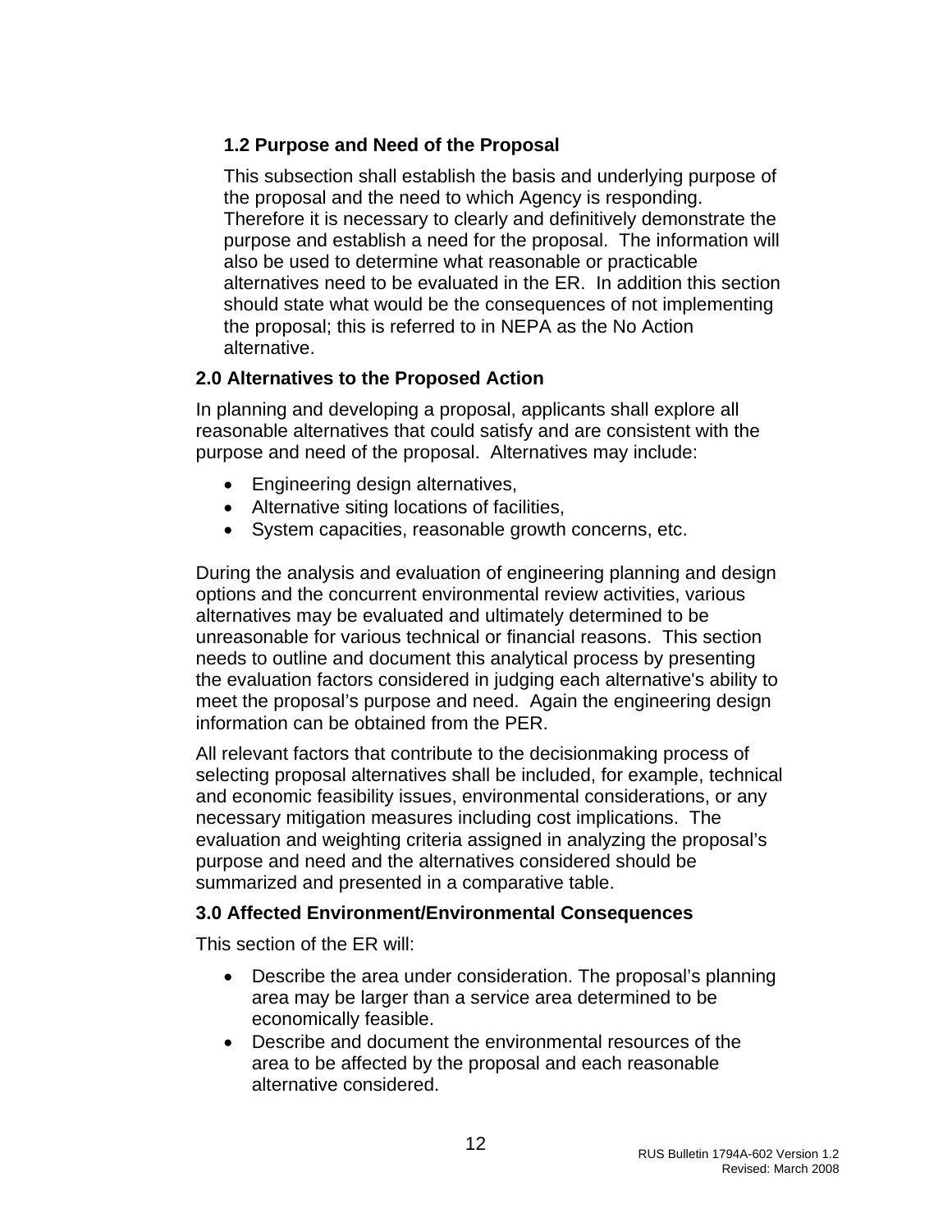### 1.2 Purpose and Need of the Proposal

This subsection shall establish the basis and underlying purpose of the proposal and the need to which Agency is responding. Therefore it is necessary to clearly and definitively demonstrate the purpose and establish a need for the proposal. The information will also be used to determine what reasonable or practicable alternatives need to be evaluated in the ER. In addition this section should state what would be the consequences of not implementing the proposal; this is referred to in NEPA as the No Action alternative.

## 2.0 Alternatives to the Proposed Action

In planning and developing a proposal, applicants shall explore all reasonable alternatives that could satisfy and are consistent with the purpose and need of the proposal. Alternatives may include:

- Engineering design alternatives,
- Alternative siting locations of facilities,
- System capacities, reasonable growth concerns, etc.

During the analysis and evaluation of engineering planning and design options and the concurrent environmental review activities, various alternatives may be evaluated and ultimately determined to be unreasonable for various technical or financial reasons. This section needs to outline and document this analytical process by presenting the evaluation factors considered in judging each alternative's ability to meet the proposal's purpose and need. Again the engineering design information can be obtained from the PER.

All relevant factors that contribute to the decisionmaking process of selecting proposal alternatives shall be included, for example, technical and economic feasibility issues, environmental considerations, or any necessary mitigation measures including cost implications. The evaluation and weighting criteria assigned in analyzing the proposal's purpose and need and the alternatives considered should be summarized and presented in a comparative table.

## 3.0 Affected Environment/Environmental Consequences

This section of the ER will:

- Describe the area under consideration. The proposal's planning area may be larger than a service area determined to be economically feasible.
- Describe and document the environmental resources of the area to be affected by the proposal and each reasonable alternative considered.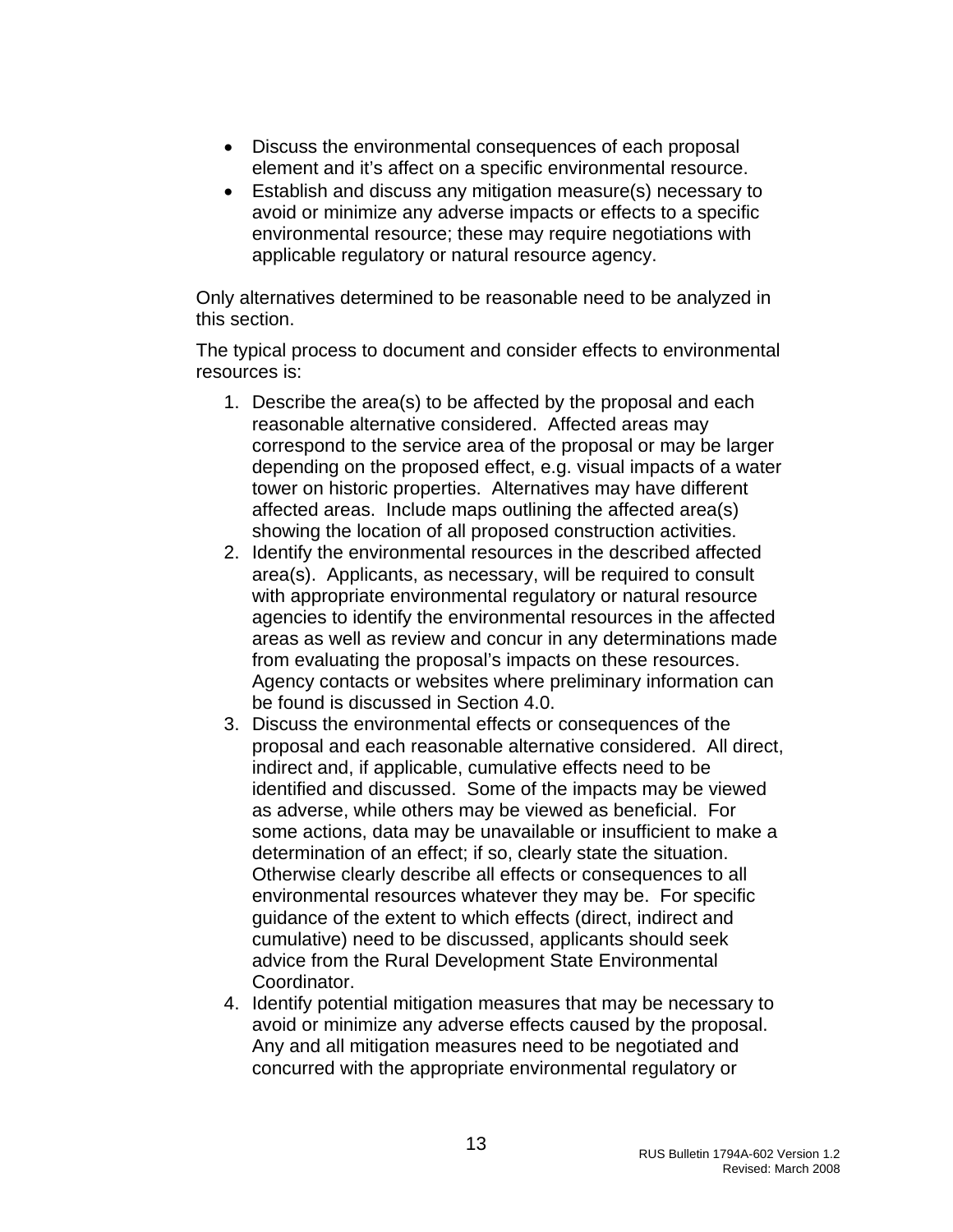- Discuss the environmental consequences of each proposal element and it's affect on a specific environmental resource.
- Establish and discuss any mitigation measure(s) necessary to avoid or minimize any adverse impacts or effects to a specific environmental resource; these may require negotiations with applicable regulatory or natural resource agency.

Only alternatives determined to be reasonable need to be analyzed in this section.

The typical process to document and consider effects to environmental resources is:

1. Describe the area(s) to be affected by the proposal and each reasonable alternative considered. Affected areas may correspond to the service area of the proposal or may be larger depending on the proposed effect, e.g. visual impacts of a water tower on historic properties. Alternatives may have different affected areas. Include maps outlining the affected area(s) showing the location of all proposed construction activities.
2. Identify the environmental resources in the described affected area(s). Applicants, as necessary, will be required to consult with appropriate environmental regulatory or natural resource agencies to identify the environmental resources in the affected areas as well as review and concur in any determinations made from evaluating the proposal's impacts on these resources. Agency contacts or websites where preliminary information can be found is discussed in Section 4.0.
3. Discuss the environmental effects or consequences of the proposal and each reasonable alternative considered. All direct, indirect and, if applicable, cumulative effects need to be identified and discussed. Some of the impacts may be viewed as adverse, while others may be viewed as beneficial. For some actions, data may be unavailable or insufficient to make a determination of an effect; if so, clearly state the situation. Otherwise clearly describe all effects or consequences to all environmental resources whatever they may be. For specific guidance of the extent to which effects (direct, indirect and cumulative) need to be discussed, applicants should seek advice from the Rural Development State Environmental Coordinator.
4. Identify potential mitigation measures that may be necessary to avoid or minimize any adverse effects caused by the proposal. Any and all mitigation measures need to be negotiated and concurred with the appropriate environmental regulatory or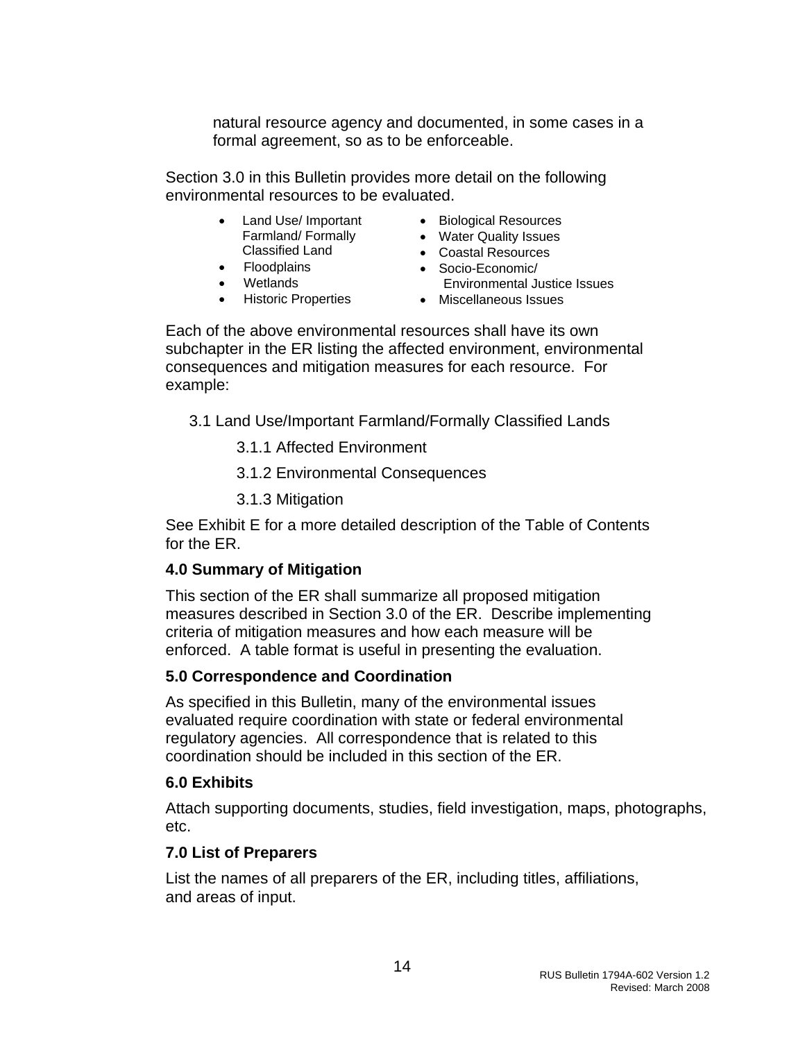natural resource agency and documented, in some cases in a formal agreement, so as to be enforceable.

Section 3.0 in this Bulletin provides more detail on the following environmental resources to be evaluated.

- Land Use/ Important Farmland/ Formally Classified Land
- Floodplains
- Wetlands
- Historic Properties
- Biological Resources
- Water Quality Issues
- Coastal Resources
- Socio-Economic/ Environmental Justice Issues
- Miscellaneous Issues

Each of the above environmental resources shall have its own subchapter in the ER listing the affected environment, environmental consequences and mitigation measures for each resource. For example:

3.1 Land Use/Important Farmland/Formally Classified Lands

3.1.1 Affected Environment

3.1.2 Environmental Consequences

3.1.3 Mitigation

See Exhibit E for a more detailed description of the Table of Contents for the ER.

**4.0 Summary of Mitigation**

This section of the ER shall summarize all proposed mitigation measures described in Section 3.0 of the ER. Describe implementing criteria of mitigation measures and how each measure will be enforced. A table format is useful in presenting the evaluation.

**5.0 Correspondence and Coordination**

As specified in this Bulletin, many of the environmental issues evaluated require coordination with state or federal environmental regulatory agencies. All correspondence that is related to this coordination should be included in this section of the ER.

**6.0 Exhibits**

Attach supporting documents, studies, field investigation, maps, photographs, etc.

**7.0 List of Preparers**

List the names of all preparers of the ER, including titles, affiliations, and areas of input.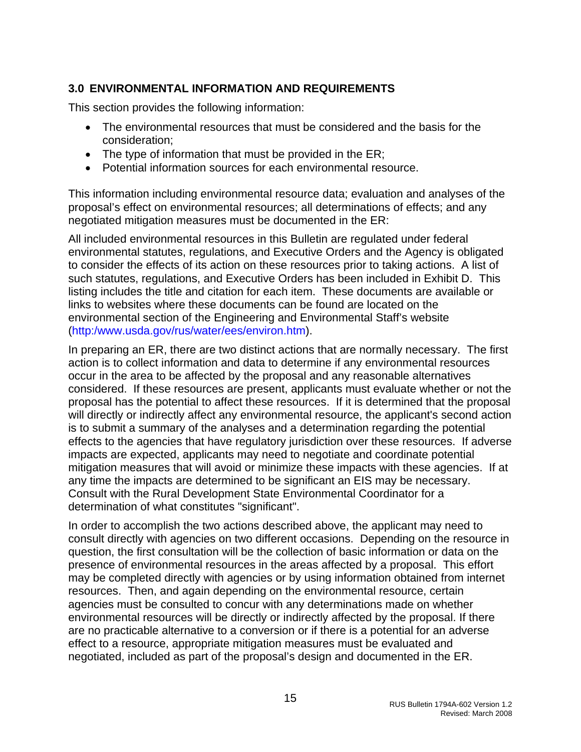## 3.0 ENVIRONMENTAL INFORMATION AND REQUIREMENTS

This section provides the following information:

- The environmental resources that must be considered and the basis for the consideration;
- The type of information that must be provided in the ER;
- Potential information sources for each environmental resource.

This information including environmental resource data; evaluation and analyses of the proposal's effect on environmental resources; all determinations of effects; and any negotiated mitigation measures must be documented in the ER:

All included environmental resources in this Bulletin are regulated under federal environmental statutes, regulations, and Executive Orders and the Agency is obligated to consider the effects of its action on these resources prior to taking actions. A list of such statutes, regulations, and Executive Orders has been included in Exhibit D. This listing includes the title and citation for each item. These documents are available or links to websites where these documents can be found are located on the environmental section of the Engineering and Environmental Staff's website (http:/www.usda.gov/rus/water/ees/environ.htm).

In preparing an ER, there are two distinct actions that are normally necessary. The first action is to collect information and data to determine if any environmental resources occur in the area to be affected by the proposal and any reasonable alternatives considered. If these resources are present, applicants must evaluate whether or not the proposal has the potential to affect these resources. If it is determined that the proposal will directly or indirectly affect any environmental resource, the applicant's second action is to submit a summary of the analyses and a determination regarding the potential effects to the agencies that have regulatory jurisdiction over these resources. If adverse impacts are expected, applicants may need to negotiate and coordinate potential mitigation measures that will avoid or minimize these impacts with these agencies. If at any time the impacts are determined to be significant an EIS may be necessary. Consult with the Rural Development State Environmental Coordinator for a determination of what constitutes "significant".

In order to accomplish the two actions described above, the applicant may need to consult directly with agencies on two different occasions. Depending on the resource in question, the first consultation will be the collection of basic information or data on the presence of environmental resources in the areas affected by a proposal. This effort may be completed directly with agencies or by using information obtained from internet resources. Then, and again depending on the environmental resource, certain agencies must be consulted to concur with any determinations made on whether environmental resources will be directly or indirectly affected by the proposal. If there are no practicable alternative to a conversion or if there is a potential for an adverse effect to a resource, appropriate mitigation measures must be evaluated and negotiated, included as part of the proposal's design and documented in the ER.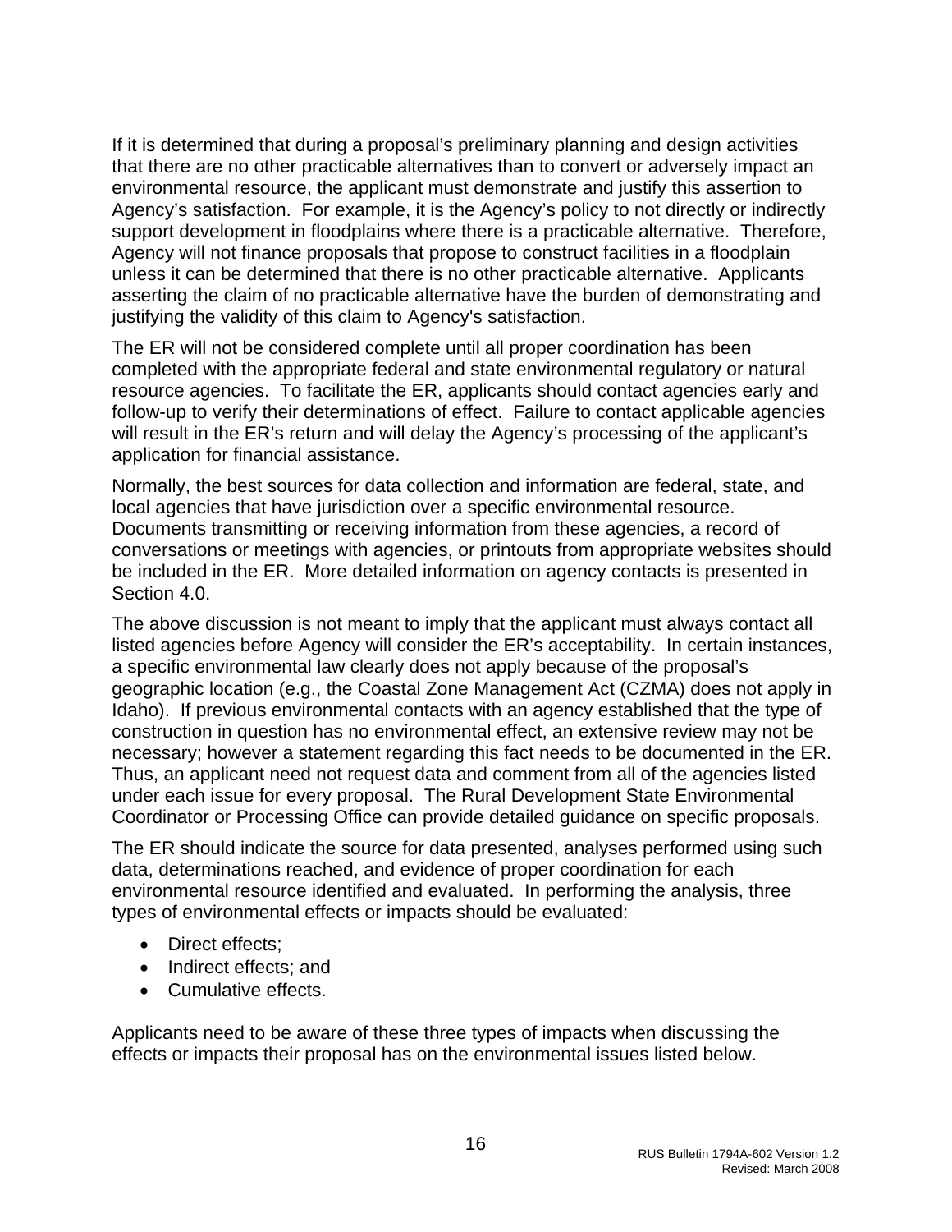If it is determined that during a proposal's preliminary planning and design activities that there are no other practicable alternatives than to convert or adversely impact an environmental resource, the applicant must demonstrate and justify this assertion to Agency's satisfaction. For example, it is the Agency's policy to not directly or indirectly support development in floodplains where there is a practicable alternative. Therefore, Agency will not finance proposals that propose to construct facilities in a floodplain unless it can be determined that there is no other practicable alternative. Applicants asserting the claim of no practicable alternative have the burden of demonstrating and justifying the validity of this claim to Agency's satisfaction.

The ER will not be considered complete until all proper coordination has been completed with the appropriate federal and state environmental regulatory or natural resource agencies. To facilitate the ER, applicants should contact agencies early and follow-up to verify their determinations of effect. Failure to contact applicable agencies will result in the ER's return and will delay the Agency's processing of the applicant's application for financial assistance.

Normally, the best sources for data collection and information are federal, state, and local agencies that have jurisdiction over a specific environmental resource. Documents transmitting or receiving information from these agencies, a record of conversations or meetings with agencies, or printouts from appropriate websites should be included in the ER. More detailed information on agency contacts is presented in Section 4.0.

The above discussion is not meant to imply that the applicant must always contact all listed agencies before Agency will consider the ER's acceptability. In certain instances, a specific environmental law clearly does not apply because of the proposal's geographic location (e.g., the Coastal Zone Management Act (CZMA) does not apply in Idaho). If previous environmental contacts with an agency established that the type of construction in question has no environmental effect, an extensive review may not be necessary; however a statement regarding this fact needs to be documented in the ER. Thus, an applicant need not request data and comment from all of the agencies listed under each issue for every proposal. The Rural Development State Environmental Coordinator or Processing Office can provide detailed guidance on specific proposals.

The ER should indicate the source for data presented, analyses performed using such data, determinations reached, and evidence of proper coordination for each environmental resource identified and evaluated. In performing the analysis, three types of environmental effects or impacts should be evaluated:

- Direct effects;
- Indirect effects; and
- Cumulative effects.

Applicants need to be aware of these three types of impacts when discussing the effects or impacts their proposal has on the environmental issues listed below.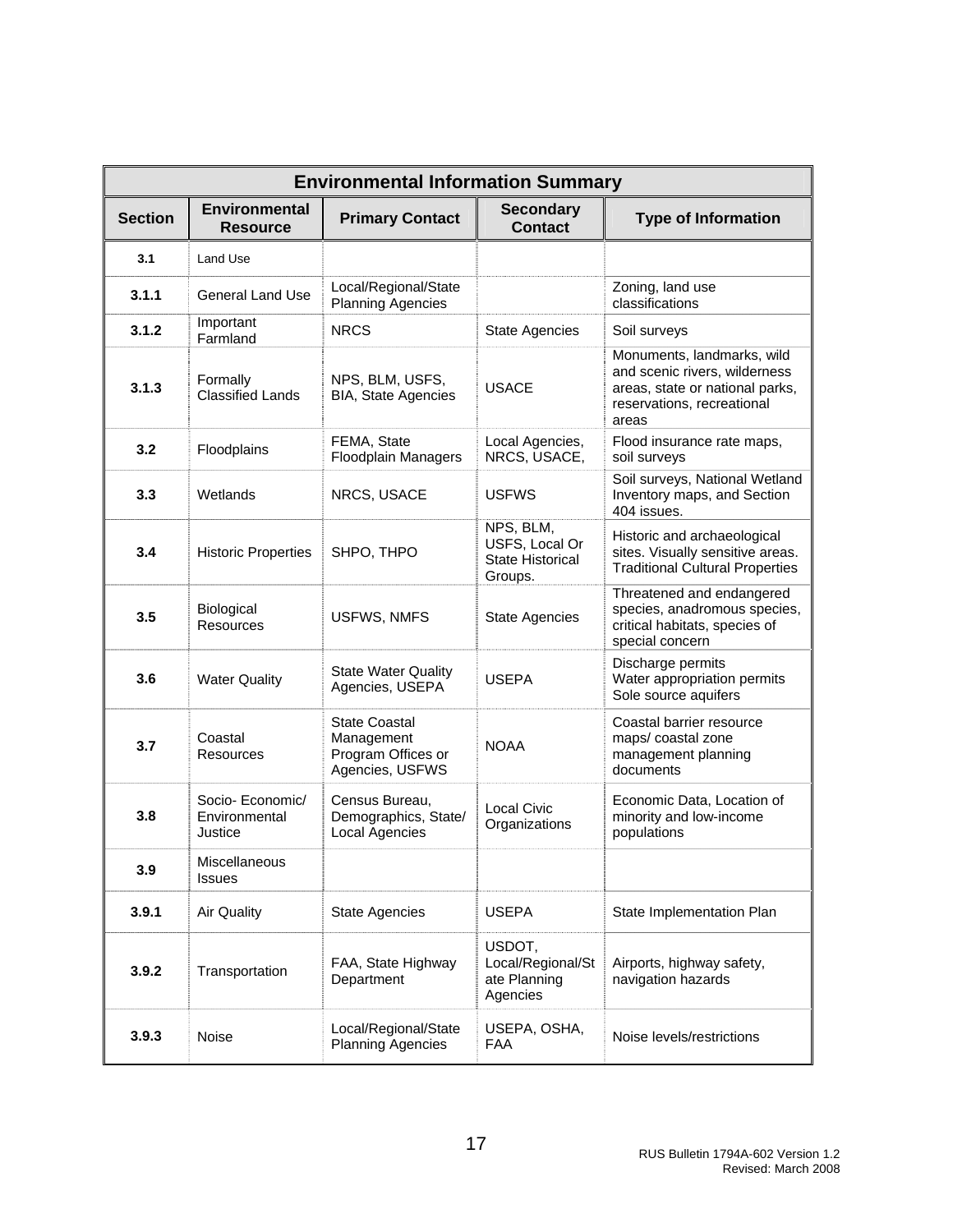| Environmental Information Summary | | | | |
|---|---|---|---|---|
| **Section** | **Environmental Resource** | **Primary Contact** | **Secondary Contact** | **Type of Information** |
| **3.1** | Land Use | | | |
| **3.1.1** | General Land Use | Local/Regional/State Planning Agencies | | Zoning, land use classifications |
| **3.1.2** | Important Farmland | NRCS | State Agencies | Soil surveys |
| **3.1.3** | Formally Classified Lands | NPS, BLM, USFS, BIA, State Agencies | USACE | Monuments, landmarks, wild and scenic rivers, wilderness areas, state or national parks, reservations, recreational areas |
| **3.2** | Floodplains | FEMA, State Floodplain Managers | Local Agencies, NRCS, USACE, | Flood insurance rate maps, soil surveys |
| **3.3** | Wetlands | NRCS, USACE | USFWS | Soil surveys, National Wetland Inventory maps, and Section 404 issues. |
| **3.4** | Historic Properties | SHPO, THPO | NPS, BLM, USFS, Local Or State Historical Groups. | Historic and archaeological sites. Visually sensitive areas. Traditional Cultural Properties |
| **3.5** | Biological Resources | USFWS, NMFS | State Agencies | Threatened and endangered species, anadromous species, critical habitats, species of special concern |
| **3.6** | Water Quality | State Water Quality Agencies, USEPA | USEPA | Discharge permits<br>Water appropriation permits<br>Sole source aquifers |
| **3.7** | Coastal Resources | State Coastal Management Program Offices or Agencies, USFWS | NOAA | Coastal barrier resource maps/ coastal zone management planning documents |
| **3.8** | Socio- Economic/ Environmental Justice | Census Bureau, Demographics, State/ Local Agencies | Local Civic Organizations | Economic Data, Location of minority and low-income populations |
| **3.9** | Miscellaneous Issues | | | |
| **3.9.1** | Air Quality | State Agencies | USEPA | State Implementation Plan |
| **3.9.2** | Transportation | FAA, State Highway Department | USDOT, Local/Regional/State Planning Agencies | Airports, highway safety, navigation hazards |
| **3.9.3** | Noise | Local/Regional/State Planning Agencies | USEPA, OSHA, FAA | Noise levels/restrictions |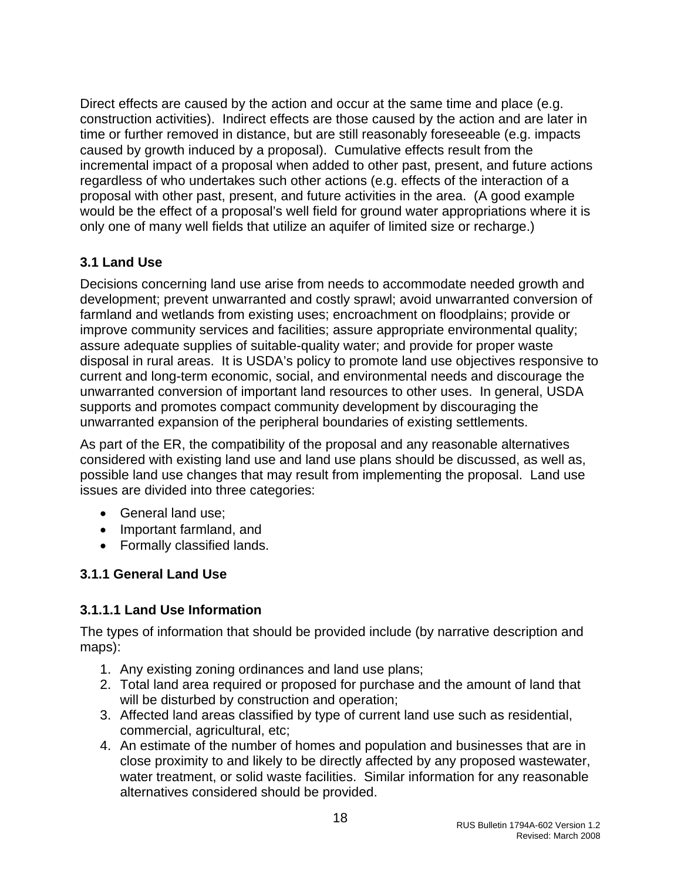Direct effects are caused by the action and occur at the same time and place (e.g. construction activities). Indirect effects are those caused by the action and are later in time or further removed in distance, but are still reasonably foreseeable (e.g. impacts caused by growth induced by a proposal). Cumulative effects result from the incremental impact of a proposal when added to other past, present, and future actions regardless of who undertakes such other actions (e.g. effects of the interaction of a proposal with other past, present, and future activities in the area. (A good example would be the effect of a proposal's well field for ground water appropriations where it is only one of many well fields that utilize an aquifer of limited size or recharge.)

### 3.1 Land Use

Decisions concerning land use arise from needs to accommodate needed growth and development; prevent unwarranted and costly sprawl; avoid unwarranted conversion of farmland and wetlands from existing uses; encroachment on floodplains; provide or improve community services and facilities; assure appropriate environmental quality; assure adequate supplies of suitable-quality water; and provide for proper waste disposal in rural areas. It is USDA's policy to promote land use objectives responsive to current and long-term economic, social, and environmental needs and discourage the unwarranted conversion of important land resources to other uses. In general, USDA supports and promotes compact community development by discouraging the unwarranted expansion of the peripheral boundaries of existing settlements.

As part of the ER, the compatibility of the proposal and any reasonable alternatives considered with existing land use and land use plans should be discussed, as well as, possible land use changes that may result from implementing the proposal. Land use issues are divided into three categories:

- General land use;
- Important farmland, and
- Formally classified lands.

#### 3.1.1 General Land Use

##### 3.1.1.1 Land Use Information

The types of information that should be provided include (by narrative description and maps):

1. Any existing zoning ordinances and land use plans;
2. Total land area required or proposed for purchase and the amount of land that will be disturbed by construction and operation;
3. Affected land areas classified by type of current land use such as residential, commercial, agricultural, etc;
4. An estimate of the number of homes and population and businesses that are in close proximity to and likely to be directly affected by any proposed wastewater, water treatment, or solid waste facilities. Similar information for any reasonable alternatives considered should be provided.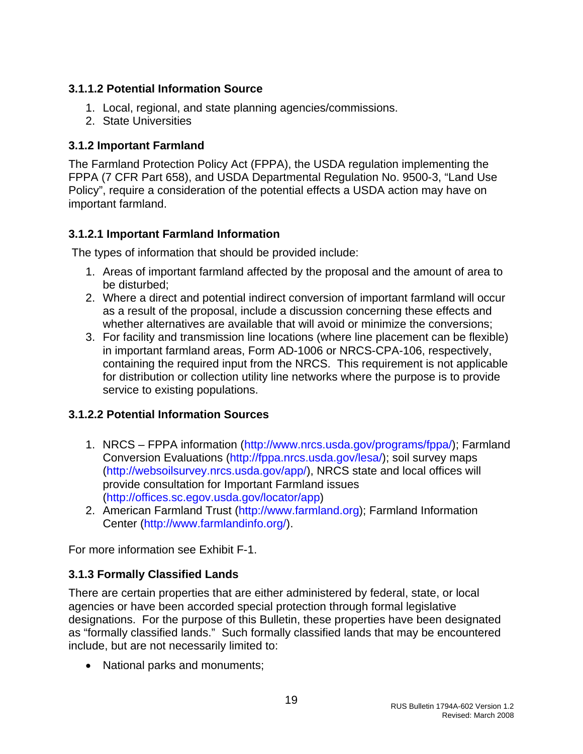#### 3.1.1.2 Potential Information Source

1. Local, regional, and state planning agencies/commissions.
2. State Universities

### 3.1.2 Important Farmland

The Farmland Protection Policy Act (FPPA), the USDA regulation implementing the FPPA (7 CFR Part 658), and USDA Departmental Regulation No. 9500-3, "Land Use Policy", require a consideration of the potential effects a USDA action may have on important farmland.

#### 3.1.2.1 Important Farmland Information

The types of information that should be provided include:

1. Areas of important farmland affected by the proposal and the amount of area to be disturbed;
2. Where a direct and potential indirect conversion of important farmland will occur as a result of the proposal, include a discussion concerning these effects and whether alternatives are available that will avoid or minimize the conversions;
3. For facility and transmission line locations (where line placement can be flexible) in important farmland areas, Form AD-1006 or NRCS-CPA-106, respectively, containing the required input from the NRCS. This requirement is not applicable for distribution or collection utility line networks where the purpose is to provide service to existing populations.

#### 3.1.2.2 Potential Information Sources

1. NRCS – FPPA information (http://www.nrcs.usda.gov/programs/fppa/); Farmland Conversion Evaluations (http://fppa.nrcs.usda.gov/lesa/); soil survey maps (http://websoilsurvey.nrcs.usda.gov/app/), NRCS state and local offices will provide consultation for Important Farmland issues (http://offices.sc.egov.usda.gov/locator/app)
2. American Farmland Trust (http://www.farmland.org); Farmland Information Center (http://www.farmlandinfo.org/).

For more information see Exhibit F-1.

### 3.1.3 Formally Classified Lands

There are certain properties that are either administered by federal, state, or local agencies or have been accorded special protection through formal legislative designations. For the purpose of this Bulletin, these properties have been designated as "formally classified lands." Such formally classified lands that may be encountered include, but are not necessarily limited to:

- National parks and monuments;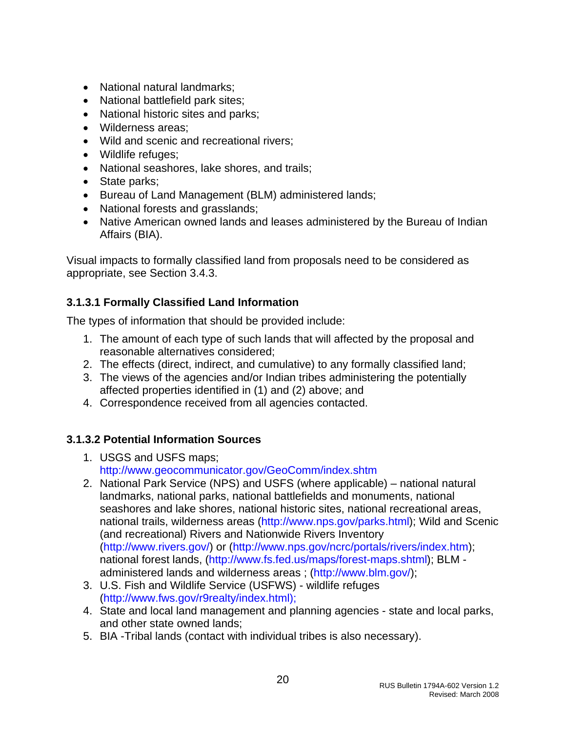- National natural landmarks;
- National battlefield park sites;
- National historic sites and parks;
- Wilderness areas;
- Wild and scenic and recreational rivers;
- Wildlife refuges;
- National seashores, lake shores, and trails;
- State parks;
- Bureau of Land Management (BLM) administered lands;
- National forests and grasslands;
- Native American owned lands and leases administered by the Bureau of Indian Affairs (BIA).

Visual impacts to formally classified land from proposals need to be considered as appropriate, see Section 3.4.3.

#### 3.1.3.1 Formally Classified Land Information

The types of information that should be provided include:

1. The amount of each type of such lands that will affected by the proposal and reasonable alternatives considered;
2. The effects (direct, indirect, and cumulative) to any formally classified land;
3. The views of the agencies and/or Indian tribes administering the potentially affected properties identified in (1) and (2) above; and
4. Correspondence received from all agencies contacted.

#### 3.1.3.2 Potential Information Sources

1. USGS and USFS maps; http://www.geocommunicator.gov/GeoComm/index.shtm
2. National Park Service (NPS) and USFS (where applicable) – national natural landmarks, national parks, national battlefields and monuments, national seashores and lake shores, national historic sites, national recreational areas, national trails, wilderness areas (http://www.nps.gov/parks.html); Wild and Scenic (and recreational) Rivers and Nationwide Rivers Inventory (http://www.rivers.gov/) or (http://www.nps.gov/ncrc/portals/rivers/index.htm); national forest lands, (http://www.fs.fed.us/maps/forest-maps.shtml); BLM - administered lands and wilderness areas ; (http://www.blm.gov/);
3. U.S. Fish and Wildlife Service (USFWS) - wildlife refuges (http://www.fws.gov/r9realty/index.html);
4. State and local land management and planning agencies - state and local parks, and other state owned lands;
5. BIA -Tribal lands (contact with individual tribes is also necessary).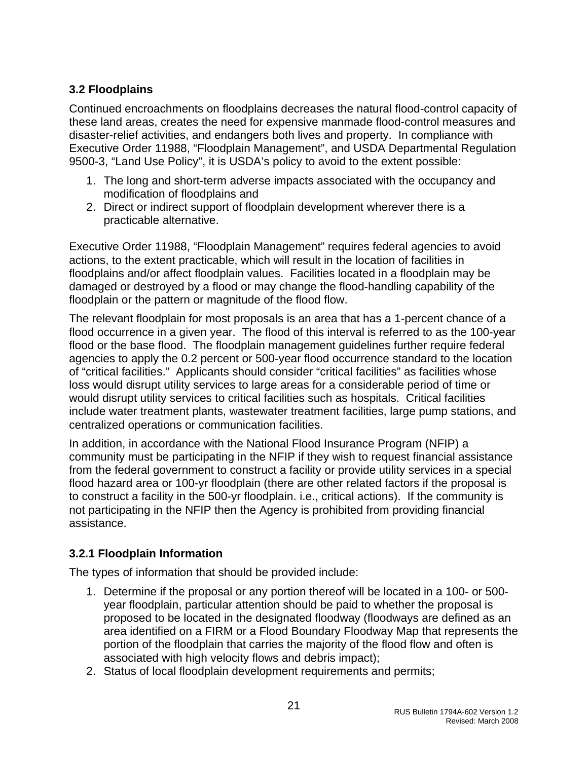### 3.2 Floodplains

Continued encroachments on floodplains decreases the natural flood-control capacity of these land areas, creates the need for expensive manmade flood-control measures and disaster-relief activities, and endangers both lives and property. In compliance with Executive Order 11988, "Floodplain Management", and USDA Departmental Regulation 9500-3, "Land Use Policy", it is USDA's policy to avoid to the extent possible:

1. The long and short-term adverse impacts associated with the occupancy and modification of floodplains and
2. Direct or indirect support of floodplain development wherever there is a practicable alternative.

Executive Order 11988, "Floodplain Management" requires federal agencies to avoid actions, to the extent practicable, which will result in the location of facilities in floodplains and/or affect floodplain values. Facilities located in a floodplain may be damaged or destroyed by a flood or may change the flood-handling capability of the floodplain or the pattern or magnitude of the flood flow.

The relevant floodplain for most proposals is an area that has a 1-percent chance of a flood occurrence in a given year. The flood of this interval is referred to as the 100-year flood or the base flood. The floodplain management guidelines further require federal agencies to apply the 0.2 percent or 500-year flood occurrence standard to the location of "critical facilities." Applicants should consider "critical facilities" as facilities whose loss would disrupt utility services to large areas for a considerable period of time or would disrupt utility services to critical facilities such as hospitals. Critical facilities include water treatment plants, wastewater treatment facilities, large pump stations, and centralized operations or communication facilities.

In addition, in accordance with the National Flood Insurance Program (NFIP) a community must be participating in the NFIP if they wish to request financial assistance from the federal government to construct a facility or provide utility services in a special flood hazard area or 100-yr floodplain (there are other related factors if the proposal is to construct a facility in the 500-yr floodplain. i.e., critical actions). If the community is not participating in the NFIP then the Agency is prohibited from providing financial assistance.

#### 3.2.1 Floodplain Information

The types of information that should be provided include:

1. Determine if the proposal or any portion thereof will be located in a 100- or 500-year floodplain, particular attention should be paid to whether the proposal is proposed to be located in the designated floodway (floodways are defined as an area identified on a FIRM or a Flood Boundary Floodway Map that represents the portion of the floodplain that carries the majority of the flood flow and often is associated with high velocity flows and debris impact);
2. Status of local floodplain development requirements and permits;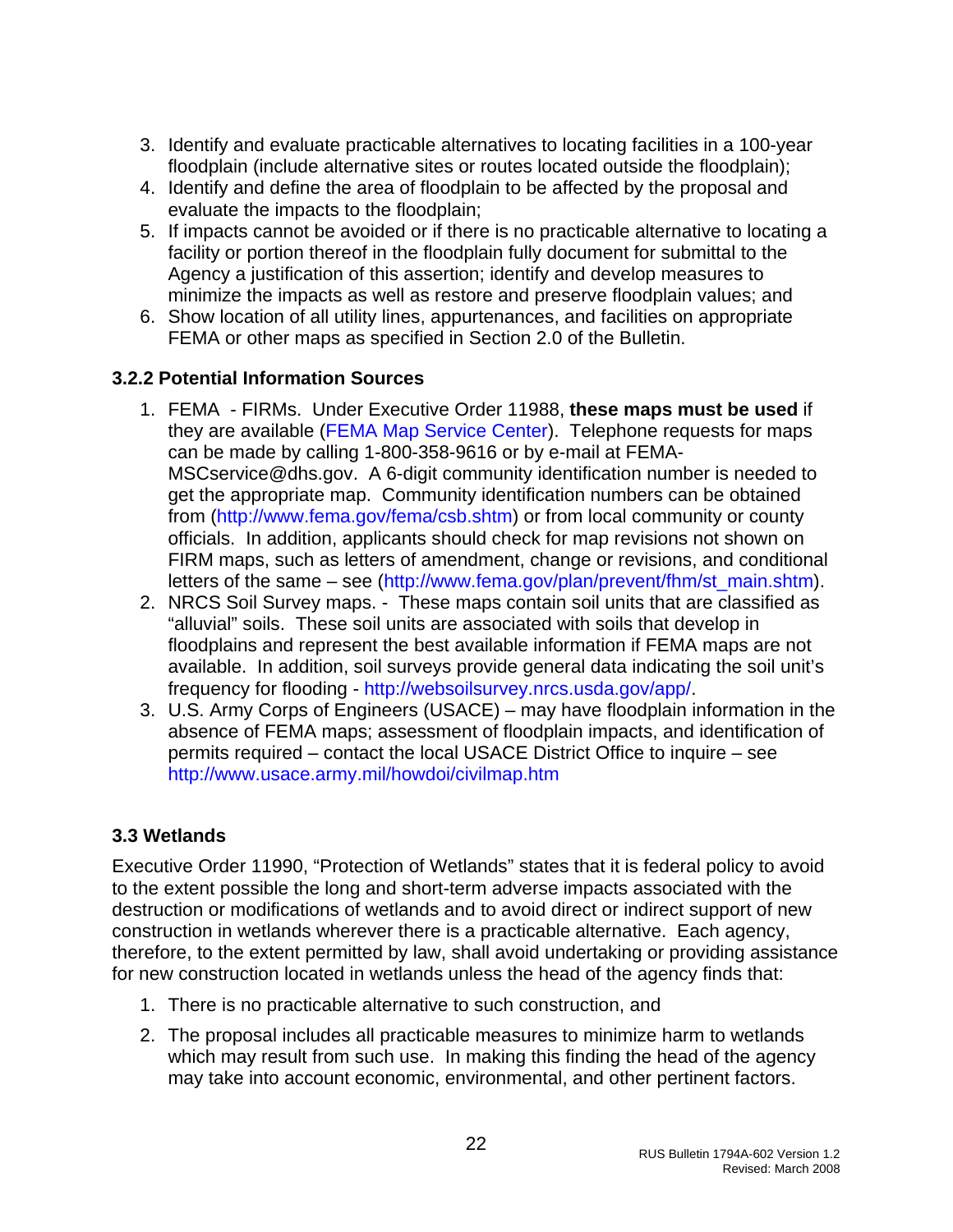3. Identify and evaluate practicable alternatives to locating facilities in a 100-year floodplain (include alternative sites or routes located outside the floodplain);
4. Identify and define the area of floodplain to be affected by the proposal and evaluate the impacts to the floodplain;
5. If impacts cannot be avoided or if there is no practicable alternative to locating a facility or portion thereof in the floodplain fully document for submittal to the Agency a justification of this assertion; identify and develop measures to minimize the impacts as well as restore and preserve floodplain values; and
6. Show location of all utility lines, appurtenances, and facilities on appropriate FEMA or other maps as specified in Section 2.0 of the Bulletin.

### 3.2.2 Potential Information Sources

1. FEMA - FIRMs. Under Executive Order 11988, **these maps must be used** if they are available (FEMA Map Service Center). Telephone requests for maps can be made by calling 1-800-358-9616 or by e-mail at FEMA-MSCservice@dhs.gov. A 6-digit community identification number is needed to get the appropriate map. Community identification numbers can be obtained from (http://www.fema.gov/fema/csb.shtm) or from local community or county officials. In addition, applicants should check for map revisions not shown on FIRM maps, such as letters of amendment, change or revisions, and conditional letters of the same – see (http://www.fema.gov/plan/prevent/fhm/st_main.shtm).
2. NRCS Soil Survey maps. - These maps contain soil units that are classified as "alluvial" soils. These soil units are associated with soils that develop in floodplains and represent the best available information if FEMA maps are not available. In addition, soil surveys provide general data indicating the soil unit's frequency for flooding - http://websoilsurvey.nrcs.usda.gov/app/.
3. U.S. Army Corps of Engineers (USACE) – may have floodplain information in the absence of FEMA maps; assessment of floodplain impacts, and identification of permits required – contact the local USACE District Office to inquire – see http://www.usace.army.mil/howdoi/civilmap.htm

## 3.3 Wetlands

Executive Order 11990, "Protection of Wetlands" states that it is federal policy to avoid to the extent possible the long and short-term adverse impacts associated with the destruction or modifications of wetlands and to avoid direct or indirect support of new construction in wetlands wherever there is a practicable alternative. Each agency, therefore, to the extent permitted by law, shall avoid undertaking or providing assistance for new construction located in wetlands unless the head of the agency finds that:

1. There is no practicable alternative to such construction, and
2. The proposal includes all practicable measures to minimize harm to wetlands which may result from such use. In making this finding the head of the agency may take into account economic, environmental, and other pertinent factors.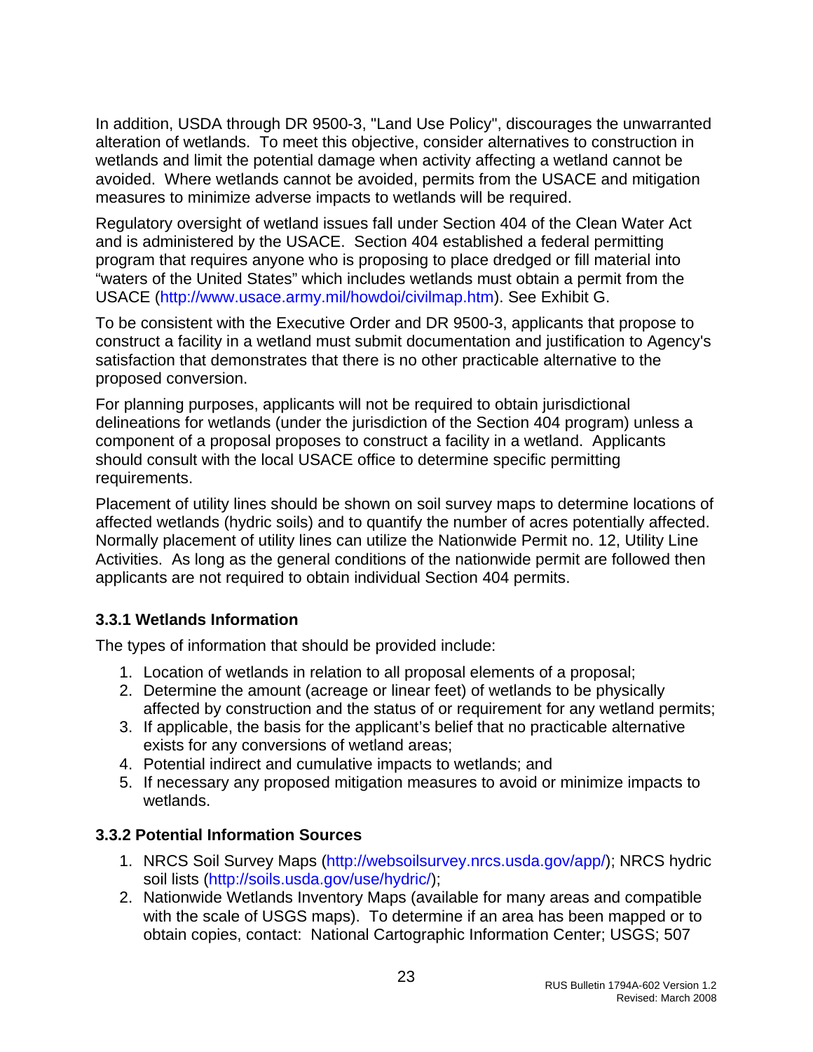In addition, USDA through DR 9500-3, "Land Use Policy", discourages the unwarranted alteration of wetlands. To meet this objective, consider alternatives to construction in wetlands and limit the potential damage when activity affecting a wetland cannot be avoided. Where wetlands cannot be avoided, permits from the USACE and mitigation measures to minimize adverse impacts to wetlands will be required.

Regulatory oversight of wetland issues fall under Section 404 of the Clean Water Act and is administered by the USACE. Section 404 established a federal permitting program that requires anyone who is proposing to place dredged or fill material into "waters of the United States" which includes wetlands must obtain a permit from the USACE (http://www.usace.army.mil/howdoi/civilmap.htm). See Exhibit G.

To be consistent with the Executive Order and DR 9500-3, applicants that propose to construct a facility in a wetland must submit documentation and justification to Agency's satisfaction that demonstrates that there is no other practicable alternative to the proposed conversion.

For planning purposes, applicants will not be required to obtain jurisdictional delineations for wetlands (under the jurisdiction of the Section 404 program) unless a component of a proposal proposes to construct a facility in a wetland. Applicants should consult with the local USACE office to determine specific permitting requirements.

Placement of utility lines should be shown on soil survey maps to determine locations of affected wetlands (hydric soils) and to quantify the number of acres potentially affected. Normally placement of utility lines can utilize the Nationwide Permit no. 12, Utility Line Activities. As long as the general conditions of the nationwide permit are followed then applicants are not required to obtain individual Section 404 permits.

### 3.3.1 Wetlands Information

The types of information that should be provided include:

1. Location of wetlands in relation to all proposal elements of a proposal;
2. Determine the amount (acreage or linear feet) of wetlands to be physically affected by construction and the status of or requirement for any wetland permits;
3. If applicable, the basis for the applicant's belief that no practicable alternative exists for any conversions of wetland areas;
4. Potential indirect and cumulative impacts to wetlands; and
5. If necessary any proposed mitigation measures to avoid or minimize impacts to wetlands.

### 3.3.2 Potential Information Sources

1. NRCS Soil Survey Maps (http://websoilsurvey.nrcs.usda.gov/app/); NRCS hydric soil lists (http://soils.usda.gov/use/hydric/);
2. Nationwide Wetlands Inventory Maps (available for many areas and compatible with the scale of USGS maps). To determine if an area has been mapped or to obtain copies, contact: National Cartographic Information Center; USGS; 507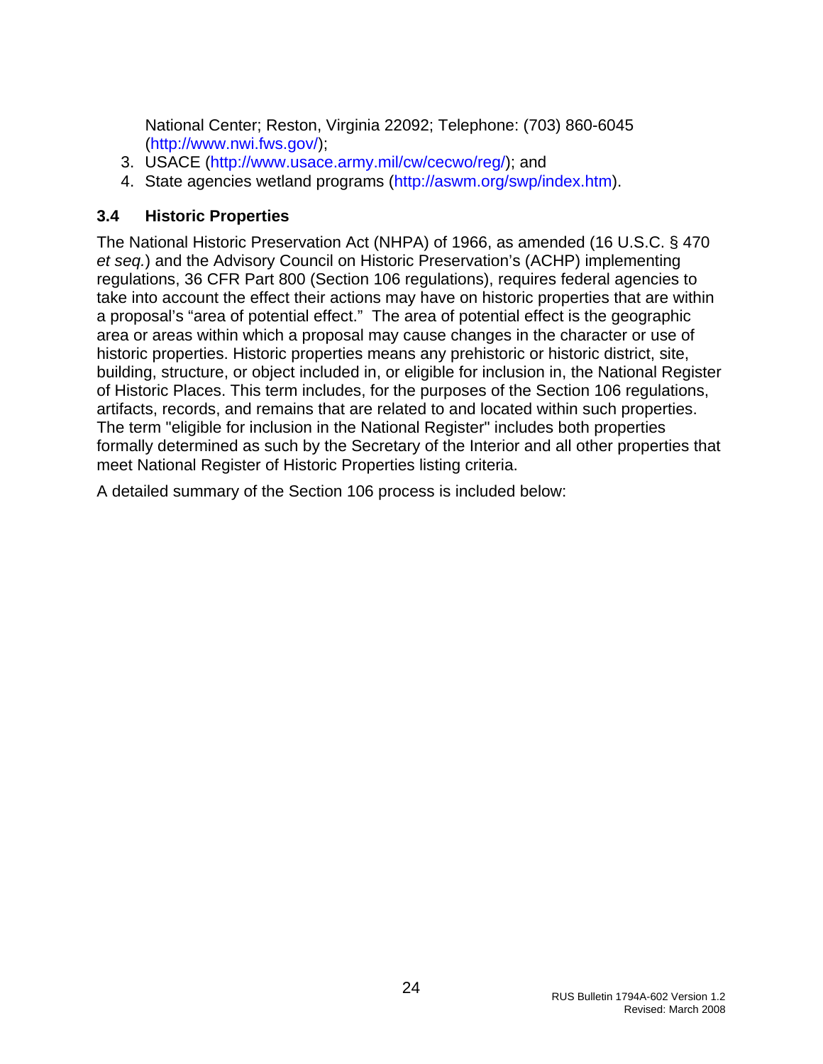National Center; Reston, Virginia 22092; Telephone: (703) 860-6045 (http://www.nwi.fws.gov/);

3. USACE (http://www.usace.army.mil/cw/cecwo/reg/); and
4. State agencies wetland programs (http://aswm.org/swp/index.htm).

### 3.4 Historic Properties

The National Historic Preservation Act (NHPA) of 1966, as amended (16 U.S.C. § 470 *et seq.*) and the Advisory Council on Historic Preservation's (ACHP) implementing regulations, 36 CFR Part 800 (Section 106 regulations), requires federal agencies to take into account the effect their actions may have on historic properties that are within a proposal's "area of potential effect." The area of potential effect is the geographic area or areas within which a proposal may cause changes in the character or use of historic properties. Historic properties means any prehistoric or historic district, site, building, structure, or object included in, or eligible for inclusion in, the National Register of Historic Places. This term includes, for the purposes of the Section 106 regulations, artifacts, records, and remains that are related to and located within such properties. The term "eligible for inclusion in the National Register" includes both properties formally determined as such by the Secretary of the Interior and all other properties that meet National Register of Historic Properties listing criteria.

A detailed summary of the Section 106 process is included below: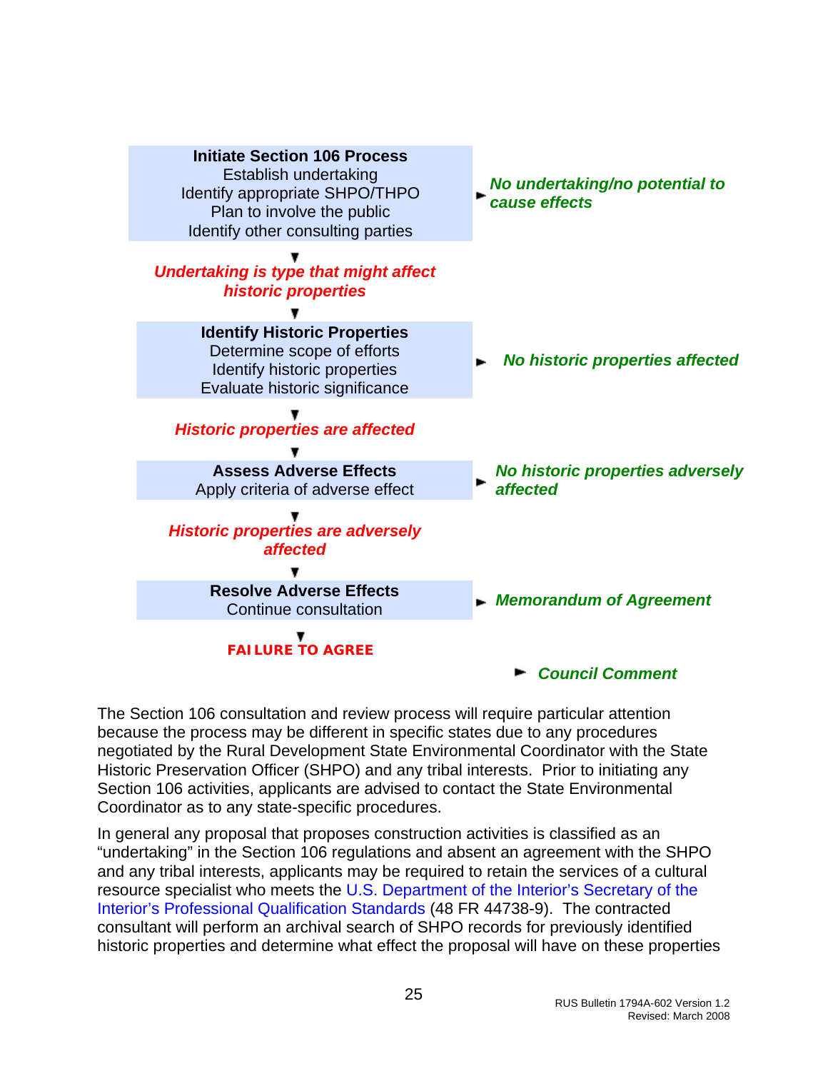**Initiate Section 106 Process**
Establish undertaking
Identify appropriate SHPO/THPO
Plan to involve the public
Identify other consulting parties

► ***No undertaking/no potential to cause effects***

▼

***Undertaking is type that might affect historic properties***

▼

**Identify Historic Properties**
Determine scope of efforts
Identify historic properties
Evaluate historic significance

► ***No historic properties affected***

▼

***Historic properties are affected***

▼

**Assess Adverse Effects**
Apply criteria of adverse effect

► ***No historic properties adversely affected***

▼

***Historic properties are adversely affected***

▼

**Resolve Adverse Effects**
Continue consultation

► ***Memorandum of Agreement***

▼

**FAILURE TO AGREE**

► ***Council Comment***

The Section 106 consultation and review process will require particular attention because the process may be different in specific states due to any procedures negotiated by the Rural Development State Environmental Coordinator with the State Historic Preservation Officer (SHPO) and any tribal interests. Prior to initiating any Section 106 activities, applicants are advised to contact the State Environmental Coordinator as to any state-specific procedures.

In general any proposal that proposes construction activities is classified as an "undertaking" in the Section 106 regulations and absent an agreement with the SHPO and any tribal interests, applicants may be required to retain the services of a cultural resource specialist who meets the U.S. Department of the Interior's Secretary of the Interior's Professional Qualification Standards (48 FR 44738-9). The contracted consultant will perform an archival search of SHPO records for previously identified historic properties and determine what effect the proposal will have on these properties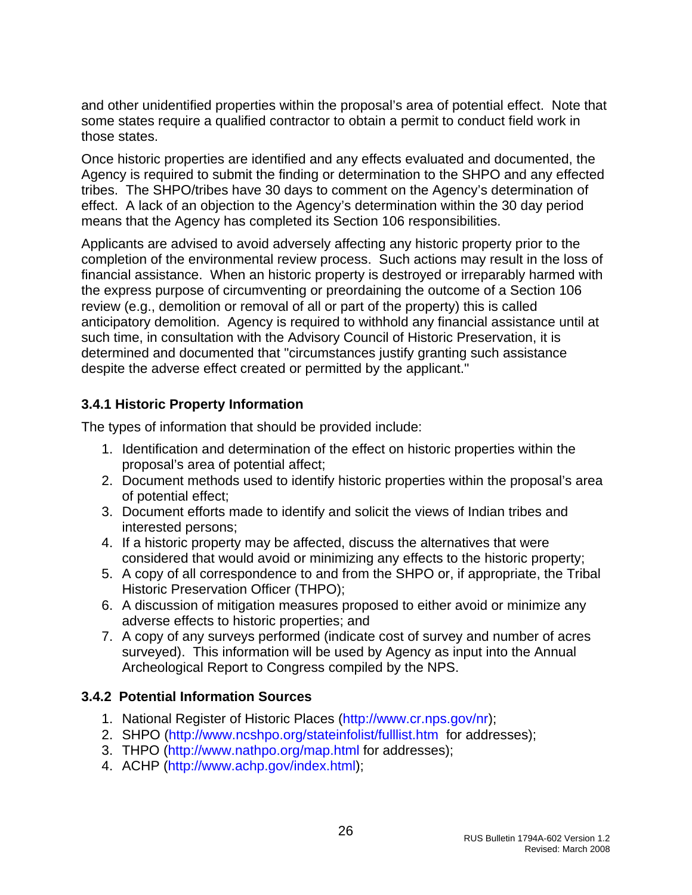and other unidentified properties within the proposal's area of potential effect. Note that some states require a qualified contractor to obtain a permit to conduct field work in those states.

Once historic properties are identified and any effects evaluated and documented, the Agency is required to submit the finding or determination to the SHPO and any effected tribes. The SHPO/tribes have 30 days to comment on the Agency's determination of effect. A lack of an objection to the Agency's determination within the 30 day period means that the Agency has completed its Section 106 responsibilities.

Applicants are advised to avoid adversely affecting any historic property prior to the completion of the environmental review process. Such actions may result in the loss of financial assistance. When an historic property is destroyed or irreparably harmed with the express purpose of circumventing or preordaining the outcome of a Section 106 review (e.g., demolition or removal of all or part of the property) this is called anticipatory demolition. Agency is required to withhold any financial assistance until at such time, in consultation with the Advisory Council of Historic Preservation, it is determined and documented that "circumstances justify granting such assistance despite the adverse effect created or permitted by the applicant."

### 3.4.1 Historic Property Information

The types of information that should be provided include:

1. Identification and determination of the effect on historic properties within the proposal's area of potential affect;
2. Document methods used to identify historic properties within the proposal's area of potential effect;
3. Document efforts made to identify and solicit the views of Indian tribes and interested persons;
4. If a historic property may be affected, discuss the alternatives that were considered that would avoid or minimizing any effects to the historic property;
5. A copy of all correspondence to and from the SHPO or, if appropriate, the Tribal Historic Preservation Officer (THPO);
6. A discussion of mitigation measures proposed to either avoid or minimize any adverse effects to historic properties; and
7. A copy of any surveys performed (indicate cost of survey and number of acres surveyed). This information will be used by Agency as input into the Annual Archeological Report to Congress compiled by the NPS.

### 3.4.2 Potential Information Sources

1. National Register of Historic Places (http://www.cr.nps.gov/nr);
2. SHPO (http://www.ncshpo.org/stateinfolist/fulllist.htm for addresses);
3. THPO (http://www.nathpo.org/map.html for addresses);
4. ACHP (http://www.achp.gov/index.html);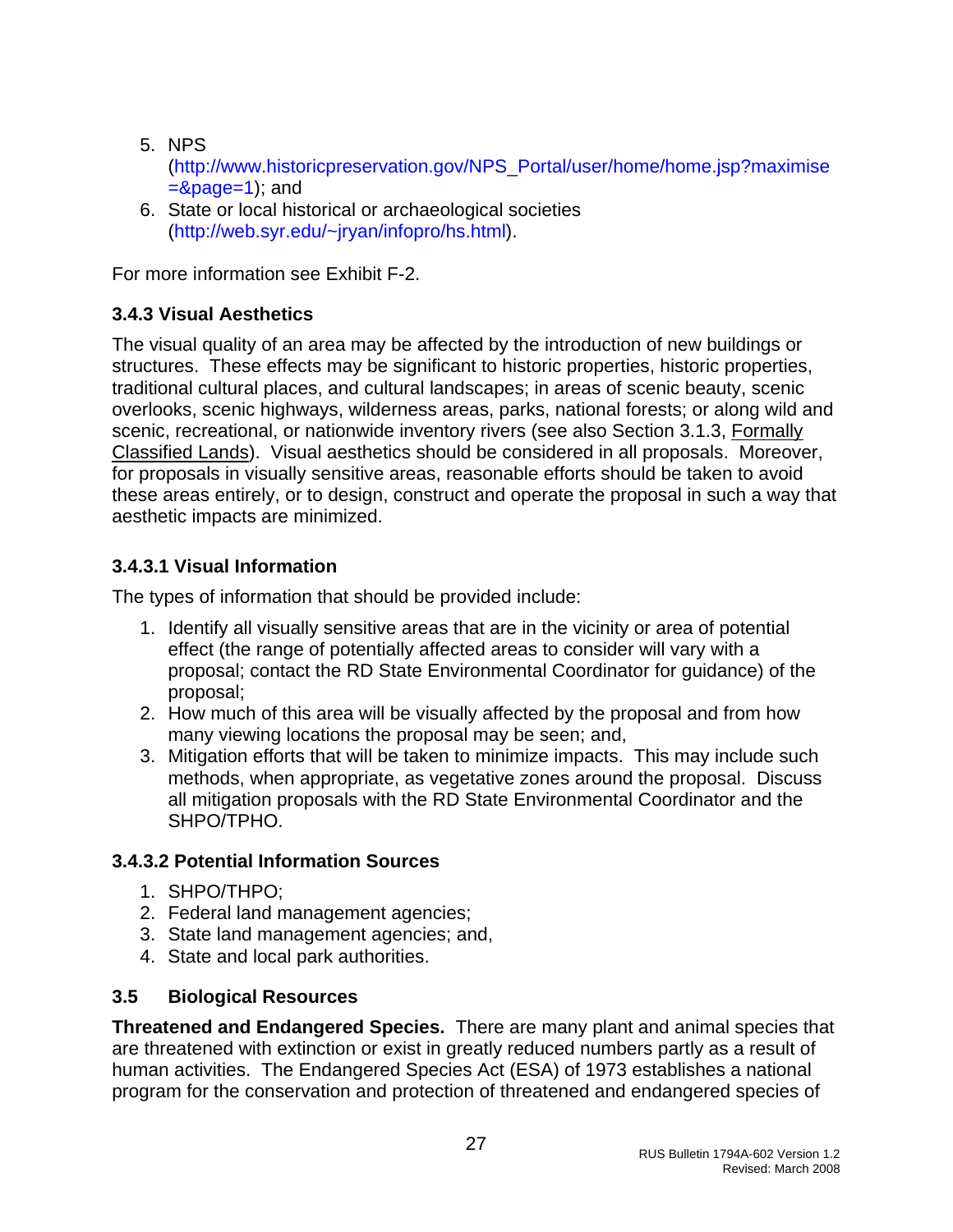5. NPS (http://www.historicpreservation.gov/NPS_Portal/user/home/home.jsp?maximise=&page=1); and
6. State or local historical or archaeological societies (http://web.syr.edu/~jryan/infopro/hs.html).

For more information see Exhibit F-2.

### 3.4.3 Visual Aesthetics

The visual quality of an area may be affected by the introduction of new buildings or structures. These effects may be significant to historic properties, historic properties, traditional cultural places, and cultural landscapes; in areas of scenic beauty, scenic overlooks, scenic highways, wilderness areas, parks, national forests; or along wild and scenic, recreational, or nationwide inventory rivers (see also Section 3.1.3, Formally Classified Lands). Visual aesthetics should be considered in all proposals. Moreover, for proposals in visually sensitive areas, reasonable efforts should be taken to avoid these areas entirely, or to design, construct and operate the proposal in such a way that aesthetic impacts are minimized.

#### 3.4.3.1 Visual Information

The types of information that should be provided include:

1. Identify all visually sensitive areas that are in the vicinity or area of potential effect (the range of potentially affected areas to consider will vary with a proposal; contact the RD State Environmental Coordinator for guidance) of the proposal;
2. How much of this area will be visually affected by the proposal and from how many viewing locations the proposal may be seen; and,
3. Mitigation efforts that will be taken to minimize impacts. This may include such methods, when appropriate, as vegetative zones around the proposal. Discuss all mitigation proposals with the RD State Environmental Coordinator and the SHPO/TPHO.

#### 3.4.3.2 Potential Information Sources

1. SHPO/THPO;
2. Federal land management agencies;
3. State land management agencies; and,
4. State and local park authorities.

### 3.5 Biological Resources

**Threatened and Endangered Species.** There are many plant and animal species that are threatened with extinction or exist in greatly reduced numbers partly as a result of human activities. The Endangered Species Act (ESA) of 1973 establishes a national program for the conservation and protection of threatened and endangered species of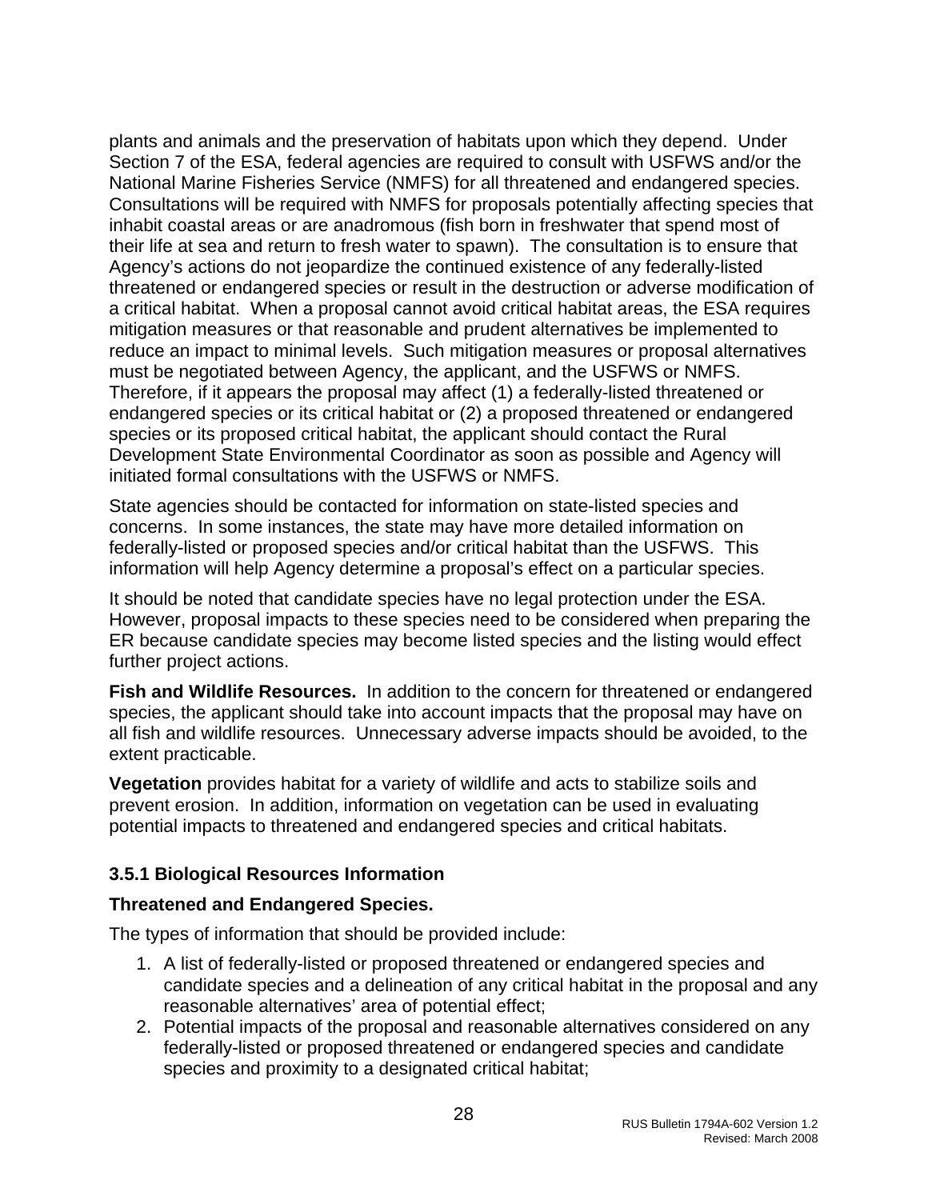plants and animals and the preservation of habitats upon which they depend. Under Section 7 of the ESA, federal agencies are required to consult with USFWS and/or the National Marine Fisheries Service (NMFS) for all threatened and endangered species. Consultations will be required with NMFS for proposals potentially affecting species that inhabit coastal areas or are anadromous (fish born in freshwater that spend most of their life at sea and return to fresh water to spawn). The consultation is to ensure that Agency's actions do not jeopardize the continued existence of any federally-listed threatened or endangered species or result in the destruction or adverse modification of a critical habitat. When a proposal cannot avoid critical habitat areas, the ESA requires mitigation measures or that reasonable and prudent alternatives be implemented to reduce an impact to minimal levels. Such mitigation measures or proposal alternatives must be negotiated between Agency, the applicant, and the USFWS or NMFS. Therefore, if it appears the proposal may affect (1) a federally-listed threatened or endangered species or its critical habitat or (2) a proposed threatened or endangered species or its proposed critical habitat, the applicant should contact the Rural Development State Environmental Coordinator as soon as possible and Agency will initiated formal consultations with the USFWS or NMFS.

State agencies should be contacted for information on state-listed species and concerns. In some instances, the state may have more detailed information on federally-listed or proposed species and/or critical habitat than the USFWS. This information will help Agency determine a proposal's effect on a particular species.

It should be noted that candidate species have no legal protection under the ESA. However, proposal impacts to these species need to be considered when preparing the ER because candidate species may become listed species and the listing would effect further project actions.

**Fish and Wildlife Resources.** In addition to the concern for threatened or endangered species, the applicant should take into account impacts that the proposal may have on all fish and wildlife resources. Unnecessary adverse impacts should be avoided, to the extent practicable.

**Vegetation** provides habitat for a variety of wildlife and acts to stabilize soils and prevent erosion. In addition, information on vegetation can be used in evaluating potential impacts to threatened and endangered species and critical habitats.

### 3.5.1 Biological Resources Information

**Threatened and Endangered Species.**

The types of information that should be provided include:

1. A list of federally-listed or proposed threatened or endangered species and candidate species and a delineation of any critical habitat in the proposal and any reasonable alternatives' area of potential effect;
2. Potential impacts of the proposal and reasonable alternatives considered on any federally-listed or proposed threatened or endangered species and candidate species and proximity to a designated critical habitat;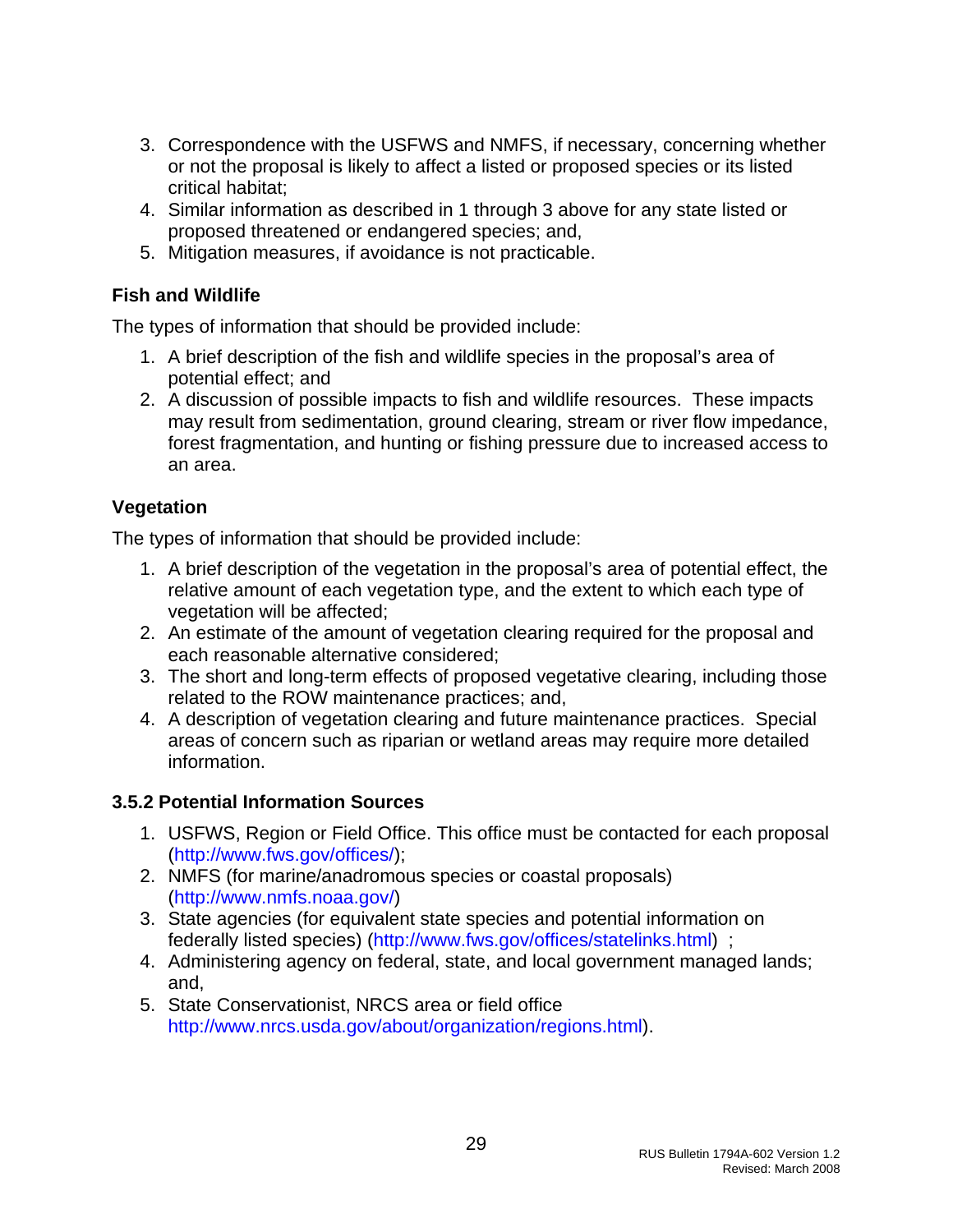3. Correspondence with the USFWS and NMFS, if necessary, concerning whether or not the proposal is likely to affect a listed or proposed species or its listed critical habitat;
4. Similar information as described in 1 through 3 above for any state listed or proposed threatened or endangered species; and,
5. Mitigation measures, if avoidance is not practicable.

**Fish and Wildlife**

The types of information that should be provided include:

1. A brief description of the fish and wildlife species in the proposal's area of potential effect; and
2. A discussion of possible impacts to fish and wildlife resources. These impacts may result from sedimentation, ground clearing, stream or river flow impedance, forest fragmentation, and hunting or fishing pressure due to increased access to an area.

**Vegetation**

The types of information that should be provided include:

1. A brief description of the vegetation in the proposal's area of potential effect, the relative amount of each vegetation type, and the extent to which each type of vegetation will be affected;
2. An estimate of the amount of vegetation clearing required for the proposal and each reasonable alternative considered;
3. The short and long-term effects of proposed vegetative clearing, including those related to the ROW maintenance practices; and,
4. A description of vegetation clearing and future maintenance practices. Special areas of concern such as riparian or wetland areas may require more detailed information.

### 3.5.2 Potential Information Sources

1. USFWS, Region or Field Office. This office must be contacted for each proposal (http://www.fws.gov/offices/);
2. NMFS (for marine/anadromous species or coastal proposals) (http://www.nmfs.noaa.gov/)
3. State agencies (for equivalent state species and potential information on federally listed species) (http://www.fws.gov/offices/statelinks.html) ;
4. Administering agency on federal, state, and local government managed lands; and,
5. State Conservationist, NRCS area or field office http://www.nrcs.usda.gov/about/organization/regions.html).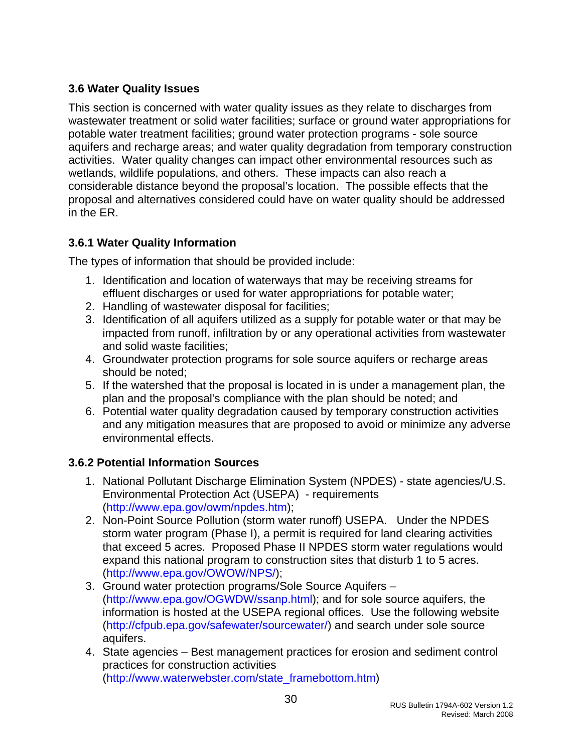### 3.6 Water Quality Issues

This section is concerned with water quality issues as they relate to discharges from wastewater treatment or solid water facilities; surface or ground water appropriations for potable water treatment facilities; ground water protection programs - sole source aquifers and recharge areas; and water quality degradation from temporary construction activities. Water quality changes can impact other environmental resources such as wetlands, wildlife populations, and others. These impacts can also reach a considerable distance beyond the proposal's location. The possible effects that the proposal and alternatives considered could have on water quality should be addressed in the ER.

#### 3.6.1 Water Quality Information

The types of information that should be provided include:

1. Identification and location of waterways that may be receiving streams for effluent discharges or used for water appropriations for potable water;
2. Handling of wastewater disposal for facilities;
3. Identification of all aquifers utilized as a supply for potable water or that may be impacted from runoff, infiltration by or any operational activities from wastewater and solid waste facilities;
4. Groundwater protection programs for sole source aquifers or recharge areas should be noted;
5. If the watershed that the proposal is located in is under a management plan, the plan and the proposal's compliance with the plan should be noted; and
6. Potential water quality degradation caused by temporary construction activities and any mitigation measures that are proposed to avoid or minimize any adverse environmental effects.

#### 3.6.2 Potential Information Sources

1. National Pollutant Discharge Elimination System (NPDES) - state agencies/U.S. Environmental Protection Act (USEPA) - requirements (http://www.epa.gov/owm/npdes.htm);
2. Non-Point Source Pollution (storm water runoff) USEPA. Under the NPDES storm water program (Phase I), a permit is required for land clearing activities that exceed 5 acres. Proposed Phase II NPDES storm water regulations would expand this national program to construction sites that disturb 1 to 5 acres. (http://www.epa.gov/OWOW/NPS/);
3. Ground water protection programs/Sole Source Aquifers – (http://www.epa.gov/OGWDW/ssanp.html); and for sole source aquifers, the information is hosted at the USEPA regional offices. Use the following website (http://cfpub.epa.gov/safewater/sourcewater/) and search under sole source aquifers.
4. State agencies – Best management practices for erosion and sediment control practices for construction activities (http://www.waterwebster.com/state_framebottom.htm)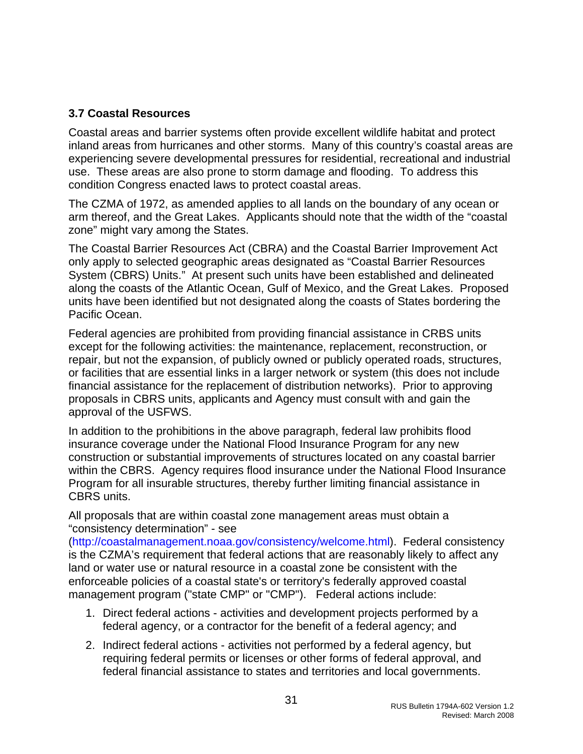### 3.7 Coastal Resources

Coastal areas and barrier systems often provide excellent wildlife habitat and protect inland areas from hurricanes and other storms. Many of this country's coastal areas are experiencing severe developmental pressures for residential, recreational and industrial use. These areas are also prone to storm damage and flooding. To address this condition Congress enacted laws to protect coastal areas.

The CZMA of 1972, as amended applies to all lands on the boundary of any ocean or arm thereof, and the Great Lakes. Applicants should note that the width of the "coastal zone" might vary among the States.

The Coastal Barrier Resources Act (CBRA) and the Coastal Barrier Improvement Act only apply to selected geographic areas designated as "Coastal Barrier Resources System (CBRS) Units." At present such units have been established and delineated along the coasts of the Atlantic Ocean, Gulf of Mexico, and the Great Lakes. Proposed units have been identified but not designated along the coasts of States bordering the Pacific Ocean.

Federal agencies are prohibited from providing financial assistance in CRBS units except for the following activities: the maintenance, replacement, reconstruction, or repair, but not the expansion, of publicly owned or publicly operated roads, structures, or facilities that are essential links in a larger network or system (this does not include financial assistance for the replacement of distribution networks). Prior to approving proposals in CBRS units, applicants and Agency must consult with and gain the approval of the USFWS.

In addition to the prohibitions in the above paragraph, federal law prohibits flood insurance coverage under the National Flood Insurance Program for any new construction or substantial improvements of structures located on any coastal barrier within the CBRS. Agency requires flood insurance under the National Flood Insurance Program for all insurable structures, thereby further limiting financial assistance in CBRS units.

All proposals that are within coastal zone management areas must obtain a "consistency determination" - see (http://coastalmanagement.noaa.gov/consistency/welcome.html). Federal consistency is the CZMA's requirement that federal actions that are reasonably likely to affect any land or water use or natural resource in a coastal zone be consistent with the enforceable policies of a coastal state's or territory's federally approved coastal management program ("state CMP" or "CMP"). Federal actions include:

1. Direct federal actions - activities and development projects performed by a federal agency, or a contractor for the benefit of a federal agency; and
2. Indirect federal actions - activities not performed by a federal agency, but requiring federal permits or licenses or other forms of federal approval, and federal financial assistance to states and territories and local governments.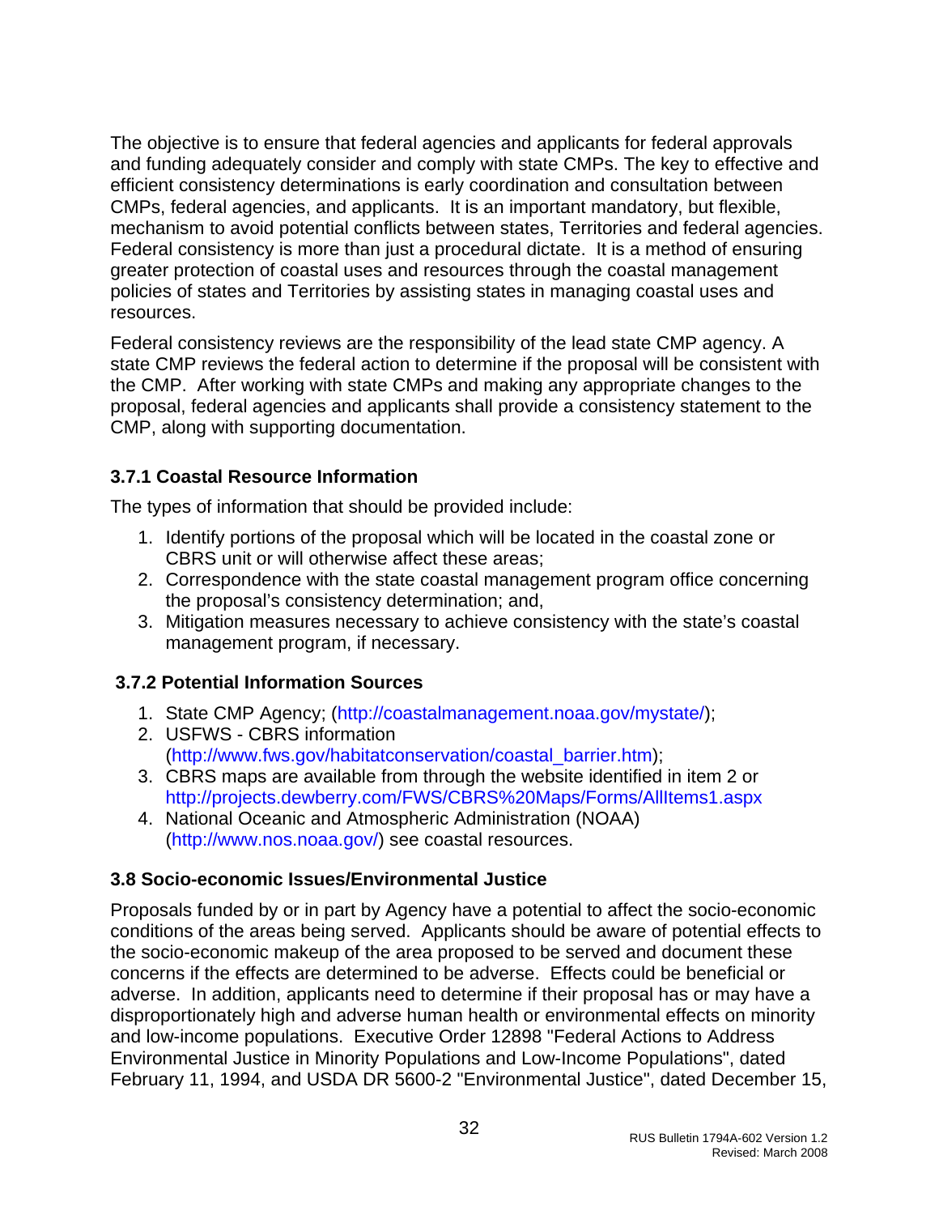The objective is to ensure that federal agencies and applicants for federal approvals and funding adequately consider and comply with state CMPs. The key to effective and efficient consistency determinations is early coordination and consultation between CMPs, federal agencies, and applicants. It is an important mandatory, but flexible, mechanism to avoid potential conflicts between states, Territories and federal agencies. Federal consistency is more than just a procedural dictate. It is a method of ensuring greater protection of coastal uses and resources through the coastal management policies of states and Territories by assisting states in managing coastal uses and resources.

Federal consistency reviews are the responsibility of the lead state CMP agency. A state CMP reviews the federal action to determine if the proposal will be consistent with the CMP. After working with state CMPs and making any appropriate changes to the proposal, federal agencies and applicants shall provide a consistency statement to the CMP, along with supporting documentation.

### 3.7.1 Coastal Resource Information

The types of information that should be provided include:

1. Identify portions of the proposal which will be located in the coastal zone or CBRS unit or will otherwise affect these areas;
2. Correspondence with the state coastal management program office concerning the proposal's consistency determination; and,
3. Mitigation measures necessary to achieve consistency with the state's coastal management program, if necessary.

### 3.7.2 Potential Information Sources

1. State CMP Agency; (http://coastalmanagement.noaa.gov/mystate/);
2. USFWS - CBRS information (http://www.fws.gov/habitatconservation/coastal_barrier.htm);
3. CBRS maps are available from through the website identified in item 2 or http://projects.dewberry.com/FWS/CBRS%20Maps/Forms/AllItems1.aspx
4. National Oceanic and Atmospheric Administration (NOAA) (http://www.nos.noaa.gov/) see coastal resources.

### 3.8 Socio-economic Issues/Environmental Justice

Proposals funded by or in part by Agency have a potential to affect the socio-economic conditions of the areas being served. Applicants should be aware of potential effects to the socio-economic makeup of the area proposed to be served and document these concerns if the effects are determined to be adverse. Effects could be beneficial or adverse. In addition, applicants need to determine if their proposal has or may have a disproportionately high and adverse human health or environmental effects on minority and low-income populations. Executive Order 12898 "Federal Actions to Address Environmental Justice in Minority Populations and Low-Income Populations", dated February 11, 1994, and USDA DR 5600-2 "Environmental Justice", dated December 15,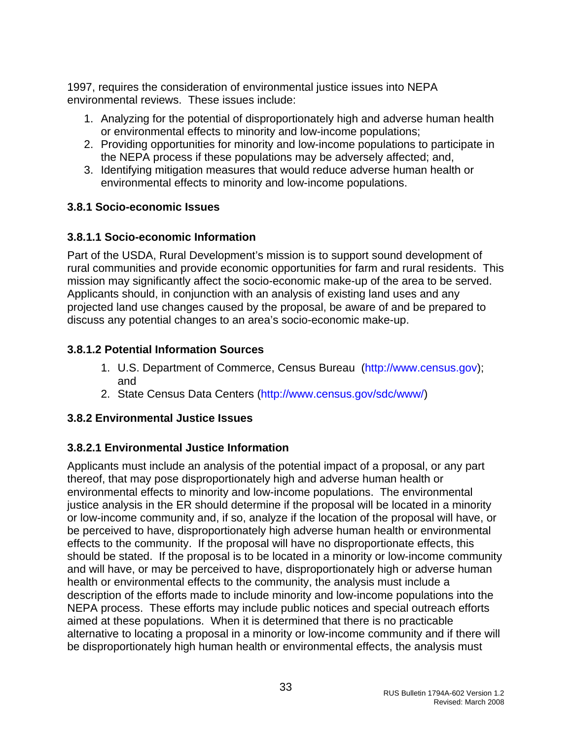1997, requires the consideration of environmental justice issues into NEPA environmental reviews. These issues include:

1. Analyzing for the potential of disproportionately high and adverse human health or environmental effects to minority and low-income populations;
2. Providing opportunities for minority and low-income populations to participate in the NEPA process if these populations may be adversely affected; and,
3. Identifying mitigation measures that would reduce adverse human health or environmental effects to minority and low-income populations.

### 3.8.1 Socio-economic Issues

#### 3.8.1.1 Socio-economic Information

Part of the USDA, Rural Development's mission is to support sound development of rural communities and provide economic opportunities for farm and rural residents. This mission may significantly affect the socio-economic make-up of the area to be served. Applicants should, in conjunction with an analysis of existing land uses and any projected land use changes caused by the proposal, be aware of and be prepared to discuss any potential changes to an area's socio-economic make-up.

#### 3.8.1.2 Potential Information Sources

1. U.S. Department of Commerce, Census Bureau (http://www.census.gov); and
2. State Census Data Centers (http://www.census.gov/sdc/www/)

### 3.8.2 Environmental Justice Issues

#### 3.8.2.1 Environmental Justice Information

Applicants must include an analysis of the potential impact of a proposal, or any part thereof, that may pose disproportionately high and adverse human health or environmental effects to minority and low-income populations. The environmental justice analysis in the ER should determine if the proposal will be located in a minority or low-income community and, if so, analyze if the location of the proposal will have, or be perceived to have, disproportionately high adverse human health or environmental effects to the community. If the proposal will have no disproportionate effects, this should be stated. If the proposal is to be located in a minority or low-income community and will have, or may be perceived to have, disproportionately high or adverse human health or environmental effects to the community, the analysis must include a description of the efforts made to include minority and low-income populations into the NEPA process. These efforts may include public notices and special outreach efforts aimed at these populations. When it is determined that there is no practicable alternative to locating a proposal in a minority or low-income community and if there will be disproportionately high human health or environmental effects, the analysis must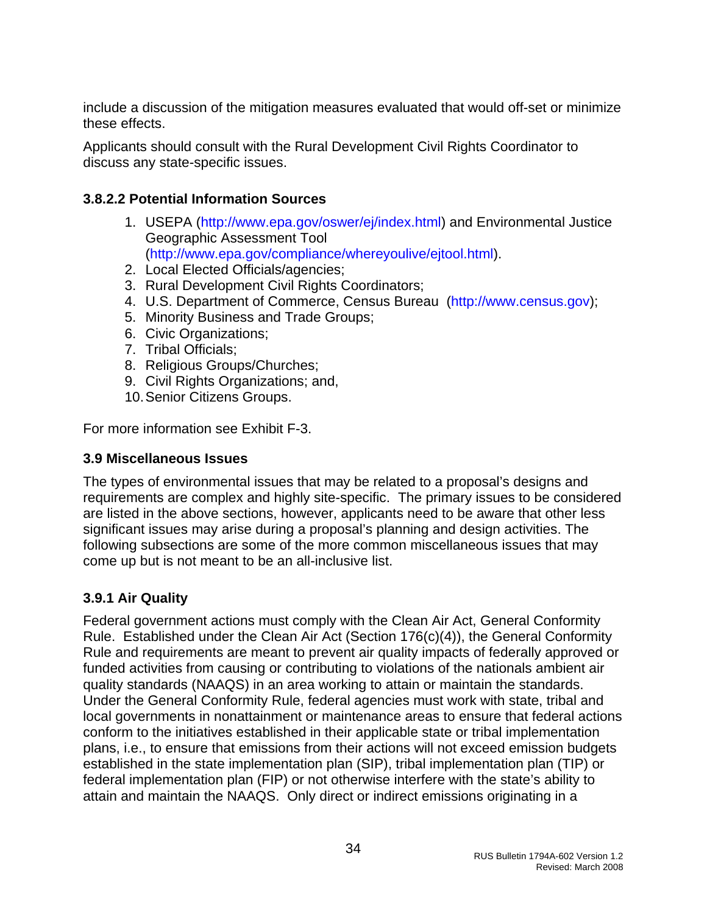include a discussion of the mitigation measures evaluated that would off-set or minimize these effects.

Applicants should consult with the Rural Development Civil Rights Coordinator to discuss any state-specific issues.

#### 3.8.2.2 Potential Information Sources

1. USEPA (http://www.epa.gov/oswer/ej/index.html) and Environmental Justice Geographic Assessment Tool (http://www.epa.gov/compliance/whereyoulive/ejtool.html).
2. Local Elected Officials/agencies;
3. Rural Development Civil Rights Coordinators;
4. U.S. Department of Commerce, Census Bureau (http://www.census.gov);
5. Minority Business and Trade Groups;
6. Civic Organizations;
7. Tribal Officials;
8. Religious Groups/Churches;
9. Civil Rights Organizations; and,
10. Senior Citizens Groups.

For more information see Exhibit F-3.

## 3.9 Miscellaneous Issues

The types of environmental issues that may be related to a proposal's designs and requirements are complex and highly site-specific. The primary issues to be considered are listed in the above sections, however, applicants need to be aware that other less significant issues may arise during a proposal's planning and design activities. The following subsections are some of the more common miscellaneous issues that may come up but is not meant to be an all-inclusive list.

### 3.9.1 Air Quality

Federal government actions must comply with the Clean Air Act, General Conformity Rule. Established under the Clean Air Act (Section 176(c)(4)), the General Conformity Rule and requirements are meant to prevent air quality impacts of federally approved or funded activities from causing or contributing to violations of the nationals ambient air quality standards (NAAQS) in an area working to attain or maintain the standards. Under the General Conformity Rule, federal agencies must work with state, tribal and local governments in nonattainment or maintenance areas to ensure that federal actions conform to the initiatives established in their applicable state or tribal implementation plans, i.e., to ensure that emissions from their actions will not exceed emission budgets established in the state implementation plan (SIP), tribal implementation plan (TIP) or federal implementation plan (FIP) or not otherwise interfere with the state's ability to attain and maintain the NAAQS. Only direct or indirect emissions originating in a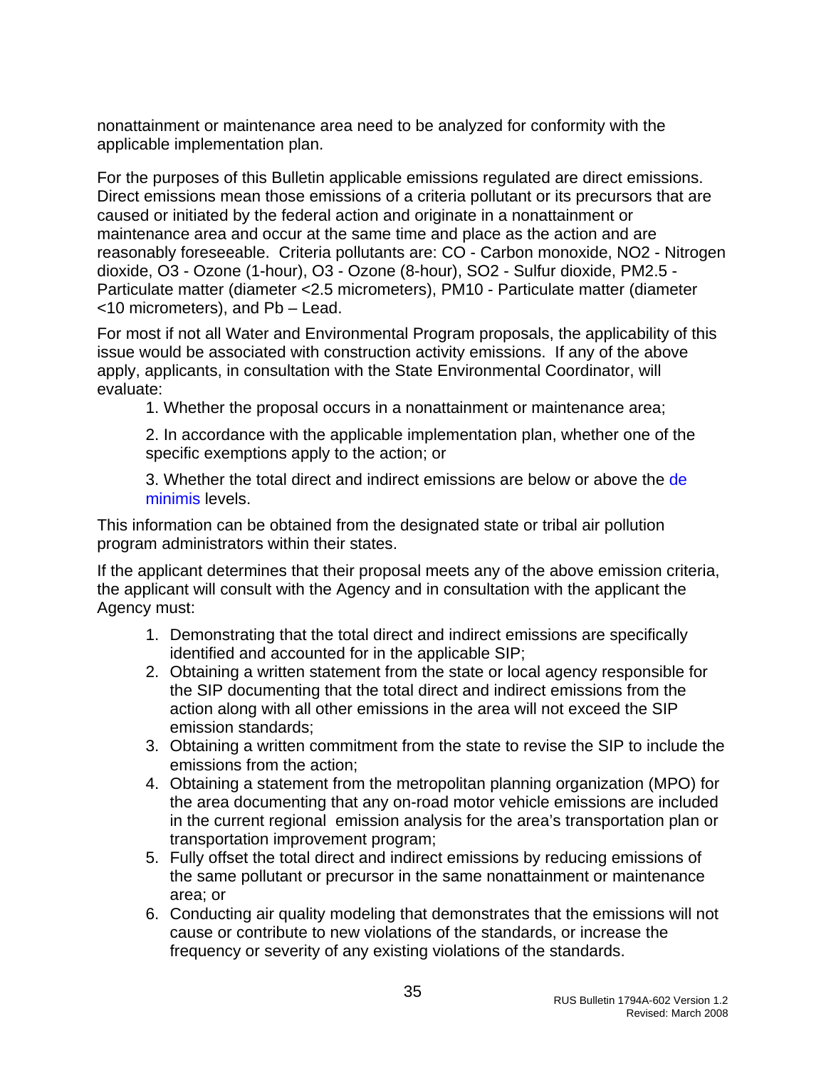nonattainment or maintenance area need to be analyzed for conformity with the applicable implementation plan.

For the purposes of this Bulletin applicable emissions regulated are direct emissions. Direct emissions mean those emissions of a criteria pollutant or its precursors that are caused or initiated by the federal action and originate in a nonattainment or maintenance area and occur at the same time and place as the action and are reasonably foreseeable. Criteria pollutants are: CO - Carbon monoxide, NO2 - Nitrogen dioxide, O3 - Ozone (1-hour), O3 - Ozone (8-hour), SO2 - Sulfur dioxide, PM2.5 - Particulate matter (diameter <2.5 micrometers), PM10 - Particulate matter (diameter <10 micrometers), and Pb – Lead.

For most if not all Water and Environmental Program proposals, the applicability of this issue would be associated with construction activity emissions. If any of the above apply, applicants, in consultation with the State Environmental Coordinator, will evaluate:

1. Whether the proposal occurs in a nonattainment or maintenance area;

2. In accordance with the applicable implementation plan, whether one of the specific exemptions apply to the action; or

3. Whether the total direct and indirect emissions are below or above the de minimis levels.

This information can be obtained from the designated state or tribal air pollution program administrators within their states.

If the applicant determines that their proposal meets any of the above emission criteria, the applicant will consult with the Agency and in consultation with the applicant the Agency must:

1. Demonstrating that the total direct and indirect emissions are specifically identified and accounted for in the applicable SIP;
2. Obtaining a written statement from the state or local agency responsible for the SIP documenting that the total direct and indirect emissions from the action along with all other emissions in the area will not exceed the SIP emission standards;
3. Obtaining a written commitment from the state to revise the SIP to include the emissions from the action;
4. Obtaining a statement from the metropolitan planning organization (MPO) for the area documenting that any on-road motor vehicle emissions are included in the current regional emission analysis for the area's transportation plan or transportation improvement program;
5. Fully offset the total direct and indirect emissions by reducing emissions of the same pollutant or precursor in the same nonattainment or maintenance area; or
6. Conducting air quality modeling that demonstrates that the emissions will not cause or contribute to new violations of the standards, or increase the frequency or severity of any existing violations of the standards.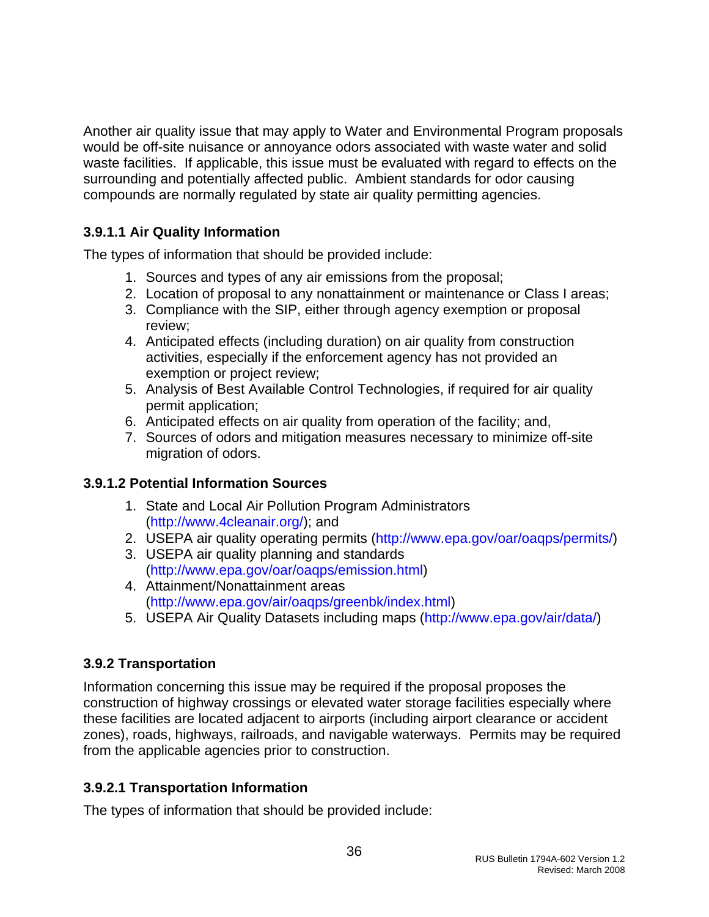Another air quality issue that may apply to Water and Environmental Program proposals would be off-site nuisance or annoyance odors associated with waste water and solid waste facilities. If applicable, this issue must be evaluated with regard to effects on the surrounding and potentially affected public. Ambient standards for odor causing compounds are normally regulated by state air quality permitting agencies.

#### 3.9.1.1 Air Quality Information

The types of information that should be provided include:

1. Sources and types of any air emissions from the proposal;
2. Location of proposal to any nonattainment or maintenance or Class I areas;
3. Compliance with the SIP, either through agency exemption or proposal review;
4. Anticipated effects (including duration) on air quality from construction activities, especially if the enforcement agency has not provided an exemption or project review;
5. Analysis of Best Available Control Technologies, if required for air quality permit application;
6. Anticipated effects on air quality from operation of the facility; and,
7. Sources of odors and mitigation measures necessary to minimize off-site migration of odors.

#### 3.9.1.2 Potential Information Sources

1. State and Local Air Pollution Program Administrators (http://www.4cleanair.org/); and
2. USEPA air quality operating permits (http://www.epa.gov/oar/oaqps/permits/)
3. USEPA air quality planning and standards (http://www.epa.gov/oar/oaqps/emission.html)
4. Attainment/Nonattainment areas (http://www.epa.gov/air/oaqps/greenbk/index.html)
5. USEPA Air Quality Datasets including maps (http://www.epa.gov/air/data/)

### 3.9.2 Transportation

Information concerning this issue may be required if the proposal proposes the construction of highway crossings or elevated water storage facilities especially where these facilities are located adjacent to airports (including airport clearance or accident zones), roads, highways, railroads, and navigable waterways. Permits may be required from the applicable agencies prior to construction.

#### 3.9.2.1 Transportation Information

The types of information that should be provided include: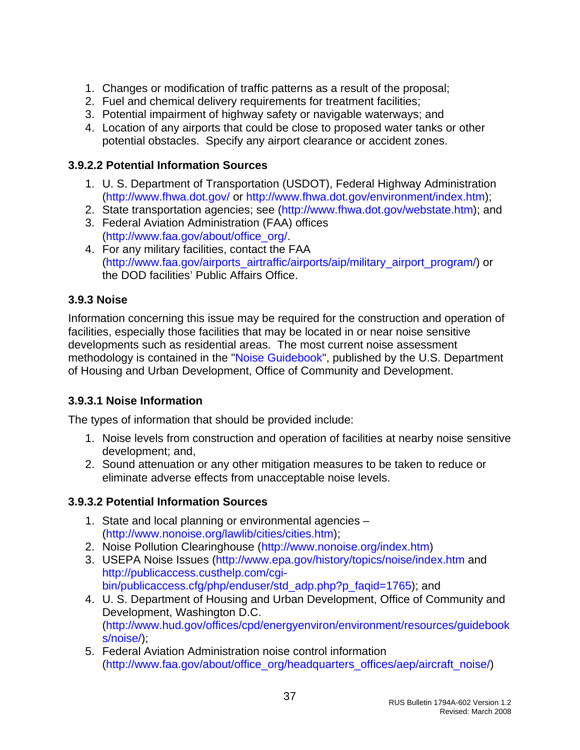1. Changes or modification of traffic patterns as a result of the proposal;
2. Fuel and chemical delivery requirements for treatment facilities;
3. Potential impairment of highway safety or navigable waterways; and
4. Location of any airports that could be close to proposed water tanks or other potential obstacles. Specify any airport clearance or accident zones.

### 3.9.2.2 Potential Information Sources

1. U. S. Department of Transportation (USDOT), Federal Highway Administration (http://www.fhwa.dot.gov/ or http://www.fhwa.dot.gov/environment/index.htm);
2. State transportation agencies; see (http://www.fhwa.dot.gov/webstate.htm); and
3. Federal Aviation Administration (FAA) offices (http://www.faa.gov/about/office_org/.
4. For any military facilities, contact the FAA (http://www.faa.gov/airports_airtraffic/airports/aip/military_airport_program/) or the DOD facilities' Public Affairs Office.

### 3.9.3 Noise

Information concerning this issue may be required for the construction and operation of facilities, especially those facilities that may be located in or near noise sensitive developments such as residential areas. The most current noise assessment methodology is contained in the "Noise Guidebook", published by the U.S. Department of Housing and Urban Development, Office of Community and Development.

### 3.9.3.1 Noise Information

The types of information that should be provided include:

1. Noise levels from construction and operation of facilities at nearby noise sensitive development; and,
2. Sound attenuation or any other mitigation measures to be taken to reduce or eliminate adverse effects from unacceptable noise levels.

### 3.9.3.2 Potential Information Sources

1. State and local planning or environmental agencies – (http://www.nonoise.org/lawlib/cities/cities.htm);
2. Noise Pollution Clearinghouse (http://www.nonoise.org/index.htm)
3. USEPA Noise Issues (http://www.epa.gov/history/topics/noise/index.htm and http://publicaccess.custhelp.com/cgi-bin/publicaccess.cfg/php/enduser/std_adp.php?p_faqid=1765); and
4. U. S. Department of Housing and Urban Development, Office of Community and Development, Washington D.C. (http://www.hud.gov/offices/cpd/energyenviron/environment/resources/guidebooks/noise/);
5. Federal Aviation Administration noise control information (http://www.faa.gov/about/office_org/headquarters_offices/aep/aircraft_noise/)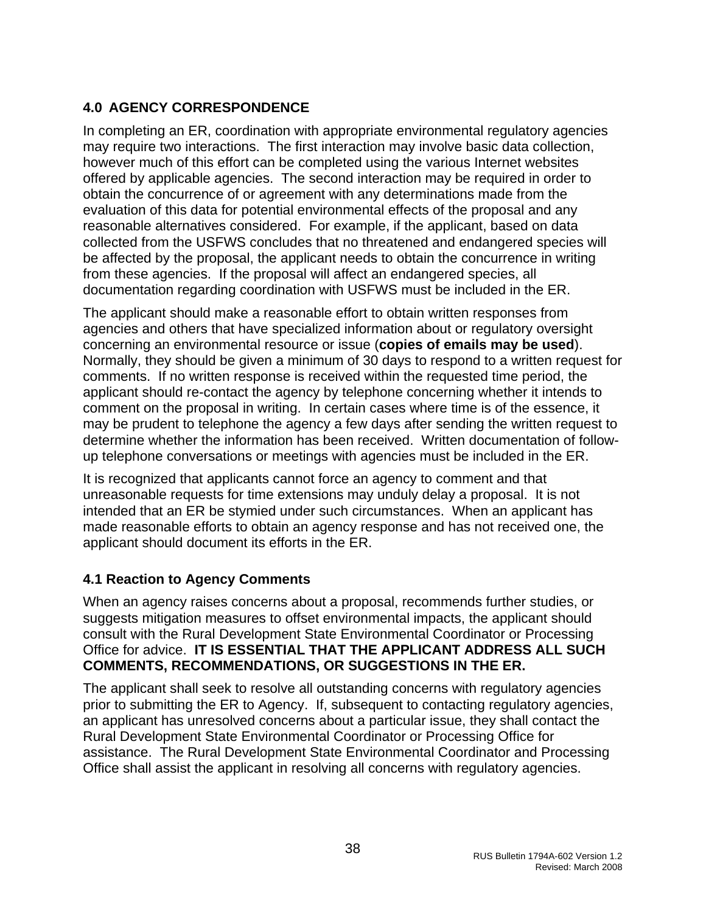## 4.0 AGENCY CORRESPONDENCE

In completing an ER, coordination with appropriate environmental regulatory agencies may require two interactions. The first interaction may involve basic data collection, however much of this effort can be completed using the various Internet websites offered by applicable agencies. The second interaction may be required in order to obtain the concurrence of or agreement with any determinations made from the evaluation of this data for potential environmental effects of the proposal and any reasonable alternatives considered. For example, if the applicant, based on data collected from the USFWS concludes that no threatened and endangered species will be affected by the proposal, the applicant needs to obtain the concurrence in writing from these agencies. If the proposal will affect an endangered species, all documentation regarding coordination with USFWS must be included in the ER.

The applicant should make a reasonable effort to obtain written responses from agencies and others that have specialized information about or regulatory oversight concerning an environmental resource or issue (**copies of emails may be used**). Normally, they should be given a minimum of 30 days to respond to a written request for comments. If no written response is received within the requested time period, the applicant should re-contact the agency by telephone concerning whether it intends to comment on the proposal in writing. In certain cases where time is of the essence, it may be prudent to telephone the agency a few days after sending the written request to determine whether the information has been received. Written documentation of follow-up telephone conversations or meetings with agencies must be included in the ER.

It is recognized that applicants cannot force an agency to comment and that unreasonable requests for time extensions may unduly delay a proposal. It is not intended that an ER be stymied under such circumstances. When an applicant has made reasonable efforts to obtain an agency response and has not received one, the applicant should document its efforts in the ER.

### 4.1 Reaction to Agency Comments

When an agency raises concerns about a proposal, recommends further studies, or suggests mitigation measures to offset environmental impacts, the applicant should consult with the Rural Development State Environmental Coordinator or Processing Office for advice. **IT IS ESSENTIAL THAT THE APPLICANT ADDRESS ALL SUCH COMMENTS, RECOMMENDATIONS, OR SUGGESTIONS IN THE ER.**

The applicant shall seek to resolve all outstanding concerns with regulatory agencies prior to submitting the ER to Agency. If, subsequent to contacting regulatory agencies, an applicant has unresolved concerns about a particular issue, they shall contact the Rural Development State Environmental Coordinator or Processing Office for assistance. The Rural Development State Environmental Coordinator and Processing Office shall assist the applicant in resolving all concerns with regulatory agencies.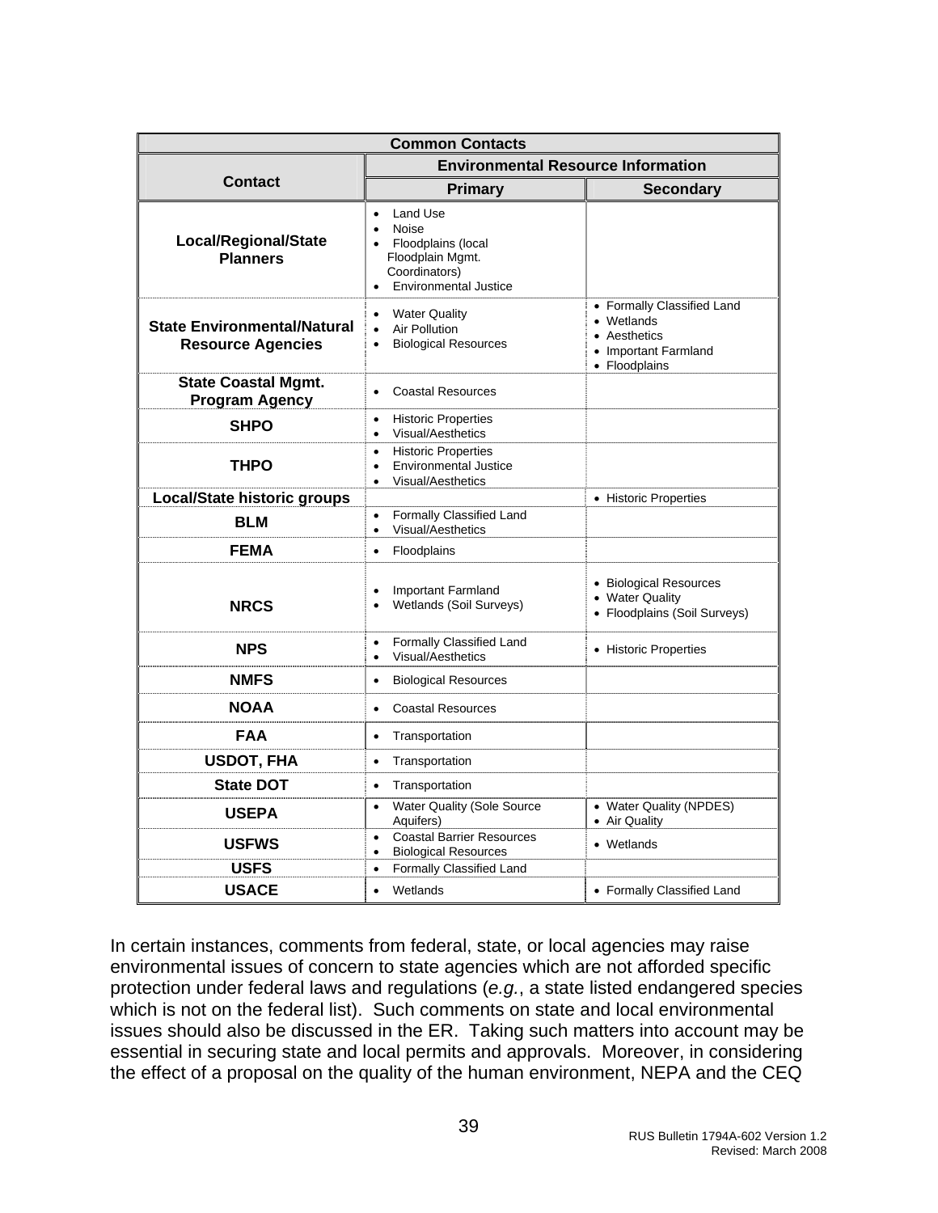| Common Contacts | | |
|---|---|---|
| **Contact** | **Environmental Resource Information** | |
| | **Primary** | **Secondary** |
| **Local/Regional/State Planners** | • Land Use<br>• Noise<br>• Floodplains (local Floodplain Mgmt. Coordinators)<br>• Environmental Justice | |
| **State Environmental/Natural Resource Agencies** | • Water Quality<br>• Air Pollution<br>• Biological Resources | • Formally Classified Land<br>• Wetlands<br>• Aesthetics<br>• Important Farmland<br>• Floodplains |
| **State Coastal Mgmt. Program Agency** | • Coastal Resources | |
| **SHPO** | • Historic Properties<br>• Visual/Aesthetics | |
| **THPO** | • Historic Properties<br>• Environmental Justice<br>• Visual/Aesthetics | |
| **Local/State historic groups** | | • Historic Properties |
| **BLM** | • Formally Classified Land<br>• Visual/Aesthetics | |
| **FEMA** | • Floodplains | |
| **NRCS** | • Important Farmland<br>• Wetlands (Soil Surveys) | • Biological Resources<br>• Water Quality<br>• Floodplains (Soil Surveys) |
| **NPS** | • Formally Classified Land<br>• Visual/Aesthetics | • Historic Properties |
| **NMFS** | • Biological Resources | |
| **NOAA** | • Coastal Resources | |
| **FAA** | • Transportation | |
| **USDOT, FHA** | • Transportation | |
| **State DOT** | • Transportation | |
| **USEPA** | • Water Quality (Sole Source Aquifers) | • Water Quality (NPDES)<br>• Air Quality |
| **USFWS** | • Coastal Barrier Resources<br>• Biological Resources | • Wetlands |
| **USFS** | • Formally Classified Land | |
| **USACE** | • Wetlands | • Formally Classified Land |

In certain instances, comments from federal, state, or local agencies may raise environmental issues of concern to state agencies which are not afforded specific protection under federal laws and regulations (*e.g.*, a state listed endangered species which is not on the federal list). Such comments on state and local environmental issues should also be discussed in the ER. Taking such matters into account may be essential in securing state and local permits and approvals. Moreover, in considering the effect of a proposal on the quality of the human environment, NEPA and the CEQ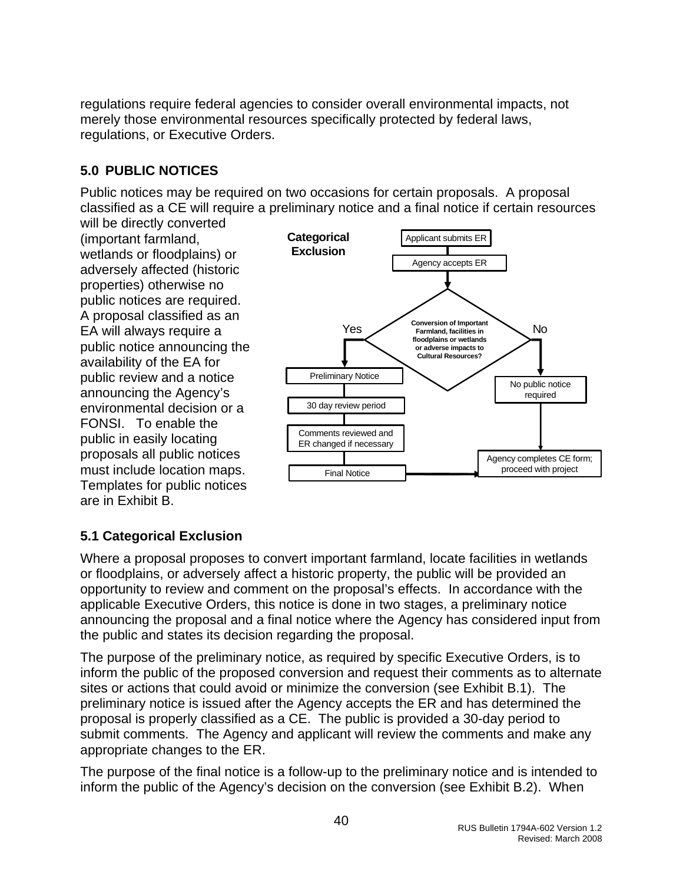regulations require federal agencies to consider overall environmental impacts, not merely those environmental resources specifically protected by federal laws, regulations, or Executive Orders.

## 5.0 PUBLIC NOTICES

Public notices may be required on two occasions for certain proposals. A proposal classified as a CE will require a preliminary notice and a final notice if certain resources will be directly converted (important farmland, wetlands or floodplains) or adversely affected (historic properties) otherwise no public notices are required. A proposal classified as an EA will always require a public notice announcing the availability of the EA for public review and a notice announcing the Agency's environmental decision or a FONSI. To enable the public in easily locating proposals all public notices must include location maps. Templates for public notices are in Exhibit B.

**Categorical Exclusion**

Applicant submits ER → Agency accepts ER → Conversion of Important Farmland, facilities in floodplains or wetlands or adverse impacts to Cultural Resources?

- Yes → Preliminary Notice → 30 day review period → Comments reviewed and ER changed if necessary → Final Notice → Agency completes CE form; proceed with project
- No → No public notice required → Agency completes CE form; proceed with project

### 5.1 Categorical Exclusion

Where a proposal proposes to convert important farmland, locate facilities in wetlands or floodplains, or adversely affect a historic property, the public will be provided an opportunity to review and comment on the proposal's effects. In accordance with the applicable Executive Orders, this notice is done in two stages, a preliminary notice announcing the proposal and a final notice where the Agency has considered input from the public and states its decision regarding the proposal.

The purpose of the preliminary notice, as required by specific Executive Orders, is to inform the public of the proposed conversion and request their comments as to alternate sites or actions that could avoid or minimize the conversion (see Exhibit B.1). The preliminary notice is issued after the Agency accepts the ER and has determined the proposal is properly classified as a CE. The public is provided a 30-day period to submit comments. The Agency and applicant will review the comments and make any appropriate changes to the ER.

The purpose of the final notice is a follow-up to the preliminary notice and is intended to inform the public of the Agency's decision on the conversion (see Exhibit B.2). When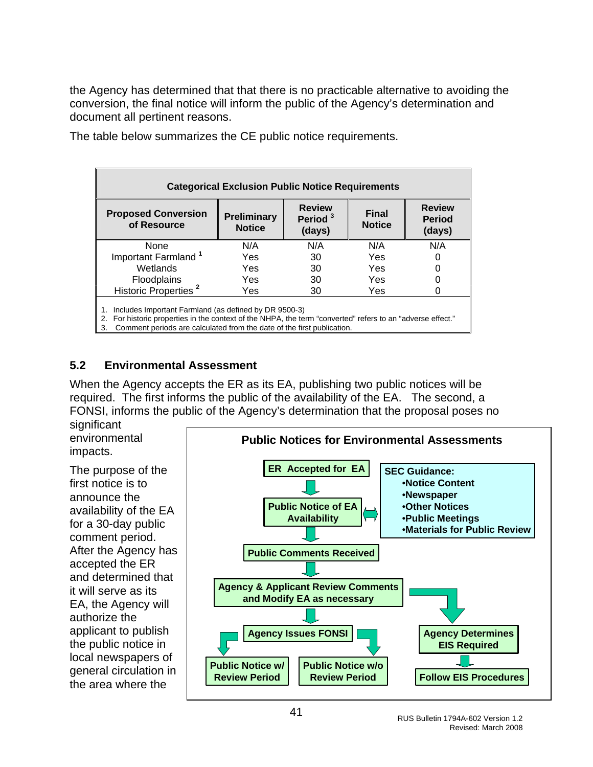the Agency has determined that that there is no practicable alternative to avoiding the conversion, the final notice will inform the public of the Agency's determination and document all pertinent reasons.

The table below summarizes the CE public notice requirements.

**Categorical Exclusion Public Notice Requirements**

| Proposed Conversion of Resource | Preliminary Notice | Review Period [3] (days) | Final Notice | Review Period (days) |
|---|---|---|---|---|
| None | N/A | N/A | N/A | N/A |
| Important Farmland [1] | Yes | 30 | Yes | 0 |
| Wetlands | Yes | 30 | Yes | 0 |
| Floodplains | Yes | 30 | Yes | 0 |
| Historic Properties [2] | Yes | 30 | Yes | 0 |

1. Includes Important Farmland (as defined by DR 9500-3)
2. For historic properties in the context of the NHPA, the term "converted" refers to an "adverse effect."
3. Comment periods are calculated from the date of the first publication.

## 5.2 Environmental Assessment

When the Agency accepts the ER as its EA, publishing two public notices will be required. The first informs the public of the availability of the EA. The second, a FONSI, informs the public of the Agency's determination that the proposal poses no significant environmental impacts.

The purpose of the first notice is to announce the availability of the EA for a 30-day public comment period. After the Agency has accepted the ER and determined that it will serve as its EA, the Agency will authorize the applicant to publish the public notice in local newspapers of general circulation in the area where the

**Public Notices for Environmental Assessments**

- ER Accepted for EA
- Public Notice of EA Availability ↔ SEC Guidance:
  - •Notice Content
  - •Newspaper
  - •Other Notices
  - •Public Meetings
  - •Materials for Public Review
- Public Comments Received
- Agency & Applicant Review Comments and Modify EA as necessary
  - Agency Issues FONSI
    - Public Notice w/ Review Period
    - Public Notice w/o Review Period
  - Agency Determines EIS Required
    - Follow EIS Procedures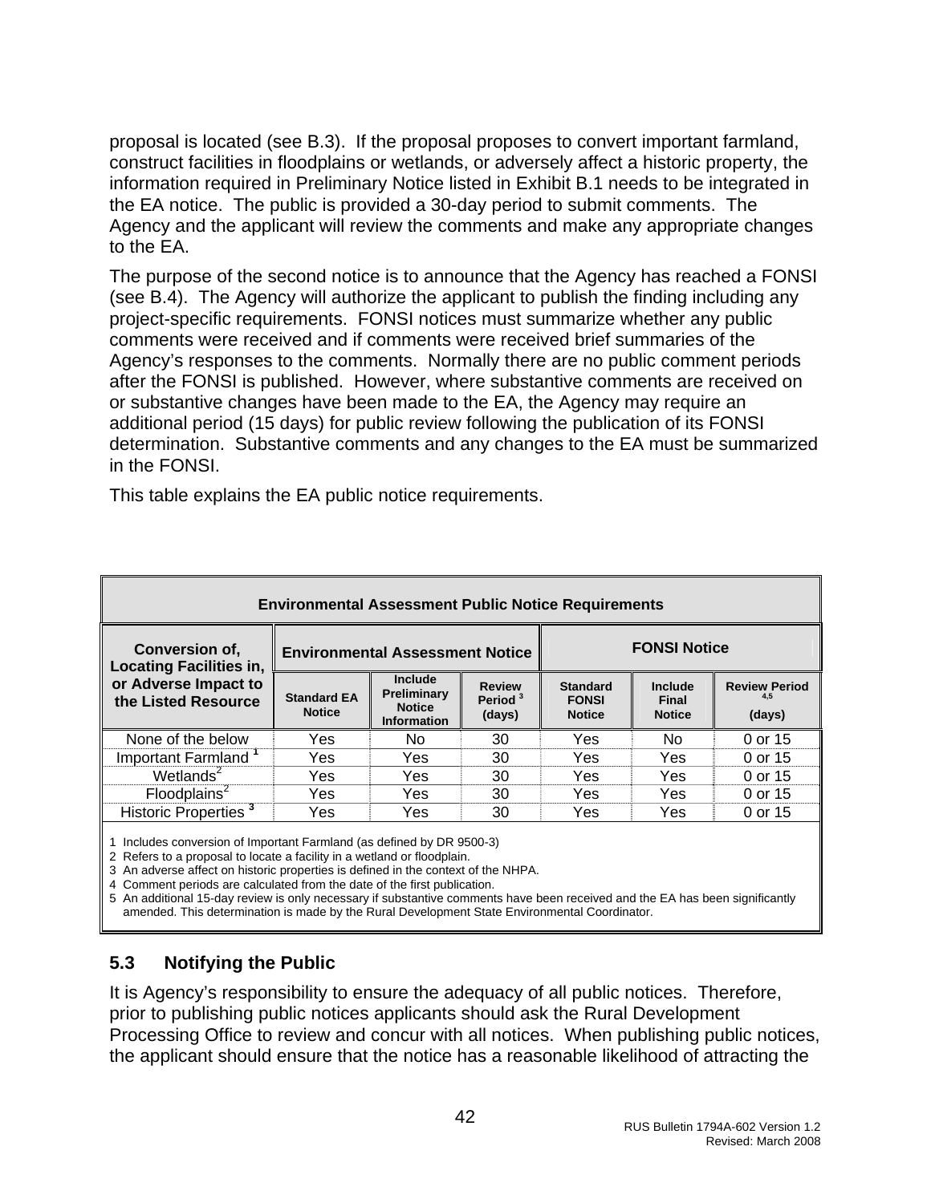proposal is located (see B.3). If the proposal proposes to convert important farmland, construct facilities in floodplains or wetlands, or adversely affect a historic property, the information required in Preliminary Notice listed in Exhibit B.1 needs to be integrated in the EA notice. The public is provided a 30-day period to submit comments. The Agency and the applicant will review the comments and make any appropriate changes to the EA.

The purpose of the second notice is to announce that the Agency has reached a FONSI (see B.4). The Agency will authorize the applicant to publish the finding including any project-specific requirements. FONSI notices must summarize whether any public comments were received and if comments were received brief summaries of the Agency's responses to the comments. Normally there are no public comment periods after the FONSI is published. However, where substantive comments are received on or substantive changes have been made to the EA, the Agency may require an additional period (15 days) for public review following the publication of its FONSI determination. Substantive comments and any changes to the EA must be summarized in the FONSI.

This table explains the EA public notice requirements.

**Environmental Assessment Public Notice Requirements**

| Conversion of, Locating Facilities in, or Adverse Impact to the Listed Resource | Environmental Assessment Notice | | | FONSI Notice | | |
|---|---|---|---|---|---|---|
| | Standard EA Notice | Include Preliminary Notice Information | Review Period [3] (days) | Standard FONSI Notice | Include Final Notice | Review Period [4,5] (days) |
| None of the below | Yes | No | 30 | Yes | No | 0 or 15 |
| Important Farmland [1] | Yes | Yes | 30 | Yes | Yes | 0 or 15 |
| Wetlands[2] | Yes | Yes | 30 | Yes | Yes | 0 or 15 |
| Floodplains[2] | Yes | Yes | 30 | Yes | Yes | 0 or 15 |
| Historic Properties [3] | Yes | Yes | 30 | Yes | Yes | 0 or 15 |

1 Includes conversion of Important Farmland (as defined by DR 9500-3)
2 Refers to a proposal to locate a facility in a wetland or floodplain.
3 An adverse affect on historic properties is defined in the context of the NHPA.
4 Comment periods are calculated from the date of the first publication.
5 An additional 15-day review is only necessary if substantive comments have been received and the EA has been significantly amended. This determination is made by the Rural Development State Environmental Coordinator.

### 5.3 Notifying the Public

It is Agency's responsibility to ensure the adequacy of all public notices. Therefore, prior to publishing public notices applicants should ask the Rural Development Processing Office to review and concur with all notices. When publishing public notices, the applicant should ensure that the notice has a reasonable likelihood of attracting the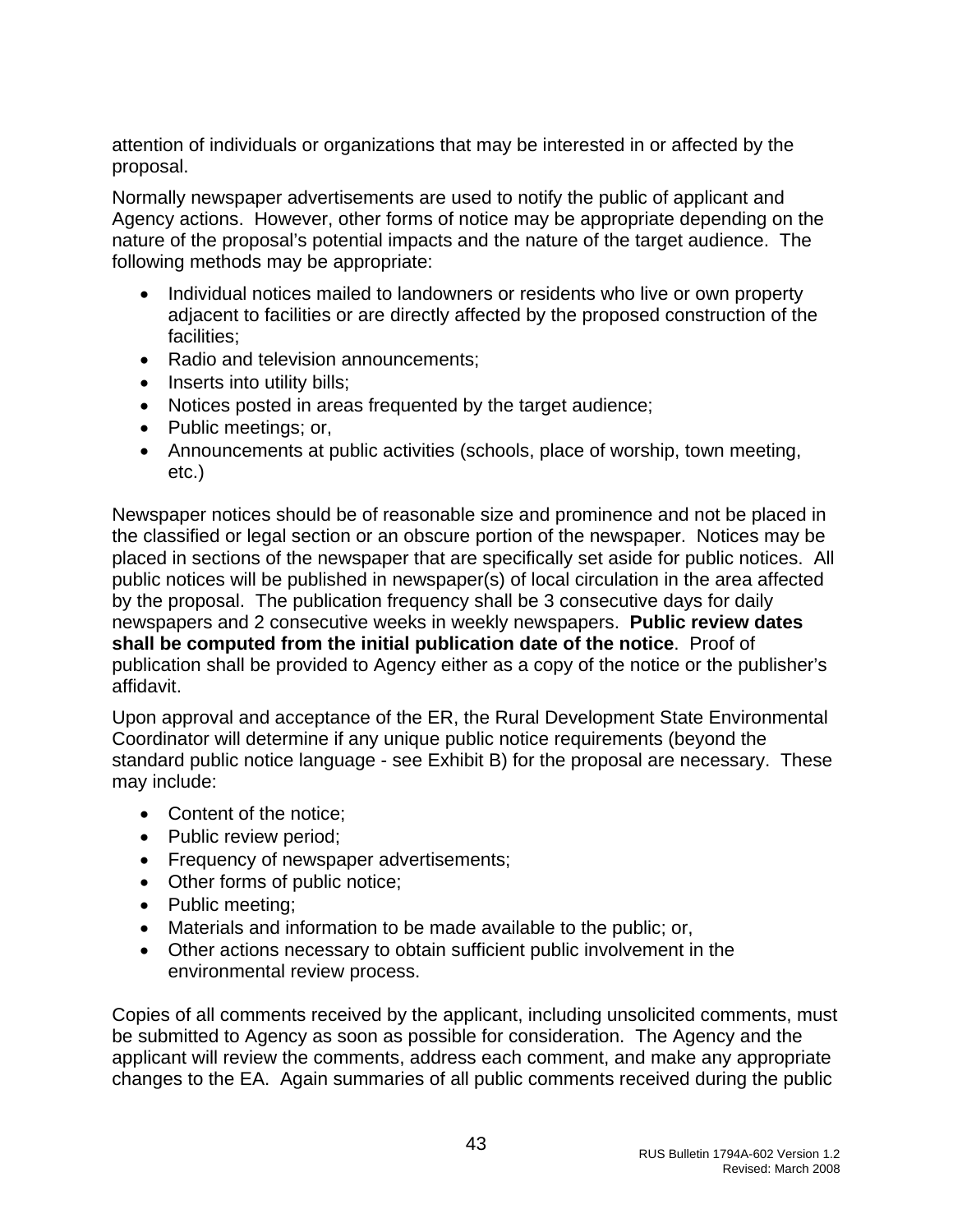attention of individuals or organizations that may be interested in or affected by the proposal.

Normally newspaper advertisements are used to notify the public of applicant and Agency actions. However, other forms of notice may be appropriate depending on the nature of the proposal's potential impacts and the nature of the target audience. The following methods may be appropriate:

- Individual notices mailed to landowners or residents who live or own property adjacent to facilities or are directly affected by the proposed construction of the facilities;
- Radio and television announcements;
- Inserts into utility bills;
- Notices posted in areas frequented by the target audience;
- Public meetings; or,
- Announcements at public activities (schools, place of worship, town meeting, etc.)

Newspaper notices should be of reasonable size and prominence and not be placed in the classified or legal section or an obscure portion of the newspaper. Notices may be placed in sections of the newspaper that are specifically set aside for public notices. All public notices will be published in newspaper(s) of local circulation in the area affected by the proposal. The publication frequency shall be 3 consecutive days for daily newspapers and 2 consecutive weeks in weekly newspapers. **Public review dates shall be computed from the initial publication date of the notice**. Proof of publication shall be provided to Agency either as a copy of the notice or the publisher's affidavit.

Upon approval and acceptance of the ER, the Rural Development State Environmental Coordinator will determine if any unique public notice requirements (beyond the standard public notice language - see Exhibit B) for the proposal are necessary. These may include:

- Content of the notice;
- Public review period;
- Frequency of newspaper advertisements;
- Other forms of public notice;
- Public meeting;
- Materials and information to be made available to the public; or,
- Other actions necessary to obtain sufficient public involvement in the environmental review process.

Copies of all comments received by the applicant, including unsolicited comments, must be submitted to Agency as soon as possible for consideration. The Agency and the applicant will review the comments, address each comment, and make any appropriate changes to the EA. Again summaries of all public comments received during the public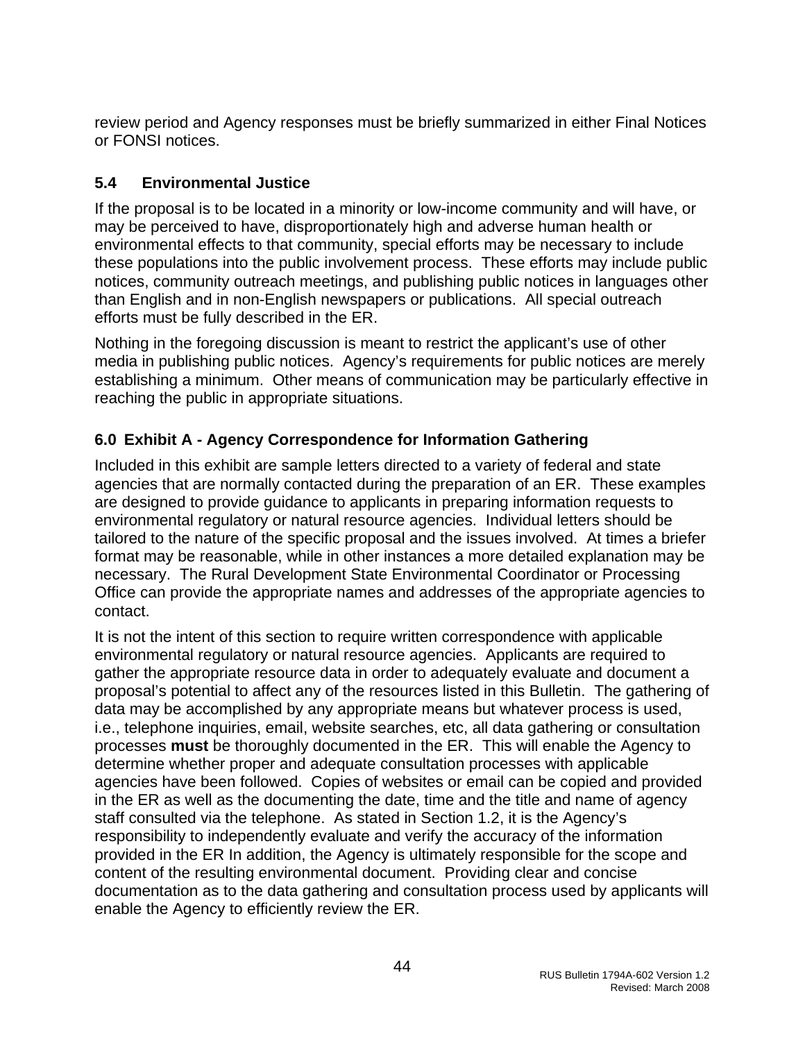review period and Agency responses must be briefly summarized in either Final Notices or FONSI notices.

### 5.4 Environmental Justice

If the proposal is to be located in a minority or low-income community and will have, or may be perceived to have, disproportionately high and adverse human health or environmental effects to that community, special efforts may be necessary to include these populations into the public involvement process. These efforts may include public notices, community outreach meetings, and publishing public notices in languages other than English and in non-English newspapers or publications. All special outreach efforts must be fully described in the ER.

Nothing in the foregoing discussion is meant to restrict the applicant's use of other media in publishing public notices. Agency's requirements for public notices are merely establishing a minimum. Other means of communication may be particularly effective in reaching the public in appropriate situations.

## 6.0 Exhibit A - Agency Correspondence for Information Gathering

Included in this exhibit are sample letters directed to a variety of federal and state agencies that are normally contacted during the preparation of an ER. These examples are designed to provide guidance to applicants in preparing information requests to environmental regulatory or natural resource agencies. Individual letters should be tailored to the nature of the specific proposal and the issues involved. At times a briefer format may be reasonable, while in other instances a more detailed explanation may be necessary. The Rural Development State Environmental Coordinator or Processing Office can provide the appropriate names and addresses of the appropriate agencies to contact.

It is not the intent of this section to require written correspondence with applicable environmental regulatory or natural resource agencies. Applicants are required to gather the appropriate resource data in order to adequately evaluate and document a proposal's potential to affect any of the resources listed in this Bulletin. The gathering of data may be accomplished by any appropriate means but whatever process is used, i.e., telephone inquiries, email, website searches, etc, all data gathering or consultation processes **must** be thoroughly documented in the ER. This will enable the Agency to determine whether proper and adequate consultation processes with applicable agencies have been followed. Copies of websites or email can be copied and provided in the ER as well as the documenting the date, time and the title and name of agency staff consulted via the telephone. As stated in Section 1.2, it is the Agency's responsibility to independently evaluate and verify the accuracy of the information provided in the ER In addition, the Agency is ultimately responsible for the scope and content of the resulting environmental document. Providing clear and concise documentation as to the data gathering and consultation process used by applicants will enable the Agency to efficiently review the ER.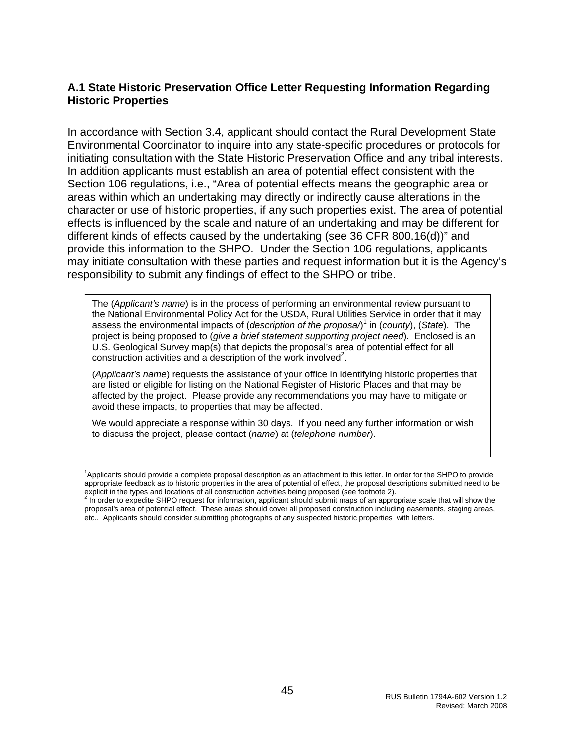### A.1 State Historic Preservation Office Letter Requesting Information Regarding Historic Properties

In accordance with Section 3.4, applicant should contact the Rural Development State Environmental Coordinator to inquire into any state-specific procedures or protocols for initiating consultation with the State Historic Preservation Office and any tribal interests. In addition applicants must establish an area of potential effect consistent with the Section 106 regulations, i.e., "Area of potential effects means the geographic area or areas within which an undertaking may directly or indirectly cause alterations in the character or use of historic properties, if any such properties exist. The area of potential effects is influenced by the scale and nature of an undertaking and may be different for different kinds of effects caused by the undertaking (see 36 CFR 800.16(d))" and provide this information to the SHPO. Under the Section 106 regulations, applicants may initiate consultation with these parties and request information but it is the Agency's responsibility to submit any findings of effect to the SHPO or tribe.

> The (*Applicant's name*) is in the process of performing an environmental review pursuant to the National Environmental Policy Act for the USDA, Rural Utilities Service in order that it may assess the environmental impacts of (*description of the proposal*)[1] in (*county*), (*State*). The project is being proposed to (*give a brief statement supporting project need*). Enclosed is an U.S. Geological Survey map(s) that depicts the proposal's area of potential effect for all construction activities and a description of the work involved[2].
>
> (*Applicant's name*) requests the assistance of your office in identifying historic properties that are listed or eligible for listing on the National Register of Historic Places and that may be affected by the project. Please provide any recommendations you may have to mitigate or avoid these impacts, to properties that may be affected.
>
> We would appreciate a response within 30 days. If you need any further information or wish to discuss the project, please contact (*name*) at (*telephone number*).

[1] Applicants should provide a complete proposal description as an attachment to this letter. In order for the SHPO to provide appropriate feedback as to historic properties in the area of potential of effect, the proposal descriptions submitted need to be explicit in the types and locations of all construction activities being proposed (see footnote 2).

[2] In order to expedite SHPO request for information, applicant should submit maps of an appropriate scale that will show the proposal's area of potential effect. These areas should cover all proposed construction including easements, staging areas, etc.. Applicants should consider submitting photographs of any suspected historic properties with letters.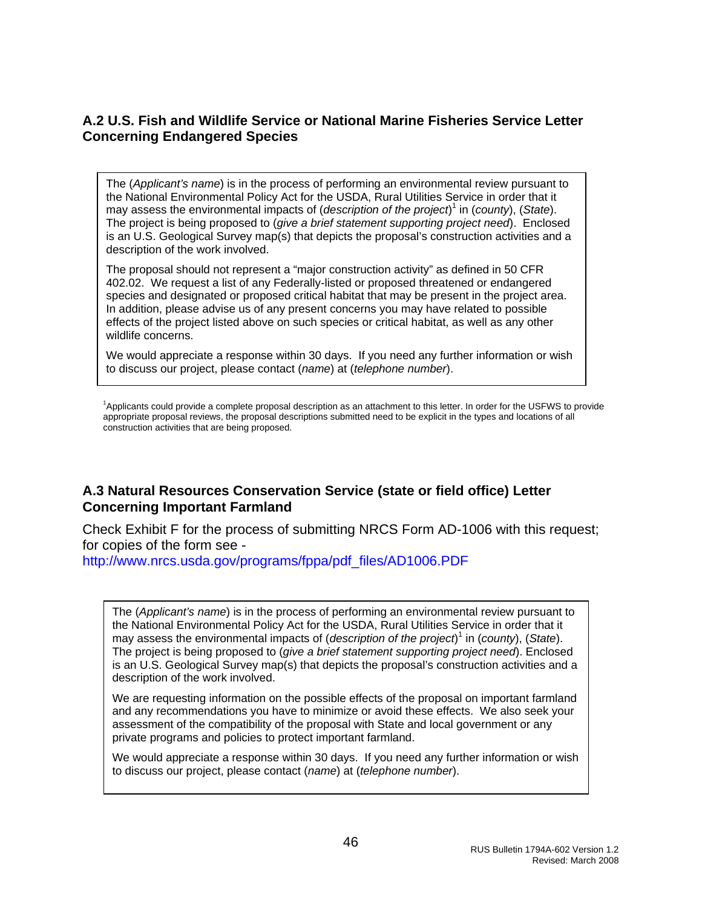### A.2 U.S. Fish and Wildlife Service or National Marine Fisheries Service Letter Concerning Endangered Species

> The (*Applicant's name*) is in the process of performing an environmental review pursuant to the National Environmental Policy Act for the USDA, Rural Utilities Service in order that it may assess the environmental impacts of (*description of the project*)[1] in (*county*), (*State*). The project is being proposed to (*give a brief statement supporting project need*). Enclosed is an U.S. Geological Survey map(s) that depicts the proposal's construction activities and a description of the work involved.
>
> The proposal should not represent a "major construction activity" as defined in 50 CFR 402.02. We request a list of any Federally-listed or proposed threatened or endangered species and designated or proposed critical habitat that may be present in the project area. In addition, please advise us of any present concerns you may have related to possible effects of the project listed above on such species or critical habitat, as well as any other wildlife concerns.
>
> We would appreciate a response within 30 days. If you need any further information or wish to discuss our project, please contact (*name*) at (*telephone number*).

[1]Applicants could provide a complete proposal description as an attachment to this letter. In order for the USFWS to provide appropriate proposal reviews, the proposal descriptions submitted need to be explicit in the types and locations of all construction activities that are being proposed.

### A.3 Natural Resources Conservation Service (state or field office) Letter Concerning Important Farmland

Check Exhibit F for the process of submitting NRCS Form AD-1006 with this request; for copies of the form see - http://www.nrcs.usda.gov/programs/fppa/pdf_files/AD1006.PDF

> The (*Applicant's name*) is in the process of performing an environmental review pursuant to the National Environmental Policy Act for the USDA, Rural Utilities Service in order that it may assess the environmental impacts of (*description of the project*)[1] in (*county*), (*State*). The project is being proposed to (*give a brief statement supporting project need*). Enclosed is an U.S. Geological Survey map(s) that depicts the proposal's construction activities and a description of the work involved.
>
> We are requesting information on the possible effects of the proposal on important farmland and any recommendations you have to minimize or avoid these effects. We also seek your assessment of the compatibility of the proposal with State and local government or any private programs and policies to protect important farmland.
>
> We would appreciate a response within 30 days. If you need any further information or wish to discuss our project, please contact (*name*) at (*telephone number*).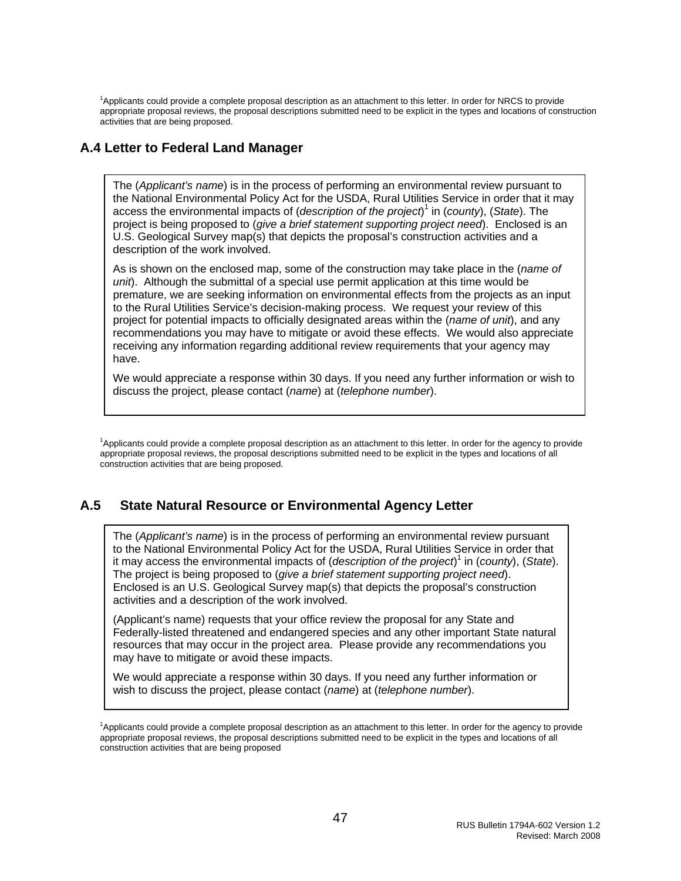[1]Applicants could provide a complete proposal description as an attachment to this letter. In order for NRCS to provide appropriate proposal reviews, the proposal descriptions submitted need to be explicit in the types and locations of construction activities that are being proposed.

## A.4 Letter to Federal Land Manager

> The (*Applicant's name*) is in the process of performing an environmental review pursuant to the National Environmental Policy Act for the USDA, Rural Utilities Service in order that it may access the environmental impacts of (*description of the project*)[1] in (*county*), (*State*). The project is being proposed to (*give a brief statement supporting project need*). Enclosed is an U.S. Geological Survey map(s) that depicts the proposal's construction activities and a description of the work involved.
>
> As is shown on the enclosed map, some of the construction may take place in the (*name of unit*). Although the submittal of a special use permit application at this time would be premature, we are seeking information on environmental effects from the projects as an input to the Rural Utilities Service's decision-making process. We request your review of this project for potential impacts to officially designated areas within the (*name of unit*), and any recommendations you may have to mitigate or avoid these effects. We would also appreciate receiving any information regarding additional review requirements that your agency may have.
>
> We would appreciate a response within 30 days. If you need any further information or wish to discuss the project, please contact (*name*) at (*telephone number*).

[1]Applicants could provide a complete proposal description as an attachment to this letter. In order for the agency to provide appropriate proposal reviews, the proposal descriptions submitted need to be explicit in the types and locations of all construction activities that are being proposed.

## A.5 State Natural Resource or Environmental Agency Letter

> The (*Applicant's name*) is in the process of performing an environmental review pursuant to the National Environmental Policy Act for the USDA, Rural Utilities Service in order that it may access the environmental impacts of (*description of the project*)[1] in (*county*), (*State*). The project is being proposed to (*give a brief statement supporting project need*). Enclosed is an U.S. Geological Survey map(s) that depicts the proposal's construction activities and a description of the work involved.
>
> (Applicant's name) requests that your office review the proposal for any State and Federally-listed threatened and endangered species and any other important State natural resources that may occur in the project area. Please provide any recommendations you may have to mitigate or avoid these impacts.
>
> We would appreciate a response within 30 days. If you need any further information or wish to discuss the project, please contact (*name*) at (*telephone number*).

[1]Applicants could provide a complete proposal description as an attachment to this letter. In order for the agency to provide appropriate proposal reviews, the proposal descriptions submitted need to be explicit in the types and locations of all construction activities that are being proposed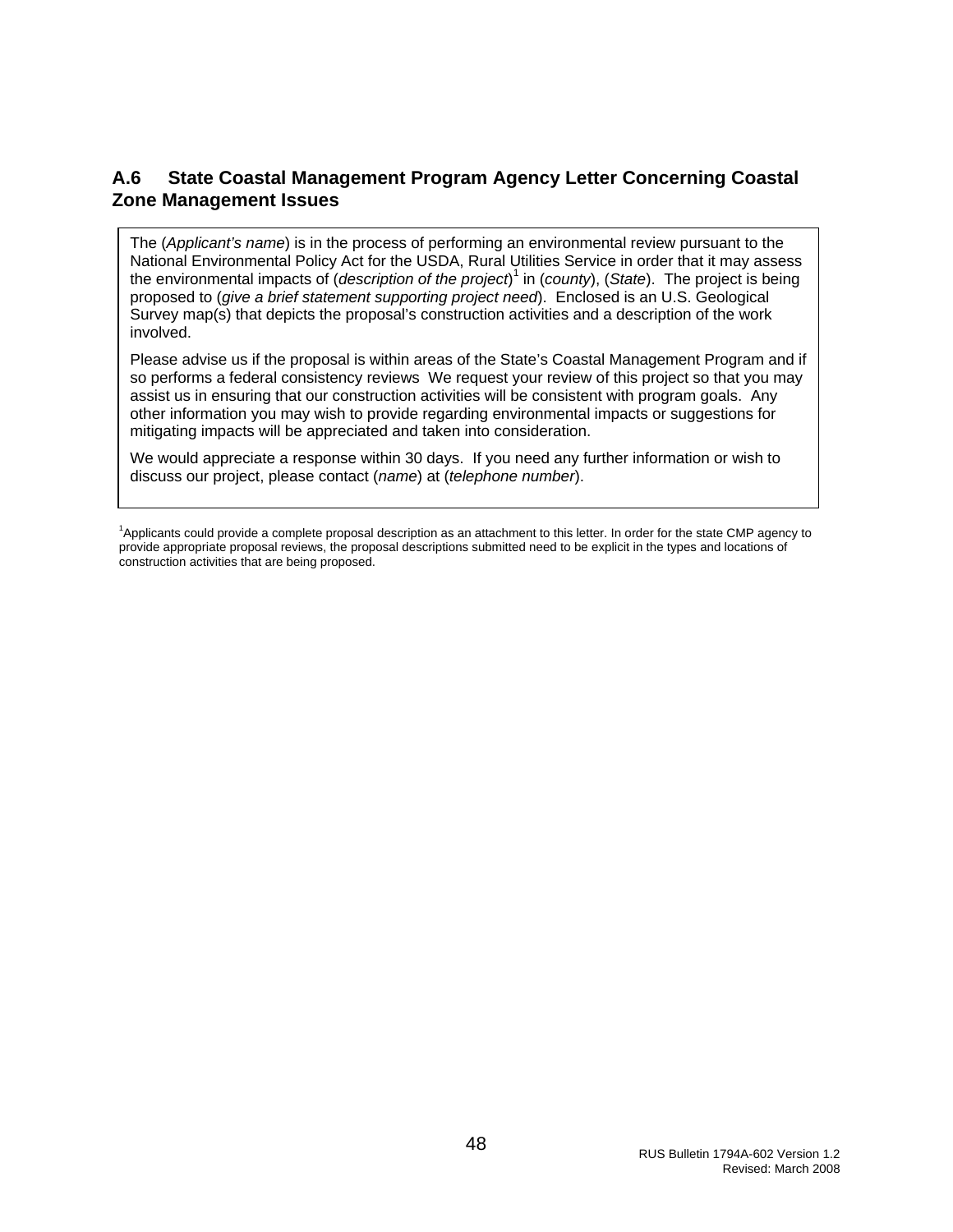## A.6 State Coastal Management Program Agency Letter Concerning Coastal Zone Management Issues

The (*Applicant's name*) is in the process of performing an environmental review pursuant to the National Environmental Policy Act for the USDA, Rural Utilities Service in order that it may assess the environmental impacts of (*description of the project*)[1] in (*county*), (*State*). The project is being proposed to (*give a brief statement supporting project need*). Enclosed is an U.S. Geological Survey map(s) that depicts the proposal's construction activities and a description of the work involved.

Please advise us if the proposal is within areas of the State's Coastal Management Program and if so performs a federal consistency reviews We request your review of this project so that you may assist us in ensuring that our construction activities will be consistent with program goals. Any other information you may wish to provide regarding environmental impacts or suggestions for mitigating impacts will be appreciated and taken into consideration.

We would appreciate a response within 30 days. If you need any further information or wish to discuss our project, please contact (*name*) at (*telephone number*).

[1]Applicants could provide a complete proposal description as an attachment to this letter. In order for the state CMP agency to provide appropriate proposal reviews, the proposal descriptions submitted need to be explicit in the types and locations of construction activities that are being proposed.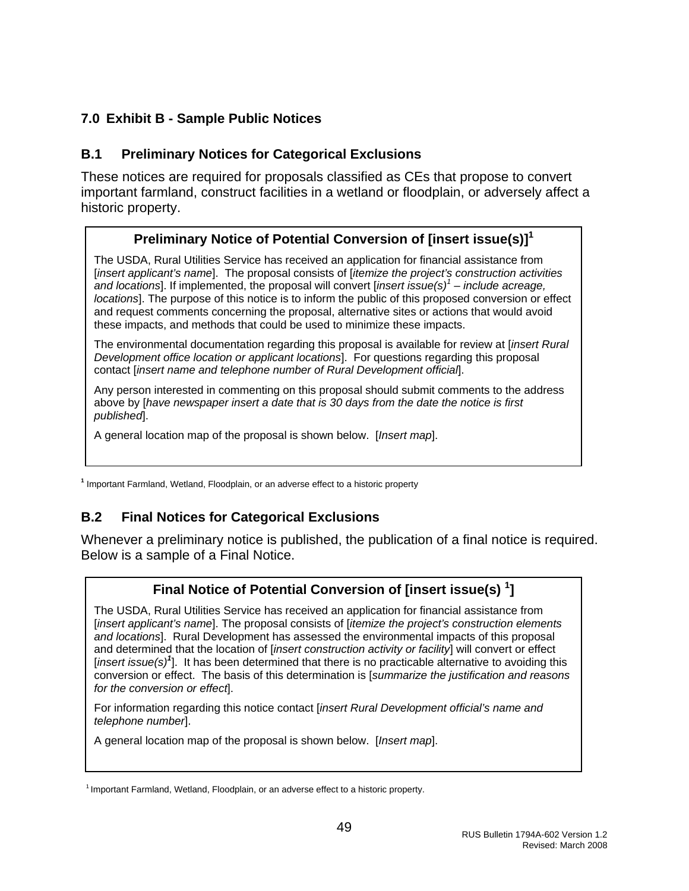## 7.0 Exhibit B - Sample Public Notices

### B.1 Preliminary Notices for Categorical Exclusions

These notices are required for proposals classified as CEs that propose to convert important farmland, construct facilities in a wetland or floodplain, or adversely affect a historic property.

> **Preliminary Notice of Potential Conversion of [insert issue(s)][1]**
>
> The USDA, Rural Utilities Service has received an application for financial assistance from [*insert applicant's name*]. The proposal consists of [*itemize the project's construction activities and locations*]. If implemented, the proposal will convert [*insert issue(s)*[1] *– include acreage, locations*]. The purpose of this notice is to inform the public of this proposed conversion or effect and request comments concerning the proposal, alternative sites or actions that would avoid these impacts, and methods that could be used to minimize these impacts.
>
> The environmental documentation regarding this proposal is available for review at [*insert Rural Development office location or applicant locations*]. For questions regarding this proposal contact [*insert name and telephone number of Rural Development official*].
>
> Any person interested in commenting on this proposal should submit comments to the address above by [*have newspaper insert a date that is 30 days from the date the notice is first published*].
>
> A general location map of the proposal is shown below. [*Insert map*].

[1] Important Farmland, Wetland, Floodplain, or an adverse effect to a historic property

### B.2 Final Notices for Categorical Exclusions

Whenever a preliminary notice is published, the publication of a final notice is required. Below is a sample of a Final Notice.

> **Final Notice of Potential Conversion of [insert issue(s) [1]]**
>
> The USDA, Rural Utilities Service has received an application for financial assistance from [*insert applicant's name*]. The proposal consists of [*itemize the project's construction elements and locations*]. Rural Development has assessed the environmental impacts of this proposal and determined that the location of [*insert construction activity or facility*] will convert or effect [*insert issue(s)*[1]]. It has been determined that there is no practicable alternative to avoiding this conversion or effect. The basis of this determination is [*summarize the justification and reasons for the conversion or effect*].
>
> For information regarding this notice contact [*insert Rural Development official's name and telephone number*].
>
> A general location map of the proposal is shown below. [*Insert map*].

[1] Important Farmland, Wetland, Floodplain, or an adverse effect to a historic property.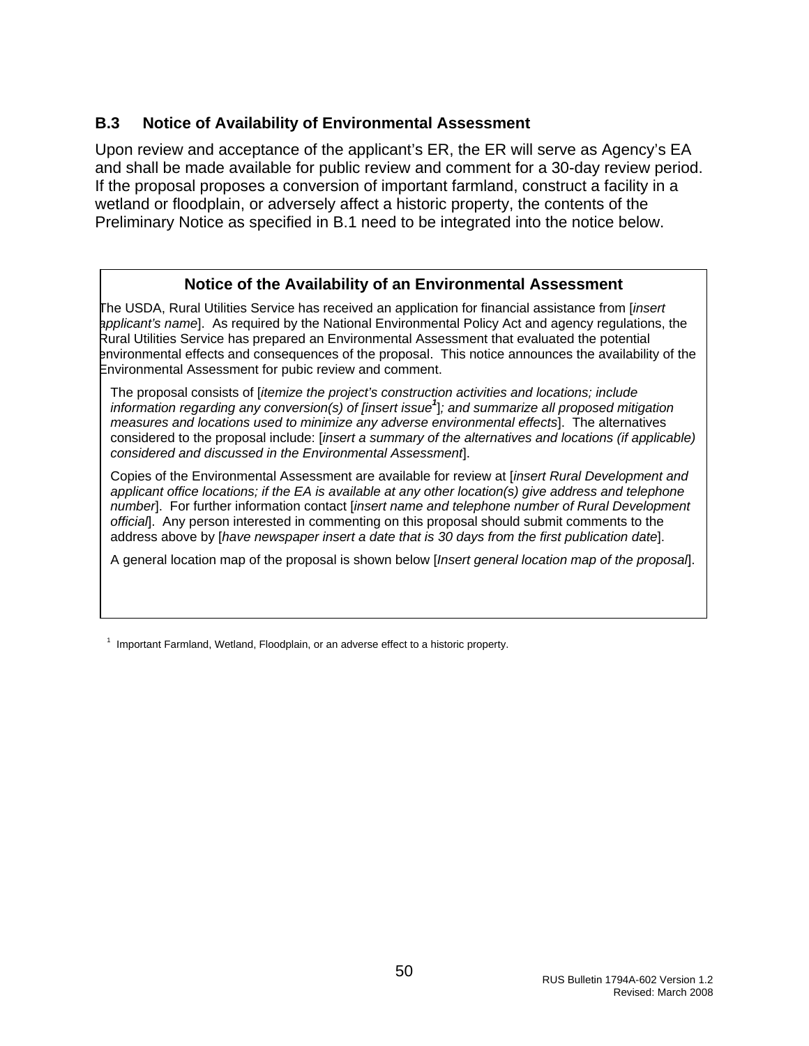### B.3 Notice of Availability of Environmental Assessment

Upon review and acceptance of the applicant's ER, the ER will serve as Agency's EA and shall be made available for public review and comment for a 30-day review period. If the proposal proposes a conversion of important farmland, construct a facility in a wetland or floodplain, or adversely affect a historic property, the contents of the Preliminary Notice as specified in B.1 need to be integrated into the notice below.

---

**Notice of the Availability of an Environmental Assessment**

The USDA, Rural Utilities Service has received an application for financial assistance from [*insert applicant's name*]. As required by the National Environmental Policy Act and agency regulations, the Rural Utilities Service has prepared an Environmental Assessment that evaluated the potential environmental effects and consequences of the proposal. This notice announces the availability of the Environmental Assessment for pubic review and comment.

The proposal consists of [*itemize the project's construction activities and locations; include information regarding any conversion(s) of [insert issue*[1]]*; and summarize all proposed mitigation measures and locations used to minimize any adverse environmental effects*]. The alternatives considered to the proposal include: [*insert a summary of the alternatives and locations (if applicable) considered and discussed in the Environmental Assessment*].

Copies of the Environmental Assessment are available for review at [*insert Rural Development and applicant office locations; if the EA is available at any other location(s) give address and telephone number*]. For further information contact [*insert name and telephone number of Rural Development official*]. Any person interested in commenting on this proposal should submit comments to the address above by [*have newspaper insert a date that is 30 days from the first publication date*].

A general location map of the proposal is shown below [*Insert general location map of the proposal*].

---

[1] Important Farmland, Wetland, Floodplain, or an adverse effect to a historic property.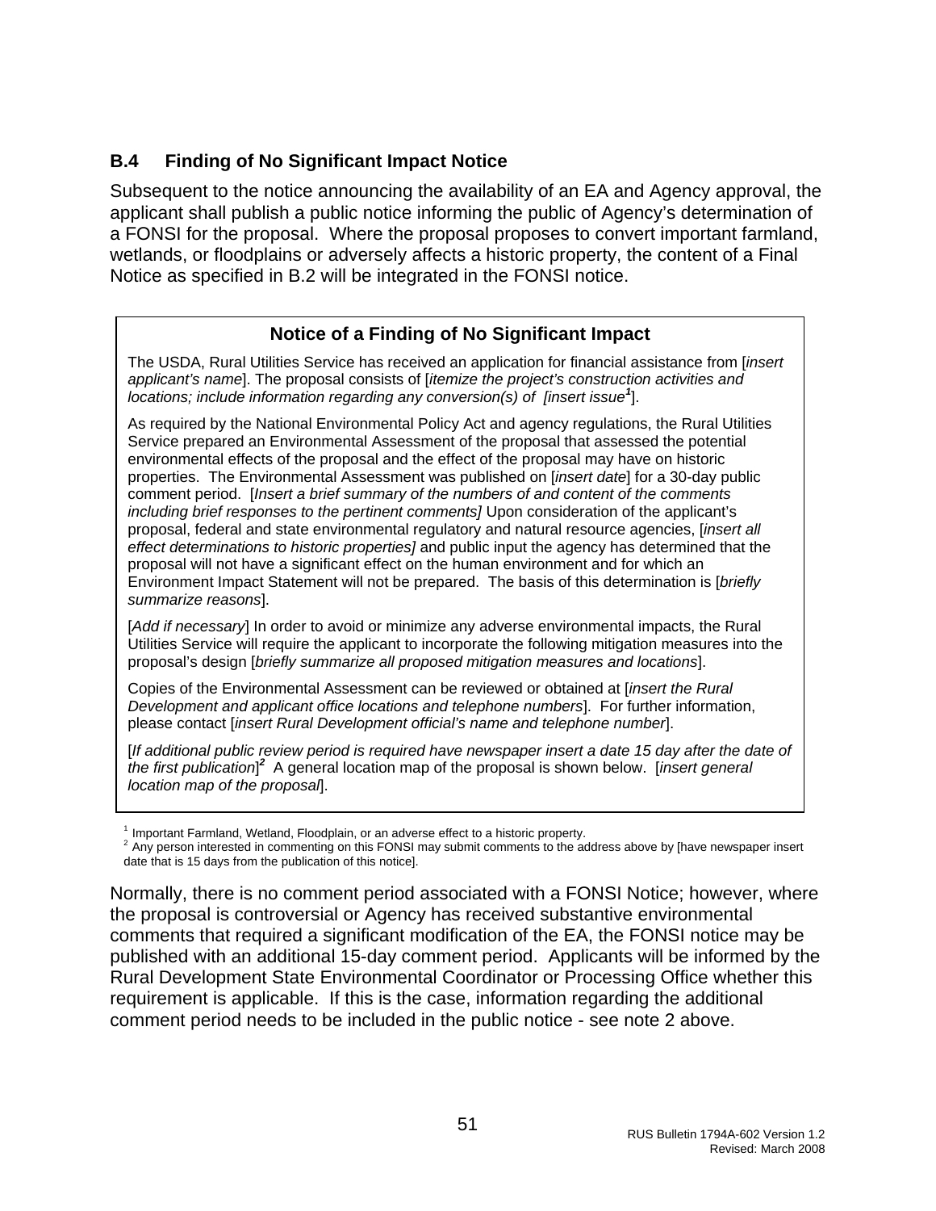### B.4 Finding of No Significant Impact Notice

Subsequent to the notice announcing the availability of an EA and Agency approval, the applicant shall publish a public notice informing the public of Agency's determination of a FONSI for the proposal. Where the proposal proposes to convert important farmland, wetlands, or floodplains or adversely affects a historic property, the content of a Final Notice as specified in B.2 will be integrated in the FONSI notice.

---

**Notice of a Finding of No Significant Impact**

The USDA, Rural Utilities Service has received an application for financial assistance from [*insert applicant's name*]. The proposal consists of [*itemize the project's construction activities and locations; include information regarding any conversion(s) of [insert issue*[1]].

As required by the National Environmental Policy Act and agency regulations, the Rural Utilities Service prepared an Environmental Assessment of the proposal that assessed the potential environmental effects of the proposal and the effect of the proposal may have on historic properties. The Environmental Assessment was published on [*insert date*] for a 30-day public comment period. [*Insert a brief summary of the numbers of and content of the comments including brief responses to the pertinent comments]* Upon consideration of the applicant's proposal, federal and state environmental regulatory and natural resource agencies, [*insert all effect determinations to historic properties]* and public input the agency has determined that the proposal will not have a significant effect on the human environment and for which an Environment Impact Statement will not be prepared. The basis of this determination is [*briefly summarize reasons*].

[*Add if necessary*] In order to avoid or minimize any adverse environmental impacts, the Rural Utilities Service will require the applicant to incorporate the following mitigation measures into the proposal's design [*briefly summarize all proposed mitigation measures and locations*].

Copies of the Environmental Assessment can be reviewed or obtained at [*insert the Rural Development and applicant office locations and telephone numbers*]. For further information, please contact [*insert Rural Development official's name and telephone number*].

[*If additional public review period is required have newspaper insert a date 15 day after the date of the first publication*][2] A general location map of the proposal is shown below. [*insert general location map of the proposal*].

---

[1] Important Farmland, Wetland, Floodplain, or an adverse effect to a historic property.
[2] Any person interested in commenting on this FONSI may submit comments to the address above by [have newspaper insert date that is 15 days from the publication of this notice].

Normally, there is no comment period associated with a FONSI Notice; however, where the proposal is controversial or Agency has received substantive environmental comments that required a significant modification of the EA, the FONSI notice may be published with an additional 15-day comment period. Applicants will be informed by the Rural Development State Environmental Coordinator or Processing Office whether this requirement is applicable. If this is the case, information regarding the additional comment period needs to be included in the public notice - see note 2 above.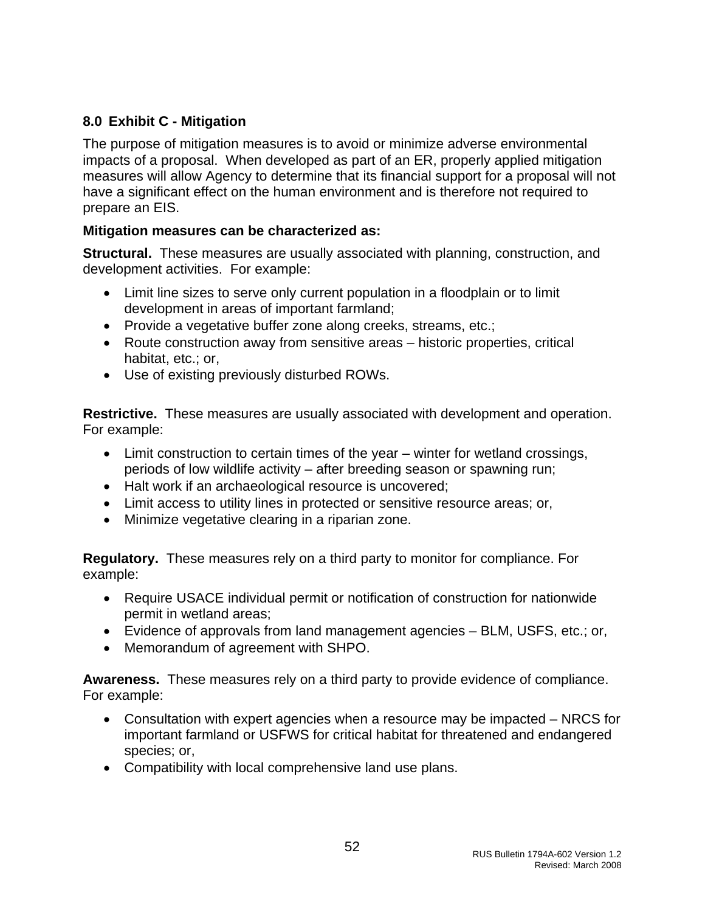## 8.0 Exhibit C - Mitigation

The purpose of mitigation measures is to avoid or minimize adverse environmental impacts of a proposal. When developed as part of an ER, properly applied mitigation measures will allow Agency to determine that its financial support for a proposal will not have a significant effect on the human environment and is therefore not required to prepare an EIS.

**Mitigation measures can be characterized as:**

**Structural.** These measures are usually associated with planning, construction, and development activities. For example:

- Limit line sizes to serve only current population in a floodplain or to limit development in areas of important farmland;
- Provide a vegetative buffer zone along creeks, streams, etc.;
- Route construction away from sensitive areas – historic properties, critical habitat, etc.; or,
- Use of existing previously disturbed ROWs.

**Restrictive.** These measures are usually associated with development and operation. For example:

- Limit construction to certain times of the year – winter for wetland crossings, periods of low wildlife activity – after breeding season or spawning run;
- Halt work if an archaeological resource is uncovered;
- Limit access to utility lines in protected or sensitive resource areas; or,
- Minimize vegetative clearing in a riparian zone.

**Regulatory.** These measures rely on a third party to monitor for compliance. For example:

- Require USACE individual permit or notification of construction for nationwide permit in wetland areas;
- Evidence of approvals from land management agencies – BLM, USFS, etc.; or,
- Memorandum of agreement with SHPO.

**Awareness.** These measures rely on a third party to provide evidence of compliance. For example:

- Consultation with expert agencies when a resource may be impacted – NRCS for important farmland or USFWS for critical habitat for threatened and endangered species; or,
- Compatibility with local comprehensive land use plans.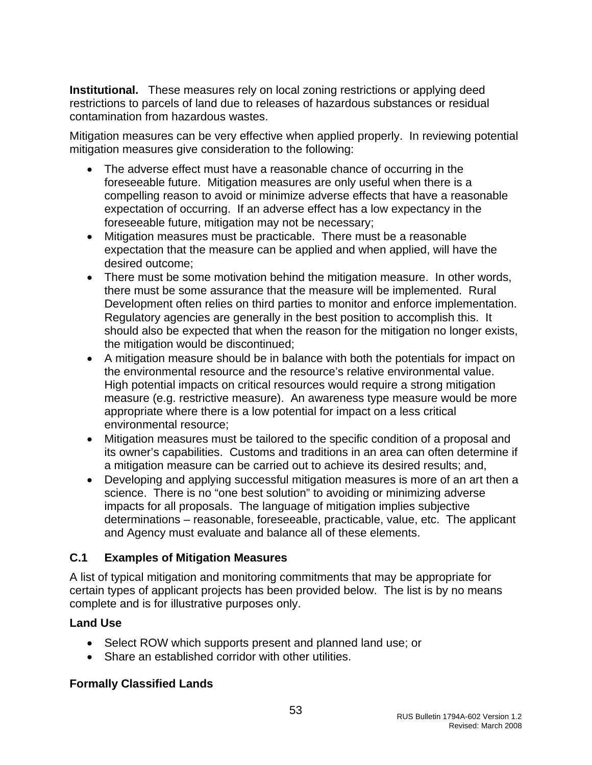**Institutional.** These measures rely on local zoning restrictions or applying deed restrictions to parcels of land due to releases of hazardous substances or residual contamination from hazardous wastes.

Mitigation measures can be very effective when applied properly. In reviewing potential mitigation measures give consideration to the following:

- The adverse effect must have a reasonable chance of occurring in the foreseeable future. Mitigation measures are only useful when there is a compelling reason to avoid or minimize adverse effects that have a reasonable expectation of occurring. If an adverse effect has a low expectancy in the foreseeable future, mitigation may not be necessary;
- Mitigation measures must be practicable. There must be a reasonable expectation that the measure can be applied and when applied, will have the desired outcome;
- There must be some motivation behind the mitigation measure. In other words, there must be some assurance that the measure will be implemented. Rural Development often relies on third parties to monitor and enforce implementation. Regulatory agencies are generally in the best position to accomplish this. It should also be expected that when the reason for the mitigation no longer exists, the mitigation would be discontinued;
- A mitigation measure should be in balance with both the potentials for impact on the environmental resource and the resource's relative environmental value. High potential impacts on critical resources would require a strong mitigation measure (e.g. restrictive measure). An awareness type measure would be more appropriate where there is a low potential for impact on a less critical environmental resource;
- Mitigation measures must be tailored to the specific condition of a proposal and its owner's capabilities. Customs and traditions in an area can often determine if a mitigation measure can be carried out to achieve its desired results; and,
- Developing and applying successful mitigation measures is more of an art then a science. There is no "one best solution" to avoiding or minimizing adverse impacts for all proposals. The language of mitigation implies subjective determinations – reasonable, foreseeable, practicable, value, etc. The applicant and Agency must evaluate and balance all of these elements.

## C.1 Examples of Mitigation Measures

A list of typical mitigation and monitoring commitments that may be appropriate for certain types of applicant projects has been provided below. The list is by no means complete and is for illustrative purposes only.

### Land Use

- Select ROW which supports present and planned land use; or
- Share an established corridor with other utilities.

### Formally Classified Lands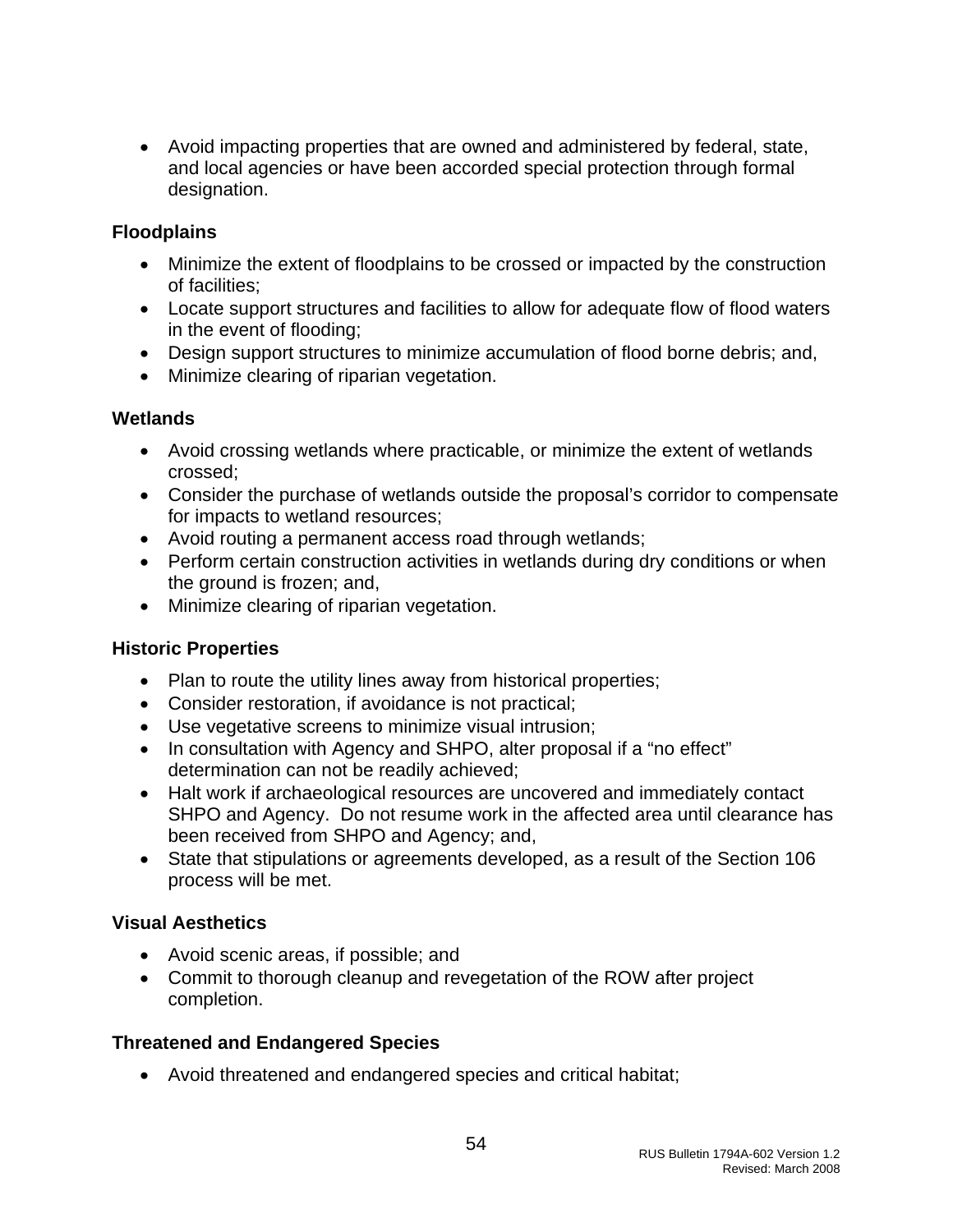- Avoid impacting properties that are owned and administered by federal, state, and local agencies or have been accorded special protection through formal designation.

**Floodplains**

- Minimize the extent of floodplains to be crossed or impacted by the construction of facilities;
- Locate support structures and facilities to allow for adequate flow of flood waters in the event of flooding;
- Design support structures to minimize accumulation of flood borne debris; and,
- Minimize clearing of riparian vegetation.

**Wetlands**

- Avoid crossing wetlands where practicable, or minimize the extent of wetlands crossed;
- Consider the purchase of wetlands outside the proposal's corridor to compensate for impacts to wetland resources;
- Avoid routing a permanent access road through wetlands;
- Perform certain construction activities in wetlands during dry conditions or when the ground is frozen; and,
- Minimize clearing of riparian vegetation.

**Historic Properties**

- Plan to route the utility lines away from historical properties;
- Consider restoration, if avoidance is not practical;
- Use vegetative screens to minimize visual intrusion;
- In consultation with Agency and SHPO, alter proposal if a "no effect" determination can not be readily achieved;
- Halt work if archaeological resources are uncovered and immediately contact SHPO and Agency. Do not resume work in the affected area until clearance has been received from SHPO and Agency; and,
- State that stipulations or agreements developed, as a result of the Section 106 process will be met.

**Visual Aesthetics**

- Avoid scenic areas, if possible; and
- Commit to thorough cleanup and revegetation of the ROW after project completion.

**Threatened and Endangered Species**

- Avoid threatened and endangered species and critical habitat;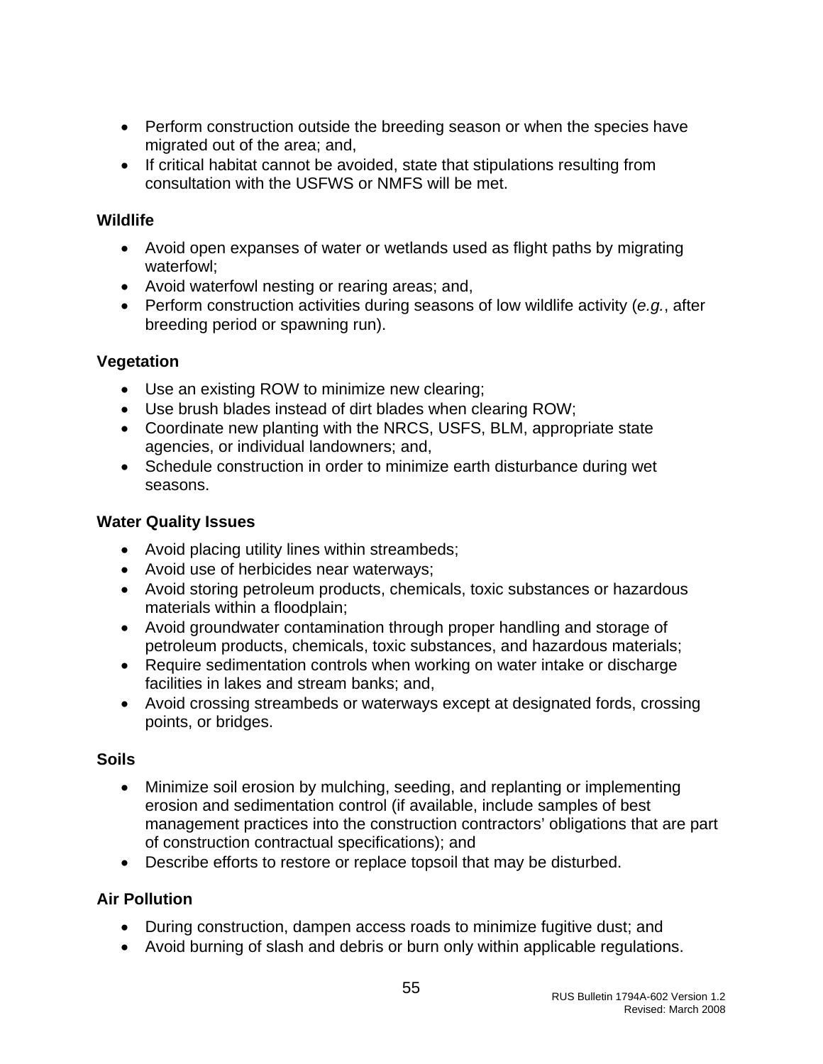- Perform construction outside the breeding season or when the species have migrated out of the area; and,
- If critical habitat cannot be avoided, state that stipulations resulting from consultation with the USFWS or NMFS will be met.

**Wildlife**

- Avoid open expanses of water or wetlands used as flight paths by migrating waterfowl;
- Avoid waterfowl nesting or rearing areas; and,
- Perform construction activities during seasons of low wildlife activity (*e.g.*, after breeding period or spawning run).

**Vegetation**

- Use an existing ROW to minimize new clearing;
- Use brush blades instead of dirt blades when clearing ROW;
- Coordinate new planting with the NRCS, USFS, BLM, appropriate state agencies, or individual landowners; and,
- Schedule construction in order to minimize earth disturbance during wet seasons.

**Water Quality Issues**

- Avoid placing utility lines within streambeds;
- Avoid use of herbicides near waterways;
- Avoid storing petroleum products, chemicals, toxic substances or hazardous materials within a floodplain;
- Avoid groundwater contamination through proper handling and storage of petroleum products, chemicals, toxic substances, and hazardous materials;
- Require sedimentation controls when working on water intake or discharge facilities in lakes and stream banks; and,
- Avoid crossing streambeds or waterways except at designated fords, crossing points, or bridges.

**Soils**

- Minimize soil erosion by mulching, seeding, and replanting or implementing erosion and sedimentation control (if available, include samples of best management practices into the construction contractors' obligations that are part of construction contractual specifications); and
- Describe efforts to restore or replace topsoil that may be disturbed.

**Air Pollution**

- During construction, dampen access roads to minimize fugitive dust; and
- Avoid burning of slash and debris or burn only within applicable regulations.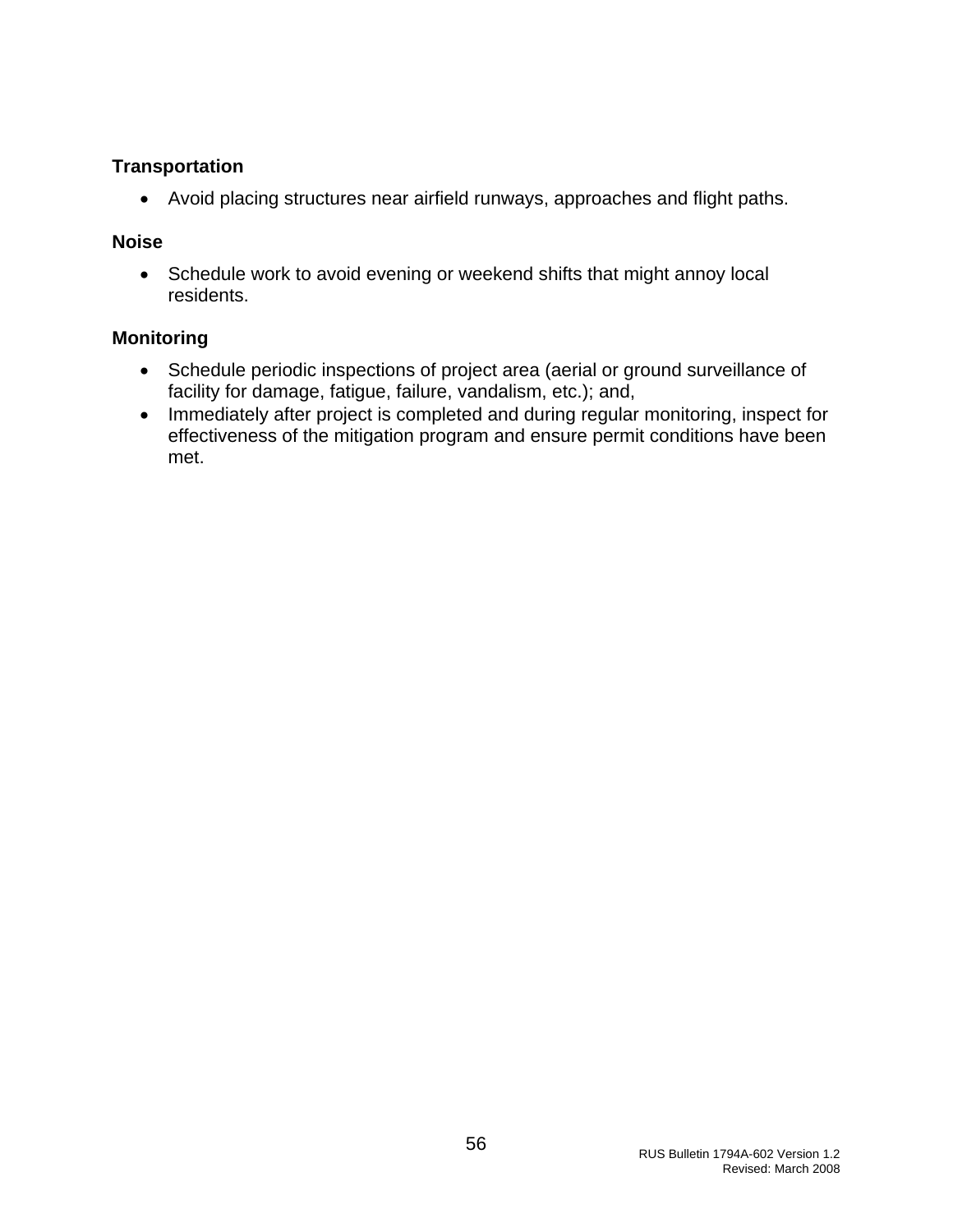**Transportation**

- Avoid placing structures near airfield runways, approaches and flight paths.

**Noise**

- Schedule work to avoid evening or weekend shifts that might annoy local residents.

**Monitoring**

- Schedule periodic inspections of project area (aerial or ground surveillance of facility for damage, fatigue, failure, vandalism, etc.); and,
- Immediately after project is completed and during regular monitoring, inspect for effectiveness of the mitigation program and ensure permit conditions have been met.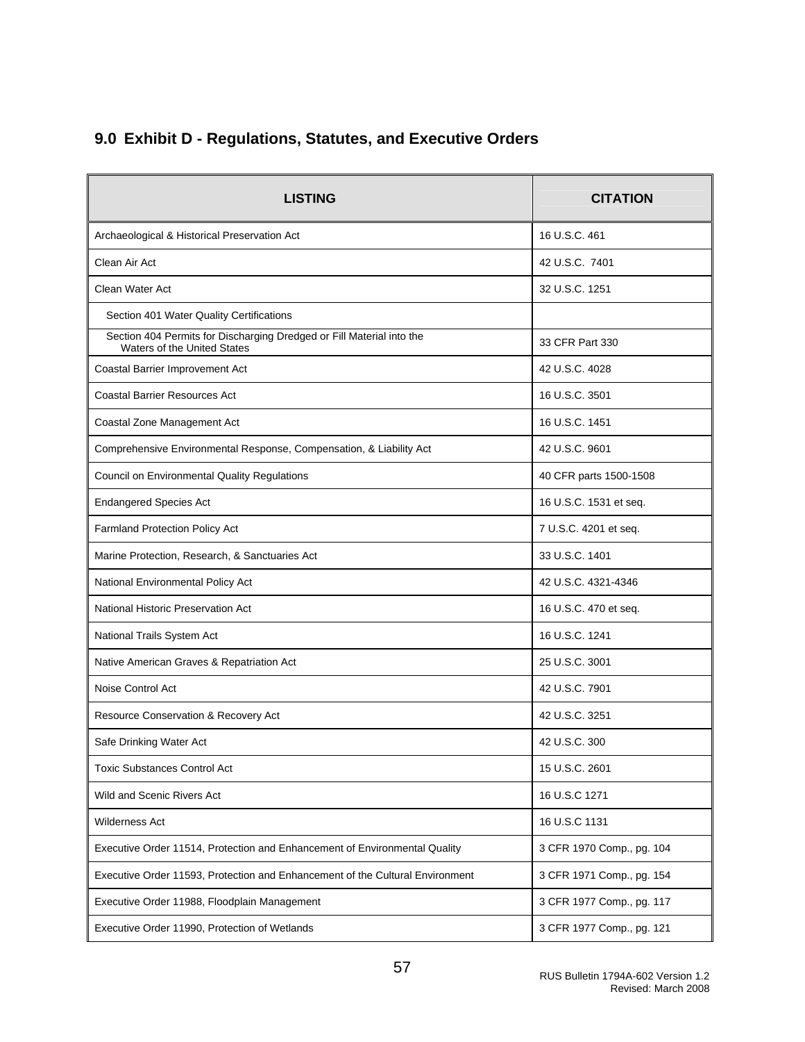## 9.0 Exhibit D - Regulations, Statutes, and Executive Orders

| LISTING | CITATION |
|---|---|
| Archaeological & Historical Preservation Act | 16 U.S.C. 461 |
| Clean Air Act | 42 U.S.C. 7401 |
| Clean Water Act | 32 U.S.C. 1251 |
| Section 401 Water Quality Certifications | |
| Section 404 Permits for Discharging Dredged or Fill Material into the Waters of the United States | 33 CFR Part 330 |
| Coastal Barrier Improvement Act | 42 U.S.C. 4028 |
| Coastal Barrier Resources Act | 16 U.S.C. 3501 |
| Coastal Zone Management Act | 16 U.S.C. 1451 |
| Comprehensive Environmental Response, Compensation, & Liability Act | 42 U.S.C. 9601 |
| Council on Environmental Quality Regulations | 40 CFR parts 1500-1508 |
| Endangered Species Act | 16 U.S.C. 1531 et seq. |
| Farmland Protection Policy Act | 7 U.S.C. 4201 et seq. |
| Marine Protection, Research, & Sanctuaries Act | 33 U.S.C. 1401 |
| National Environmental Policy Act | 42 U.S.C. 4321-4346 |
| National Historic Preservation Act | 16 U.S.C. 470 et seq. |
| National Trails System Act | 16 U.S.C. 1241 |
| Native American Graves & Repatriation Act | 25 U.S.C. 3001 |
| Noise Control Act | 42 U.S.C. 7901 |
| Resource Conservation & Recovery Act | 42 U.S.C. 3251 |
| Safe Drinking Water Act | 42 U.S.C. 300 |
| Toxic Substances Control Act | 15 U.S.C. 2601 |
| Wild and Scenic Rivers Act | 16 U.S.C 1271 |
| Wilderness Act | 16 U.S.C 1131 |
| Executive Order 11514, Protection and Enhancement of Environmental Quality | 3 CFR 1970 Comp., pg. 104 |
| Executive Order 11593, Protection and Enhancement of the Cultural Environment | 3 CFR 1971 Comp., pg. 154 |
| Executive Order 11988, Floodplain Management | 3 CFR 1977 Comp., pg. 117 |
| Executive Order 11990, Protection of Wetlands | 3 CFR 1977 Comp., pg. 121 |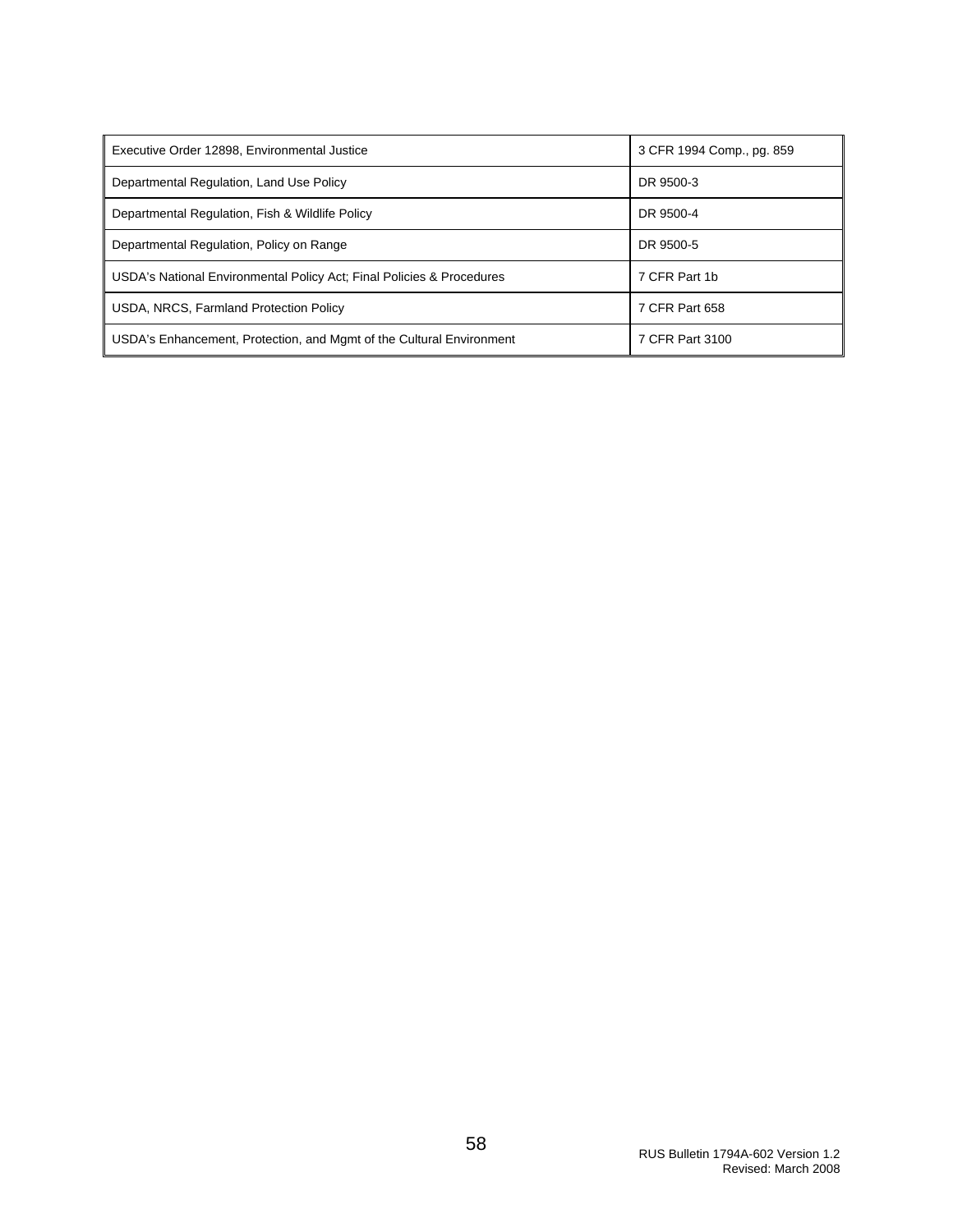| | |
|---|---|
| Executive Order 12898, Environmental Justice | 3 CFR 1994 Comp., pg. 859 |
| Departmental Regulation, Land Use Policy | DR 9500-3 |
| Departmental Regulation, Fish & Wildlife Policy | DR 9500-4 |
| Departmental Regulation, Policy on Range | DR 9500-5 |
| USDA's National Environmental Policy Act; Final Policies & Procedures | 7 CFR Part 1b |
| USDA, NRCS, Farmland Protection Policy | 7 CFR Part 658 |
| USDA's Enhancement, Protection, and Mgmt of the Cultural Environment | 7 CFR Part 3100 |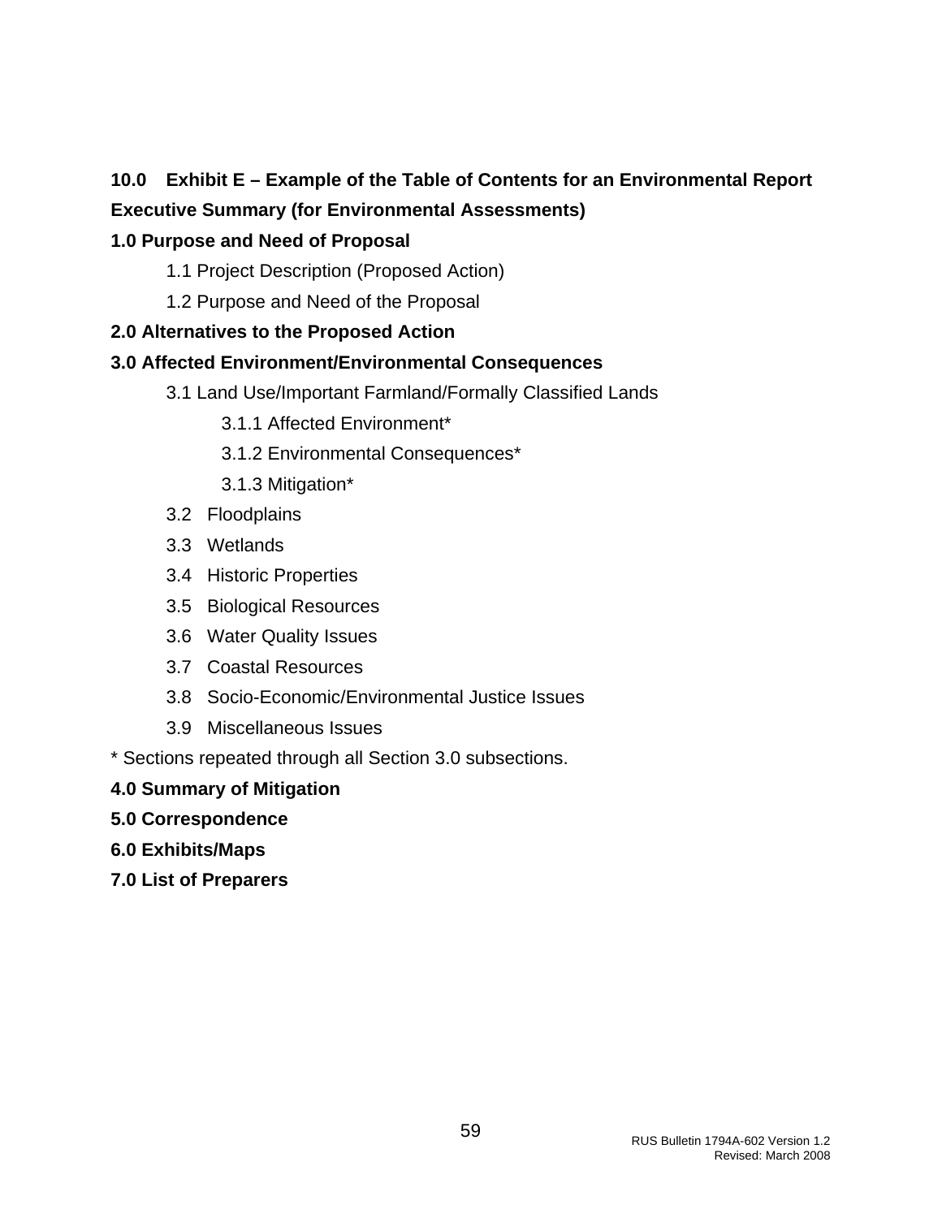## 10.0 Exhibit E – Example of the Table of Contents for an Environmental Report

**Executive Summary (for Environmental Assessments)**

**1.0 Purpose and Need of Proposal**

- 1.1 Project Description (Proposed Action)
- 1.2 Purpose and Need of the Proposal

**2.0 Alternatives to the Proposed Action**

**3.0 Affected Environment/Environmental Consequences**

- 3.1 Land Use/Important Farmland/Formally Classified Lands
  - 3.1.1 Affected Environment*
  - 3.1.2 Environmental Consequences*
  - 3.1.3 Mitigation*
- 3.2 Floodplains
- 3.3 Wetlands
- 3.4 Historic Properties
- 3.5 Biological Resources
- 3.6 Water Quality Issues
- 3.7 Coastal Resources
- 3.8 Socio-Economic/Environmental Justice Issues
- 3.9 Miscellaneous Issues

* Sections repeated through all Section 3.0 subsections.

**4.0 Summary of Mitigation**

**5.0 Correspondence**

**6.0 Exhibits/Maps**

**7.0 List of Preparers**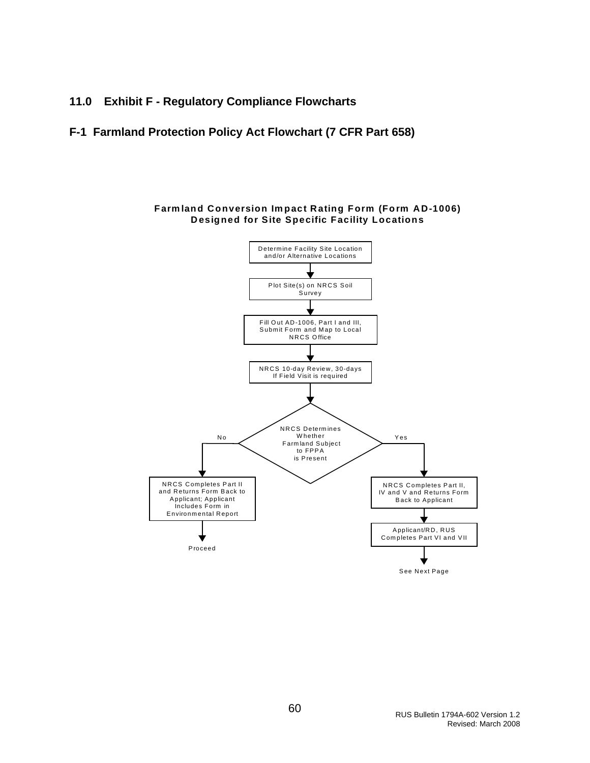## 11.0 Exhibit F - Regulatory Compliance Flowcharts

## F-1 Farmland Protection Policy Act Flowchart (7 CFR Part 658)

**Farmland Conversion Impact Rating Form (Form AD-1006)**
**Designed for Site Specific Facility Locations**

Determine Facility Site Location and/or Alternative Locations

↓

Plot Site(s) on NRCS Soil Survey

↓

Fill Out AD-1006, Part I and III, Submit Form and Map to Local NRCS Office

↓

NRCS 10-day Review, 30-days If Field Visit is required

↓

NRCS Determines Whether Farmland Subject to FPPA is Present

- **No** → NRCS Completes Part II and Returns Form Back to Applicant; Applicant Includes Form in Environmental Report → Proceed
- **Yes** → NRCS Completes Part II, IV and V and Returns Form Back to Applicant → Applicant/RD, RUS Completes Part VI and VII → See Next Page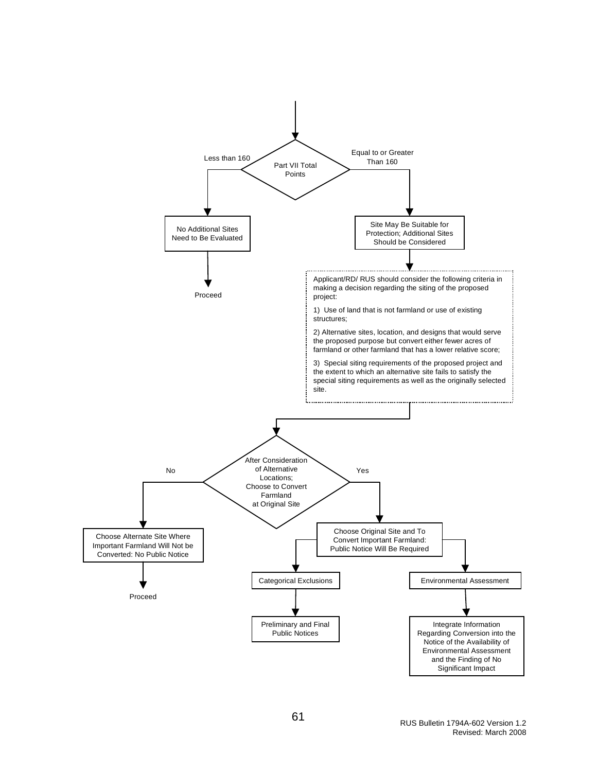Part VII Total Points

Less than 160

Equal to or Greater Than 160

No Additional Sites Need to Be Evaluated

Proceed

Site May Be Suitable for Protection; Additional Sites Should be Considered

Applicant/RD/ RUS should consider the following criteria in making a decision regarding the siting of the proposed project:

1) Use of land that is not farmland or use of existing structures;

2) Alternative sites, location, and designs that would serve the proposed purpose but convert either fewer acres of farmland or other farmland that has a lower relative score;

3) Special siting requirements of the proposed project and the extent to which an alternative site fails to satisfy the special siting requirements as well as the originally selected site.

After Consideration of Alternative Locations; Choose to Convert Farmland at Original Site

No

Yes

Choose Alternate Site Where Important Farmland Will Not be Converted: No Public Notice

Proceed

Choose Original Site and To Convert Important Farmland: Public Notice Will Be Required

Categorical Exclusions

Preliminary and Final Public Notices

Environmental Assessment

Integrate Information Regarding Conversion into the Notice of the Availability of Environmental Assessment and the Finding of No Significant Impact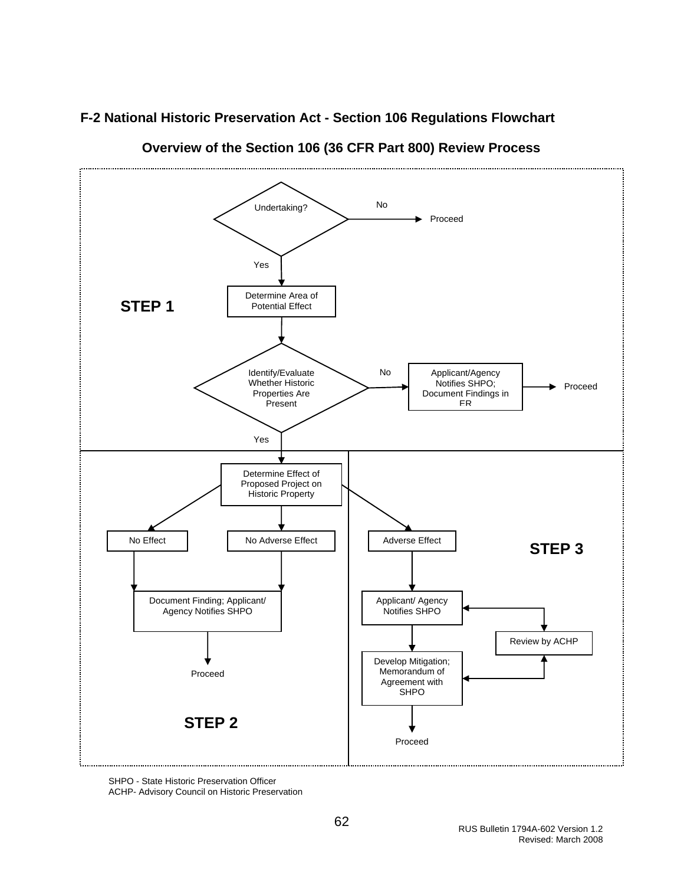## F-2 National Historic Preservation Act - Section 106 Regulations Flowchart

### Overview of the Section 106 (36 CFR Part 800) Review Process

**STEP 1**

Undertaking?
- No → Proceed
- Yes → Determine Area of Potential Effect

Determine Area of Potential Effect → Identify/Evaluate Whether Historic Properties Are Present
- No → Applicant/Agency Notifies SHPO; Document Findings in FR → Proceed
- Yes → Determine Effect of Proposed Project on Historic Property

**STEP 2**

Determine Effect of Proposed Project on Historic Property
- No Effect → Document Finding; Applicant/ Agency Notifies SHPO → Proceed
- No Adverse Effect → Document Finding; Applicant/ Agency Notifies SHPO → Proceed

**STEP 3**

Determine Effect of Proposed Project on Historic Property
- Adverse Effect → Applicant/ Agency Notifies SHPO ↔ Review by ACHP
- Applicant/ Agency Notifies SHPO → Develop Mitigation; Memorandum of Agreement with SHPO ↔ Review by ACHP
- Develop Mitigation; Memorandum of Agreement with SHPO → Proceed

SHPO - State Historic Preservation Officer
ACHP- Advisory Council on Historic Preservation

RUS Bulletin 1794A-602 Version 1.2
Revised: March 2008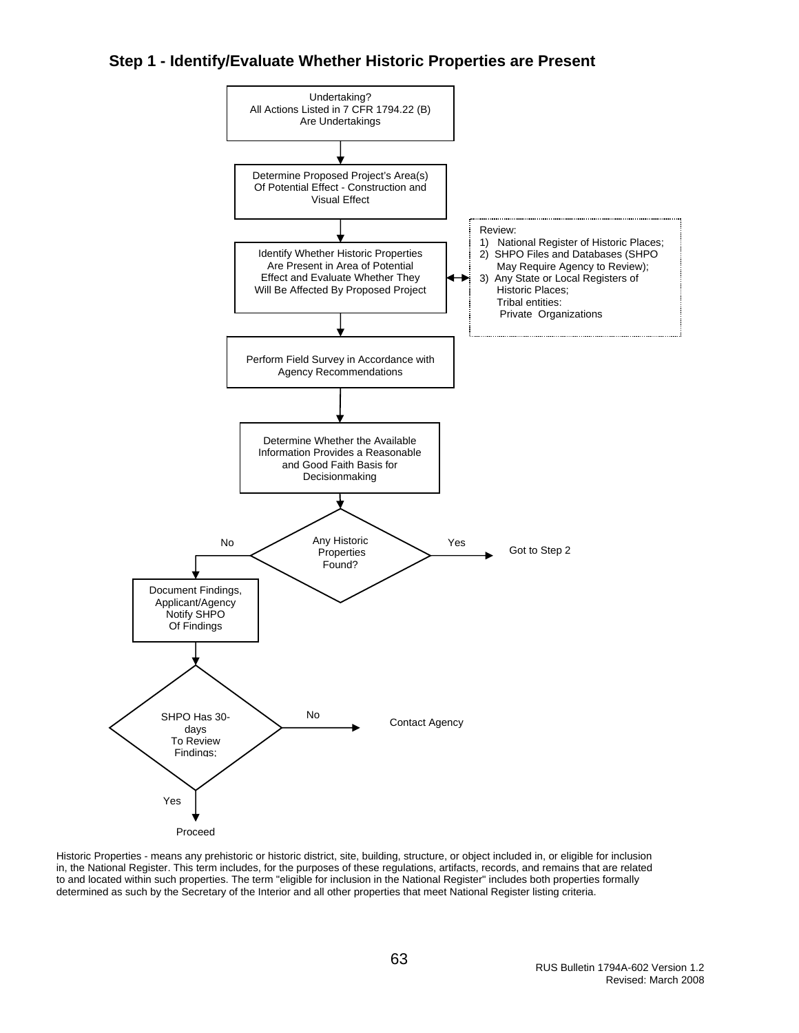## Step 1 - Identify/Evaluate Whether Historic Properties are Present

Undertaking?
All Actions Listed in 7 CFR 1794.22 (B)
Are Undertakings

↓

Determine Proposed Project's Area(s)
Of Potential Effect - Construction and
Visual Effect

↓

Identify Whether Historic Properties
Are Present in Area of Potential
Effect and Evaluate Whether They
Will Be Affected By Proposed Project

↔ Review:
1) National Register of Historic Places;
2) SHPO Files and Databases (SHPO May Require Agency to Review);
3) Any State or Local Registers of Historic Places;
Tribal entities:
Private Organizations

↓

Perform Field Survey in Accordance with
Agency Recommendations

↓

Determine Whether the Available
Information Provides a Reasonable
and Good Faith Basis for
Decisionmaking

↓

Any Historic Properties Found?

- Yes → Got to Step 2
- No → Document Findings, Applicant/Agency Notify SHPO Of Findings

↓

SHPO Has 30-days To Review Findings;

- No → Contact Agency
- Yes → Proceed

Historic Properties - means any prehistoric or historic district, site, building, structure, or object included in, or eligible for inclusion in, the National Register. This term includes, for the purposes of these regulations, artifacts, records, and remains that are related to and located within such properties. The term "eligible for inclusion in the National Register" includes both properties formally determined as such by the Secretary of the Interior and all other properties that meet National Register listing criteria.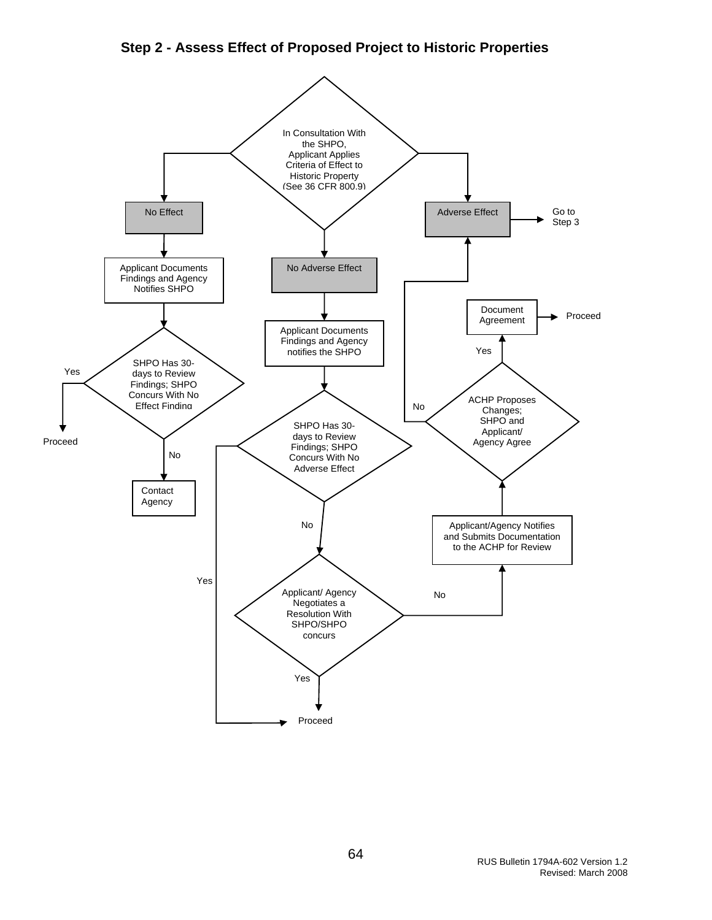## Step 2 - Assess Effect of Proposed Project to Historic Properties

In Consultation With the SHPO, Applicant Applies Criteria of Effect to Historic Property (See 36 CFR 800.9)

No Effect

Applicant Documents Findings and Agency Notifies SHPO

SHPO Has 30-days to Review Findings; SHPO Concurs With No Effect Finding

Yes

Proceed

No

Contact Agency

No Adverse Effect

Applicant Documents Findings and Agency notifies the SHPO

SHPO Has 30-days to Review Findings; SHPO Concurs With No Adverse Effect

Yes

No

Applicant/ Agency Negotiates a Resolution With SHPO/SHPO concurs

Yes

Proceed

No

Applicant/Agency Notifies and Submits Documentation to the ACHP for Review

ACHP Proposes Changes; SHPO and Applicant/ Agency Agree

Yes

Document Agreement

Proceed

No

Adverse Effect

Go to Step 3

RUS Bulletin 1794A-602 Version 1.2
Revised: March 2008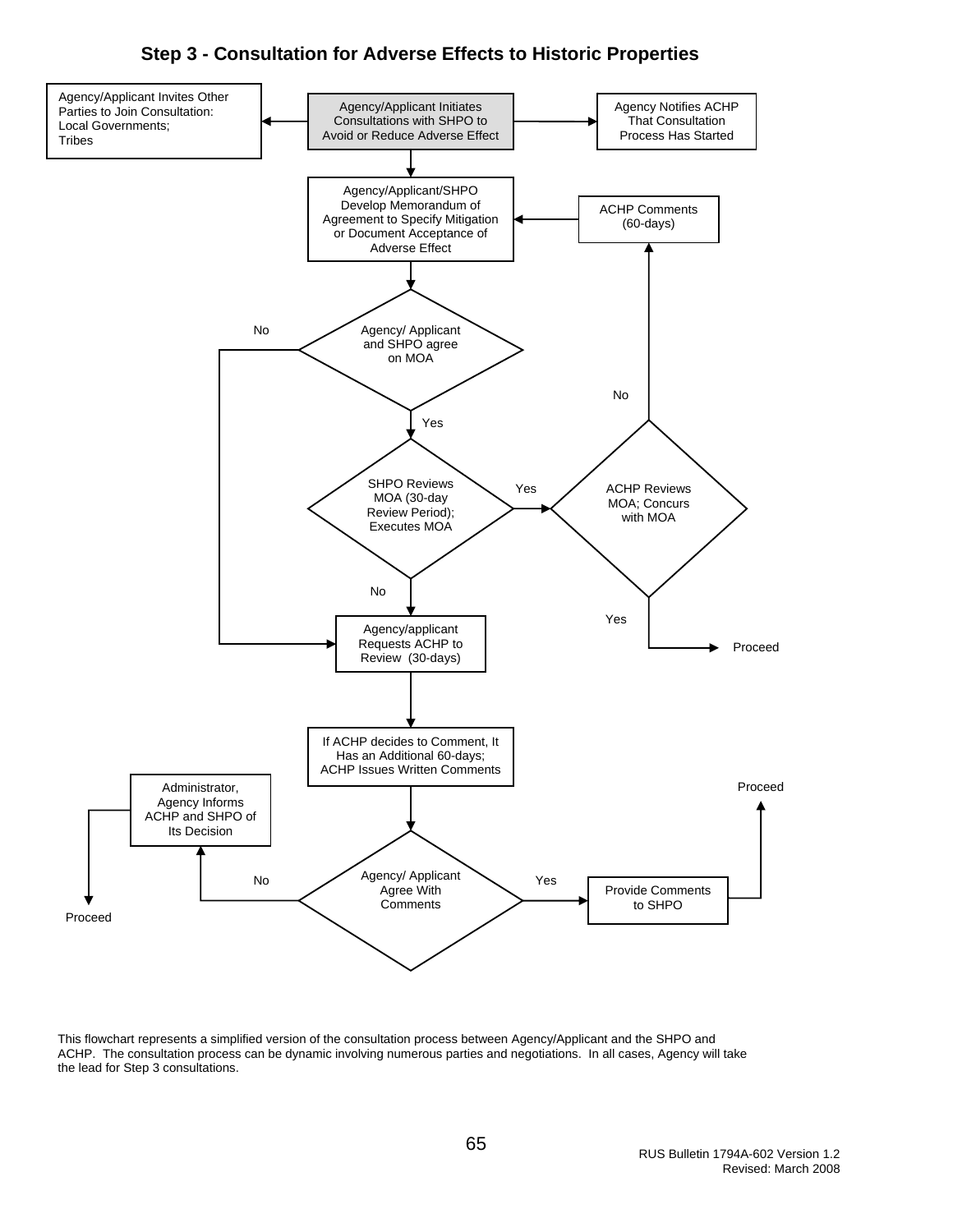## Step 3 - Consultation for Adverse Effects to Historic Properties

Agency/Applicant Invites Other Parties to Join Consultation: Local Governments; Tribes

Agency/Applicant Initiates Consultations with SHPO to Avoid or Reduce Adverse Effect

Agency Notifies ACHP That Consultation Process Has Started

Agency/Applicant/SHPO Develop Memorandum of Agreement to Specify Mitigation or Document Acceptance of Adverse Effect

ACHP Comments (60-days)

Agency/ Applicant and SHPO agree on MOA

No

Yes

SHPO Reviews MOA (30-day Review Period); Executes MOA

Yes

No

ACHP Reviews MOA; Concurs with MOA

No

Yes

Proceed

Agency/applicant Requests ACHP to Review (30-days)

If ACHP decides to Comment, It Has an Additional 60-days; ACHP Issues Written Comments

Administrator, Agency Informs ACHP and SHPO of Its Decision

Proceed

Agency/ Applicant Agree With Comments

No

Yes

Provide Comments to SHPO

Proceed

This flowchart represents a simplified version of the consultation process between Agency/Applicant and the SHPO and ACHP. The consultation process can be dynamic involving numerous parties and negotiations. In all cases, Agency will take the lead for Step 3 consultations.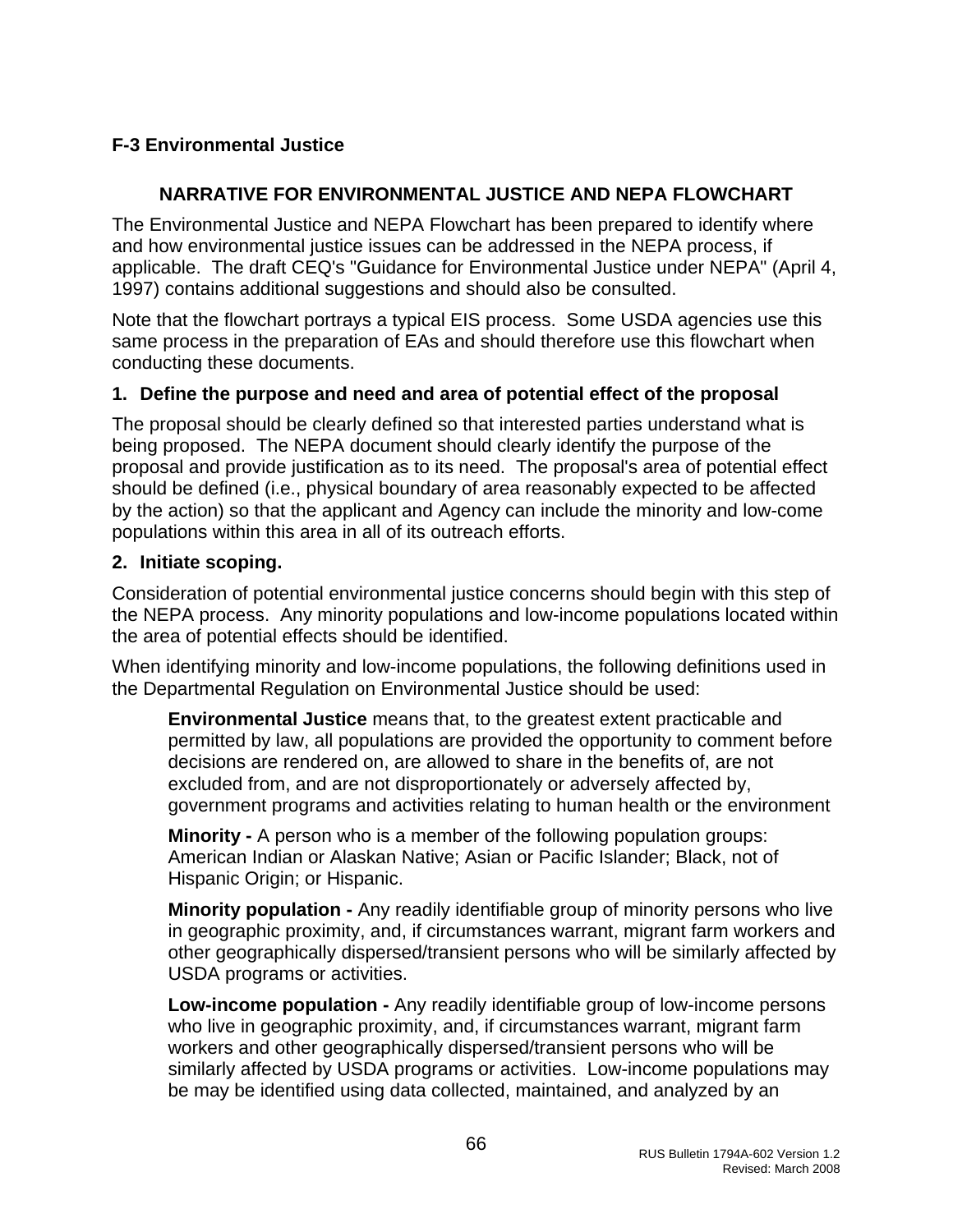### F-3 Environmental Justice

## NARRATIVE FOR ENVIRONMENTAL JUSTICE AND NEPA FLOWCHART

The Environmental Justice and NEPA Flowchart has been prepared to identify where and how environmental justice issues can be addressed in the NEPA process, if applicable. The draft CEQ's "Guidance for Environmental Justice under NEPA" (April 4, 1997) contains additional suggestions and should also be consulted.

Note that the flowchart portrays a typical EIS process. Some USDA agencies use this same process in the preparation of EAs and should therefore use this flowchart when conducting these documents.

**1. Define the purpose and need and area of potential effect of the proposal**

The proposal should be clearly defined so that interested parties understand what is being proposed. The NEPA document should clearly identify the purpose of the proposal and provide justification as to its need. The proposal's area of potential effect should be defined (i.e., physical boundary of area reasonably expected to be affected by the action) so that the applicant and Agency can include the minority and low-come populations within this area in all of its outreach efforts.

**2. Initiate scoping.**

Consideration of potential environmental justice concerns should begin with this step of the NEPA process. Any minority populations and low-income populations located within the area of potential effects should be identified.

When identifying minority and low-income populations, the following definitions used in the Departmental Regulation on Environmental Justice should be used:

> **Environmental Justice** means that, to the greatest extent practicable and permitted by law, all populations are provided the opportunity to comment before decisions are rendered on, are allowed to share in the benefits of, are not excluded from, and are not disproportionately or adversely affected by, government programs and activities relating to human health or the environment
>
> **Minority -** A person who is a member of the following population groups: American Indian or Alaskan Native; Asian or Pacific Islander; Black, not of Hispanic Origin; or Hispanic.
>
> **Minority population -** Any readily identifiable group of minority persons who live in geographic proximity, and, if circumstances warrant, migrant farm workers and other geographically dispersed/transient persons who will be similarly affected by USDA programs or activities.
>
> **Low-income population -** Any readily identifiable group of low-income persons who live in geographic proximity, and, if circumstances warrant, migrant farm workers and other geographically dispersed/transient persons who will be similarly affected by USDA programs or activities. Low-income populations may be may be identified using data collected, maintained, and analyzed by an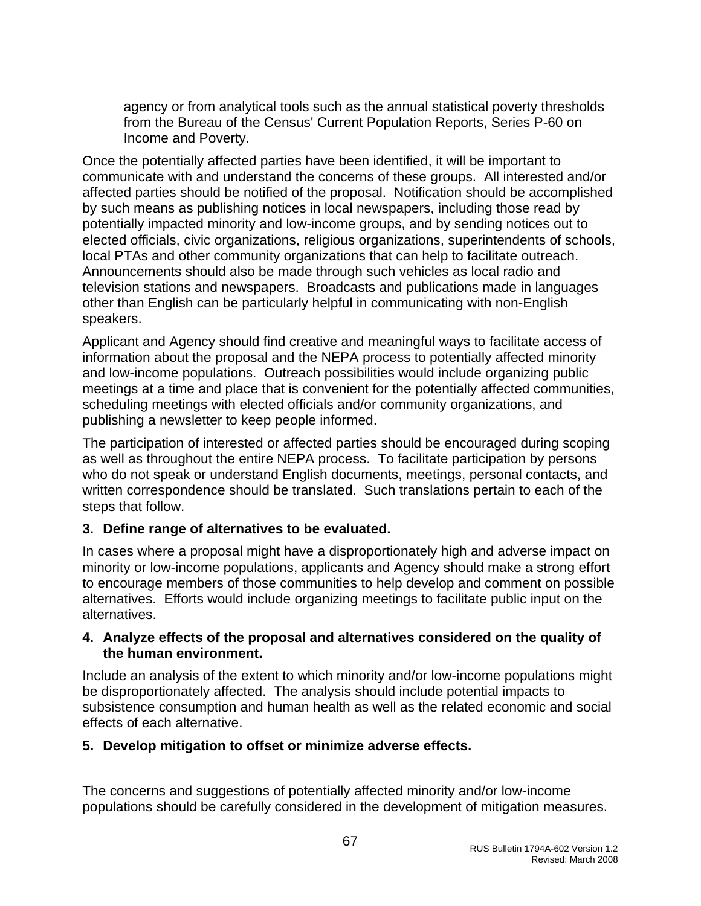agency or from analytical tools such as the annual statistical poverty thresholds from the Bureau of the Census' Current Population Reports, Series P-60 on Income and Poverty.

Once the potentially affected parties have been identified, it will be important to communicate with and understand the concerns of these groups. All interested and/or affected parties should be notified of the proposal. Notification should be accomplished by such means as publishing notices in local newspapers, including those read by potentially impacted minority and low-income groups, and by sending notices out to elected officials, civic organizations, religious organizations, superintendents of schools, local PTAs and other community organizations that can help to facilitate outreach. Announcements should also be made through such vehicles as local radio and television stations and newspapers. Broadcasts and publications made in languages other than English can be particularly helpful in communicating with non-English speakers.

Applicant and Agency should find creative and meaningful ways to facilitate access of information about the proposal and the NEPA process to potentially affected minority and low-income populations. Outreach possibilities would include organizing public meetings at a time and place that is convenient for the potentially affected communities, scheduling meetings with elected officials and/or community organizations, and publishing a newsletter to keep people informed.

The participation of interested or affected parties should be encouraged during scoping as well as throughout the entire NEPA process. To facilitate participation by persons who do not speak or understand English documents, meetings, personal contacts, and written correspondence should be translated. Such translations pertain to each of the steps that follow.

**3. Define range of alternatives to be evaluated.**

In cases where a proposal might have a disproportionately high and adverse impact on minority or low-income populations, applicants and Agency should make a strong effort to encourage members of those communities to help develop and comment on possible alternatives. Efforts would include organizing meetings to facilitate public input on the alternatives.

**4. Analyze effects of the proposal and alternatives considered on the quality of the human environment.**

Include an analysis of the extent to which minority and/or low-income populations might be disproportionately affected. The analysis should include potential impacts to subsistence consumption and human health as well as the related economic and social effects of each alternative.

**5. Develop mitigation to offset or minimize adverse effects.**

The concerns and suggestions of potentially affected minority and/or low-income populations should be carefully considered in the development of mitigation measures.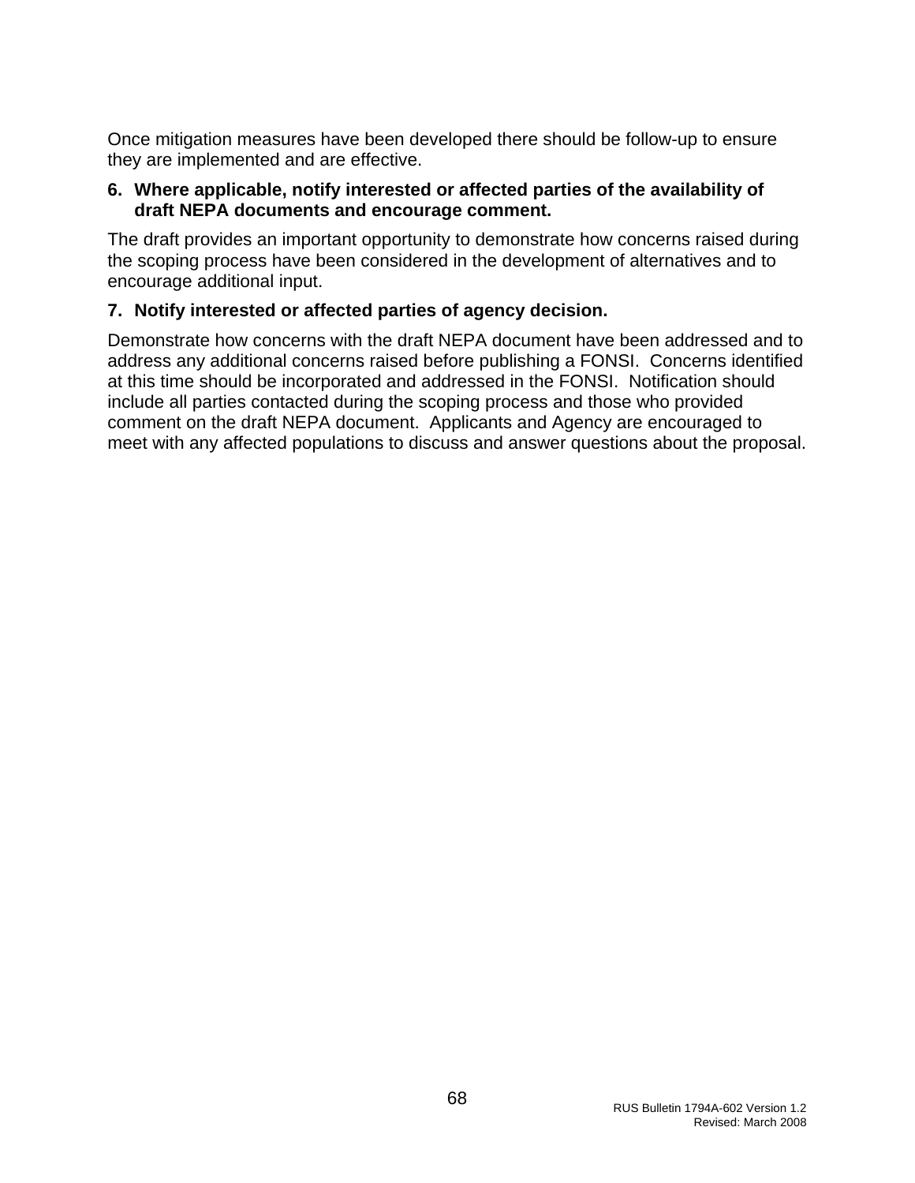Once mitigation measures have been developed there should be follow-up to ensure they are implemented and are effective.

**6. Where applicable, notify interested or affected parties of the availability of draft NEPA documents and encourage comment.**

The draft provides an important opportunity to demonstrate how concerns raised during the scoping process have been considered in the development of alternatives and to encourage additional input.

**7. Notify interested or affected parties of agency decision.**

Demonstrate how concerns with the draft NEPA document have been addressed and to address any additional concerns raised before publishing a FONSI. Concerns identified at this time should be incorporated and addressed in the FONSI. Notification should include all parties contacted during the scoping process and those who provided comment on the draft NEPA document. Applicants and Agency are encouraged to meet with any affected populations to discuss and answer questions about the proposal.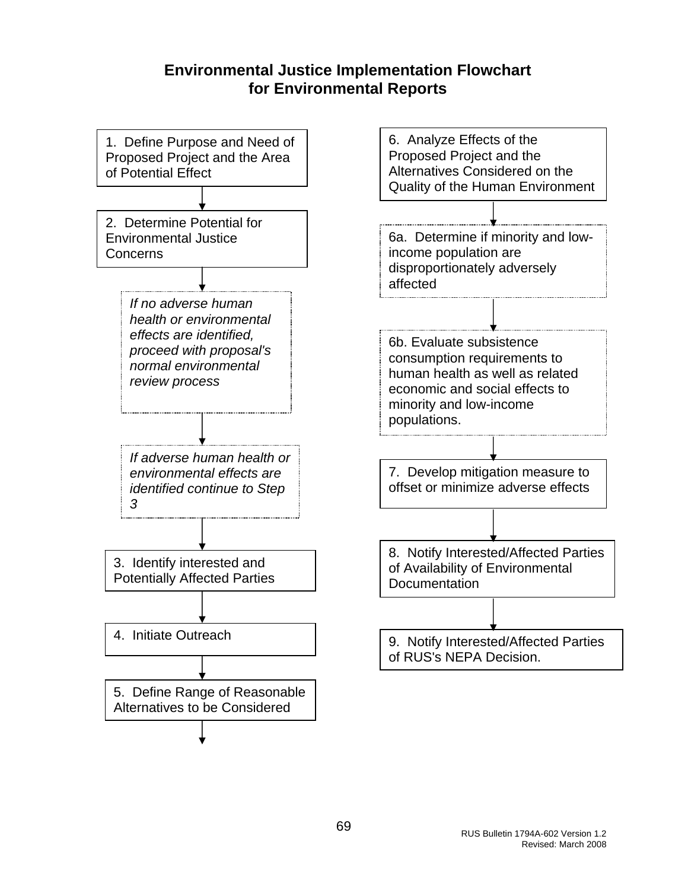# Environmental Justice Implementation Flowchart for Environmental Reports

1. Define Purpose and Need of Proposed Project and the Area of Potential Effect

2. Determine Potential for Environmental Justice Concerns

*If no adverse human health or environmental effects are identified, proceed with proposal's normal environmental review process*

*If adverse human health or environmental effects are identified continue to Step 3*

3. Identify interested and Potentially Affected Parties

4. Initiate Outreach

5. Define Range of Reasonable Alternatives to be Considered

6. Analyze Effects of the Proposed Project and the Alternatives Considered on the Quality of the Human Environment

6a. Determine if minority and low-income population are disproportionately adversely affected

6b. Evaluate subsistence consumption requirements to human health as well as related economic and social effects to minority and low-income populations.

7. Develop mitigation measure to offset or minimize adverse effects

8. Notify Interested/Affected Parties of Availability of Environmental Documentation

9. Notify Interested/Affected Parties of RUS's NEPA Decision.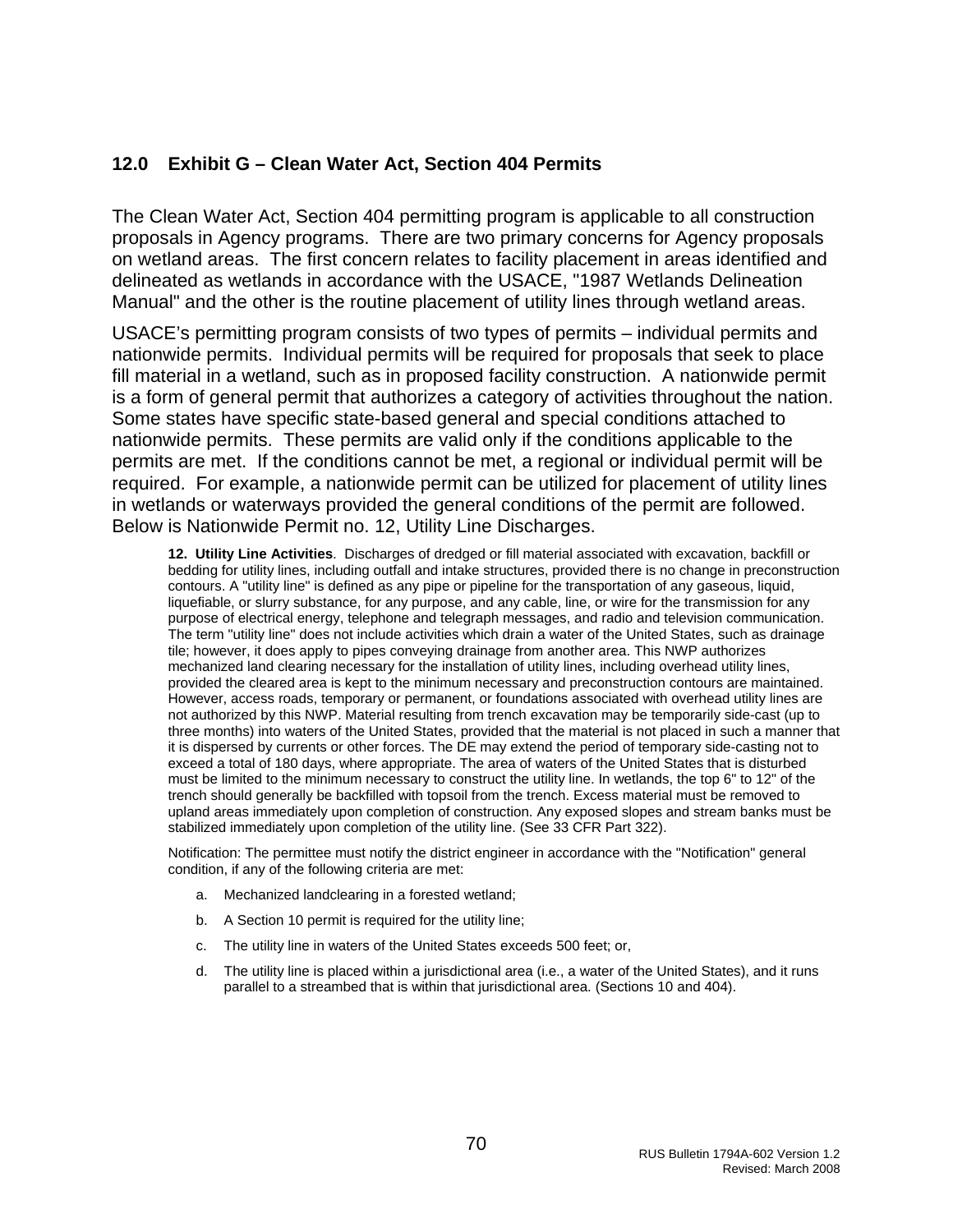## 12.0 Exhibit G – Clean Water Act, Section 404 Permits

The Clean Water Act, Section 404 permitting program is applicable to all construction proposals in Agency programs. There are two primary concerns for Agency proposals on wetland areas. The first concern relates to facility placement in areas identified and delineated as wetlands in accordance with the USACE, "1987 Wetlands Delineation Manual" and the other is the routine placement of utility lines through wetland areas.

USACE's permitting program consists of two types of permits – individual permits and nationwide permits. Individual permits will be required for proposals that seek to place fill material in a wetland, such as in proposed facility construction. A nationwide permit is a form of general permit that authorizes a category of activities throughout the nation. Some states have specific state-based general and special conditions attached to nationwide permits. These permits are valid only if the conditions applicable to the permits are met. If the conditions cannot be met, a regional or individual permit will be required. For example, a nationwide permit can be utilized for placement of utility lines in wetlands or waterways provided the general conditions of the permit are followed. Below is Nationwide Permit no. 12, Utility Line Discharges.

> **12. Utility Line Activities**. Discharges of dredged or fill material associated with excavation, backfill or bedding for utility lines, including outfall and intake structures, provided there is no change in preconstruction contours. A "utility line" is defined as any pipe or pipeline for the transportation of any gaseous, liquid, liquefiable, or slurry substance, for any purpose, and any cable, line, or wire for the transmission for any purpose of electrical energy, telephone and telegraph messages, and radio and television communication. The term "utility line" does not include activities which drain a water of the United States, such as drainage tile; however, it does apply to pipes conveying drainage from another area. This NWP authorizes mechanized land clearing necessary for the installation of utility lines, including overhead utility lines, provided the cleared area is kept to the minimum necessary and preconstruction contours are maintained. However, access roads, temporary or permanent, or foundations associated with overhead utility lines are not authorized by this NWP. Material resulting from trench excavation may be temporarily side-cast (up to three months) into waters of the United States, provided that the material is not placed in such a manner that it is dispersed by currents or other forces. The DE may extend the period of temporary side-casting not to exceed a total of 180 days, where appropriate. The area of waters of the United States that is disturbed must be limited to the minimum necessary to construct the utility line. In wetlands, the top 6" to 12" of the trench should generally be backfilled with topsoil from the trench. Excess material must be removed to upland areas immediately upon completion of construction. Any exposed slopes and stream banks must be stabilized immediately upon completion of the utility line. (See 33 CFR Part 322).
>
> Notification: The permittee must notify the district engineer in accordance with the "Notification" general condition, if any of the following criteria are met:
>
> a. Mechanized landclearing in a forested wetland;
>
> b. A Section 10 permit is required for the utility line;
>
> c. The utility line in waters of the United States exceeds 500 feet; or,
>
> d. The utility line is placed within a jurisdictional area (i.e., a water of the United States), and it runs parallel to a streambed that is within that jurisdictional area. (Sections 10 and 404).